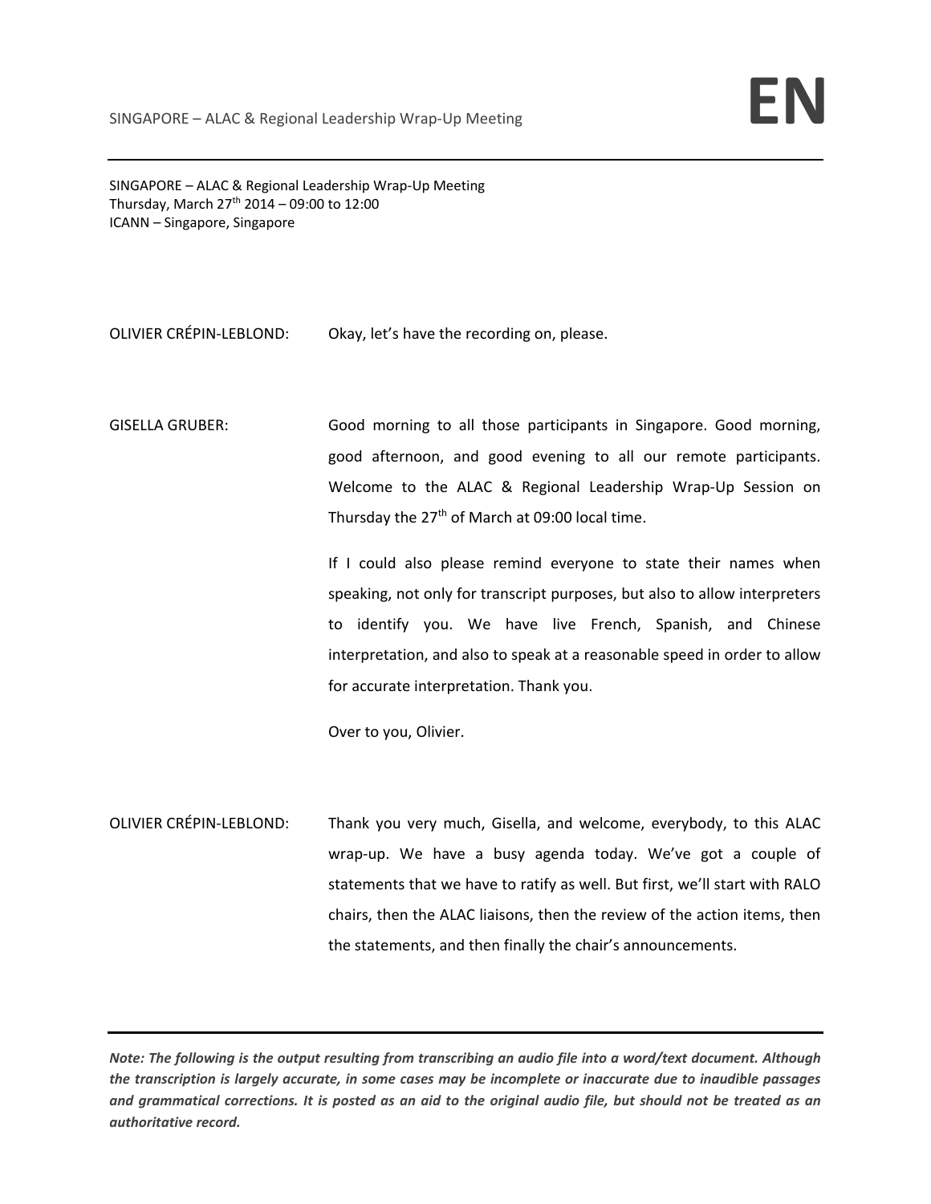SINGAPORE – ALAC & Regional Leadership Wrap-Up Meeting
Thursday, March 27th 2014 – 09:00 to 12:00
ICANN – Singapore, Singapore

OLIVIER CRÉPIN-LEBLOND: Okay, let's have the recording on, please.

GISELLA GRUBER: Good morning to all those participants in Singapore. Good morning, good afternoon, and good evening to all our remote participants. Welcome to the ALAC & Regional Leadership Wrap-Up Session on Thursday the 27th of March at 09:00 local time.

If I could also please remind everyone to state their names when speaking, not only for transcript purposes, but also to allow interpreters to identify you. We have live French, Spanish, and Chinese interpretation, and also to speak at a reasonable speed in order to allow for accurate interpretation. Thank you.

Over to you, Olivier.

OLIVIER CRÉPIN-LEBLOND: Thank you very much, Gisella, and welcome, everybody, to this ALAC wrap-up. We have a busy agenda today. We've got a couple of statements that we have to ratify as well. But first, we'll start with RALO chairs, then the ALAC liaisons, then the review of the action items, then the statements, and then finally the chair's announcements.

*Note: The following is the output resulting from transcribing an audio file into a word/text document. Although the transcription is largely accurate, in some cases may be incomplete or inaccurate due to inaudible passages and grammatical corrections. It is posted as an aid to the original audio file, but should not be treated as an authoritative record.*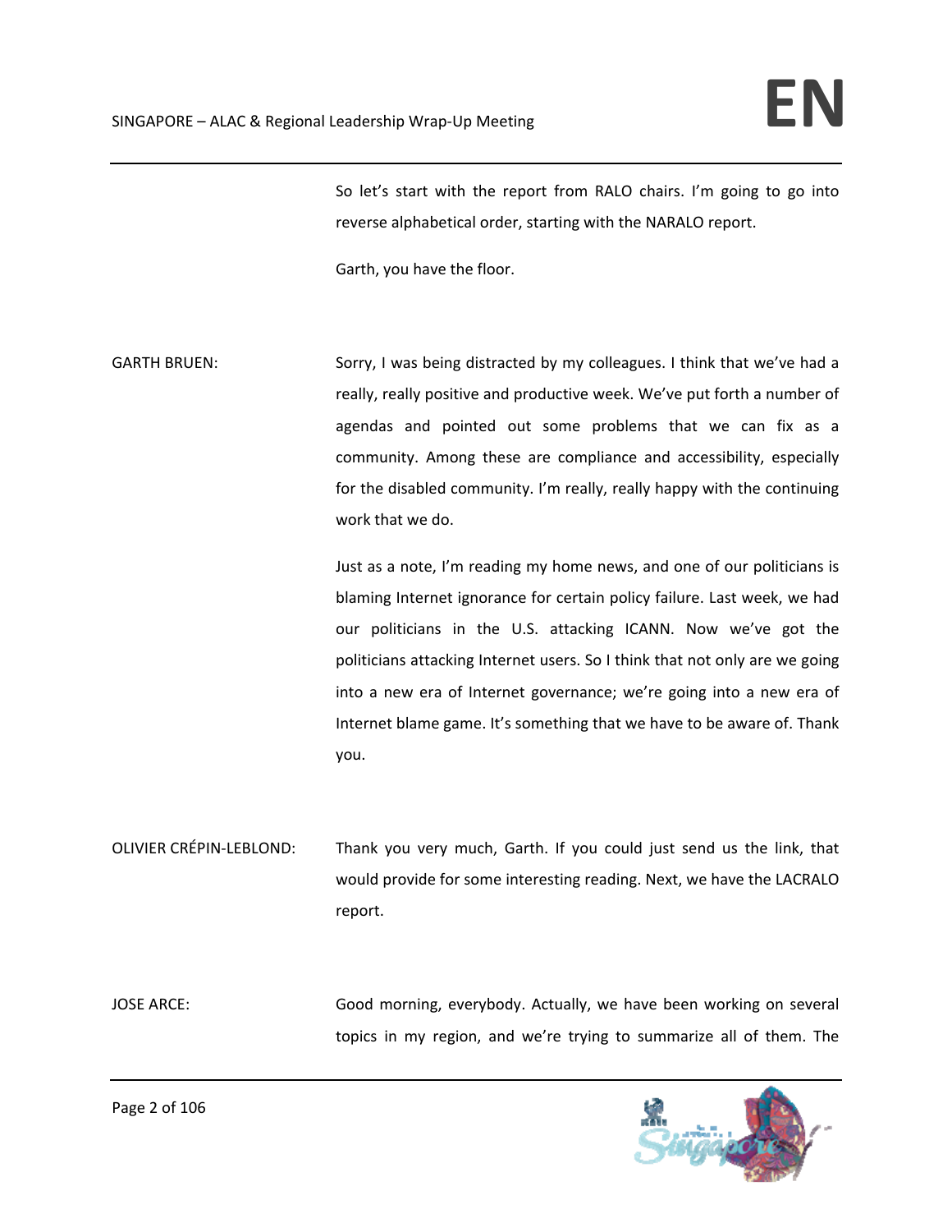So let's start with the report from RALO chairs. I'm going to go into reverse alphabetical order, starting with the NARALO report.

Garth, you have the floor.

GARTH BRUEN: Sorry, I was being distracted by my colleagues. I think that we've had a really, really positive and productive week. We've put forth a number of agendas and pointed out some problems that we can fix as a community. Among these are compliance and accessibility, especially for the disabled community. I'm really, really happy with the continuing work that we do.

Just as a note, I'm reading my home news, and one of our politicians is blaming Internet ignorance for certain policy failure. Last week, we had our politicians in the U.S. attacking ICANN. Now we've got the politicians attacking Internet users. So I think that not only are we going into a new era of Internet governance; we're going into a new era of Internet blame game. It's something that we have to be aware of. Thank you.

OLIVIER CRÉPIN-LEBLOND: Thank you very much, Garth. If you could just send us the link, that would provide for some interesting reading. Next, we have the LACRALO report.

JOSE ARCE: Good morning, everybody. Actually, we have been working on several topics in my region, and we're trying to summarize all of them. The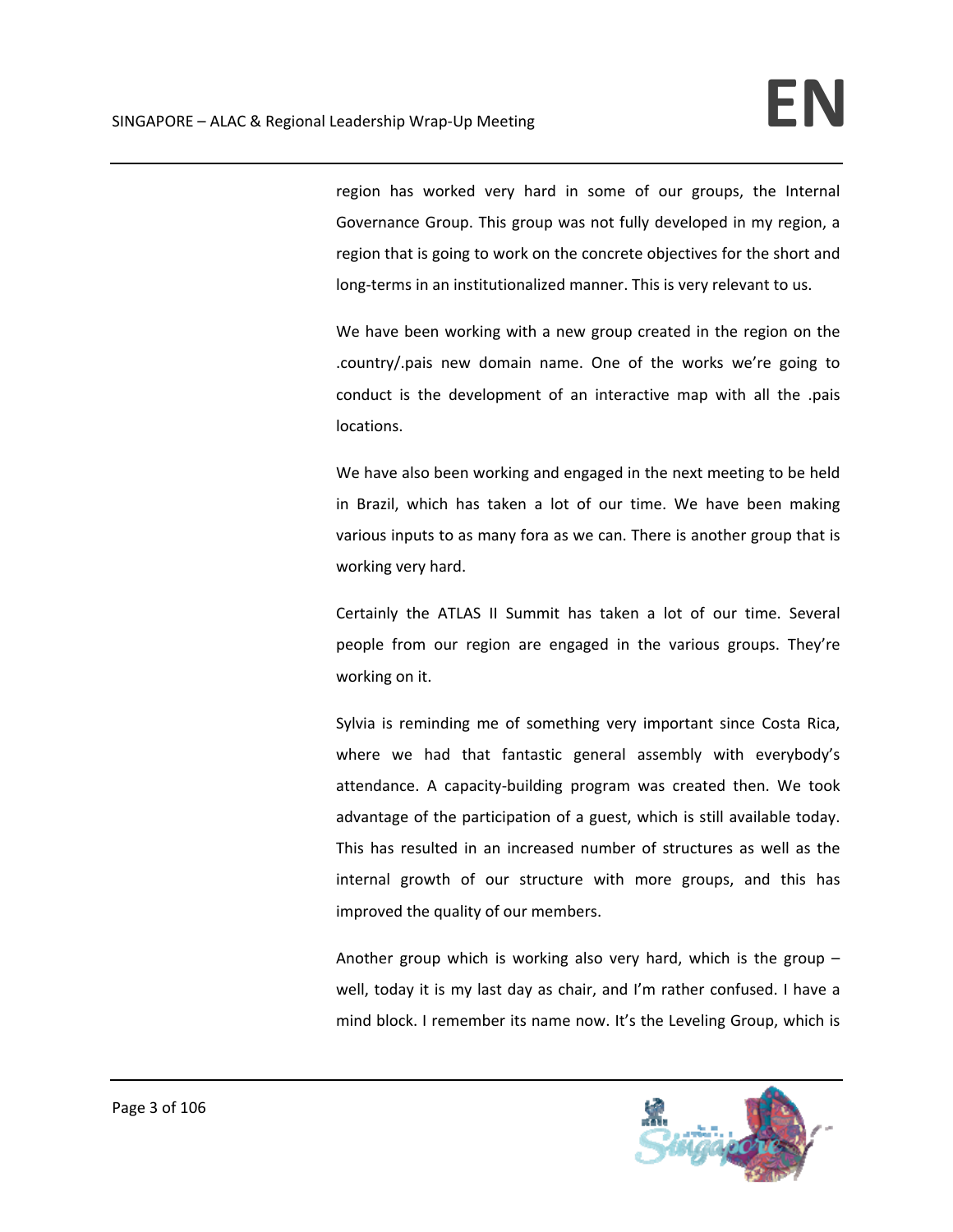region has worked very hard in some of our groups, the Internal Governance Group. This group was not fully developed in my region, a region that is going to work on the concrete objectives for the short and long-terms in an institutionalized manner. This is very relevant to us.

We have been working with a new group created in the region on the .country/.pais new domain name. One of the works we're going to conduct is the development of an interactive map with all the .pais locations.

We have also been working and engaged in the next meeting to be held in Brazil, which has taken a lot of our time. We have been making various inputs to as many fora as we can. There is another group that is working very hard.

Certainly the ATLAS II Summit has taken a lot of our time. Several people from our region are engaged in the various groups. They're working on it.

Sylvia is reminding me of something very important since Costa Rica, where we had that fantastic general assembly with everybody's attendance. A capacity-building program was created then. We took advantage of the participation of a guest, which is still available today. This has resulted in an increased number of structures as well as the internal growth of our structure with more groups, and this has improved the quality of our members.

Another group which is working also very hard, which is the group – well, today it is my last day as chair, and I'm rather confused. I have a mind block. I remember its name now. It's the Leveling Group, which is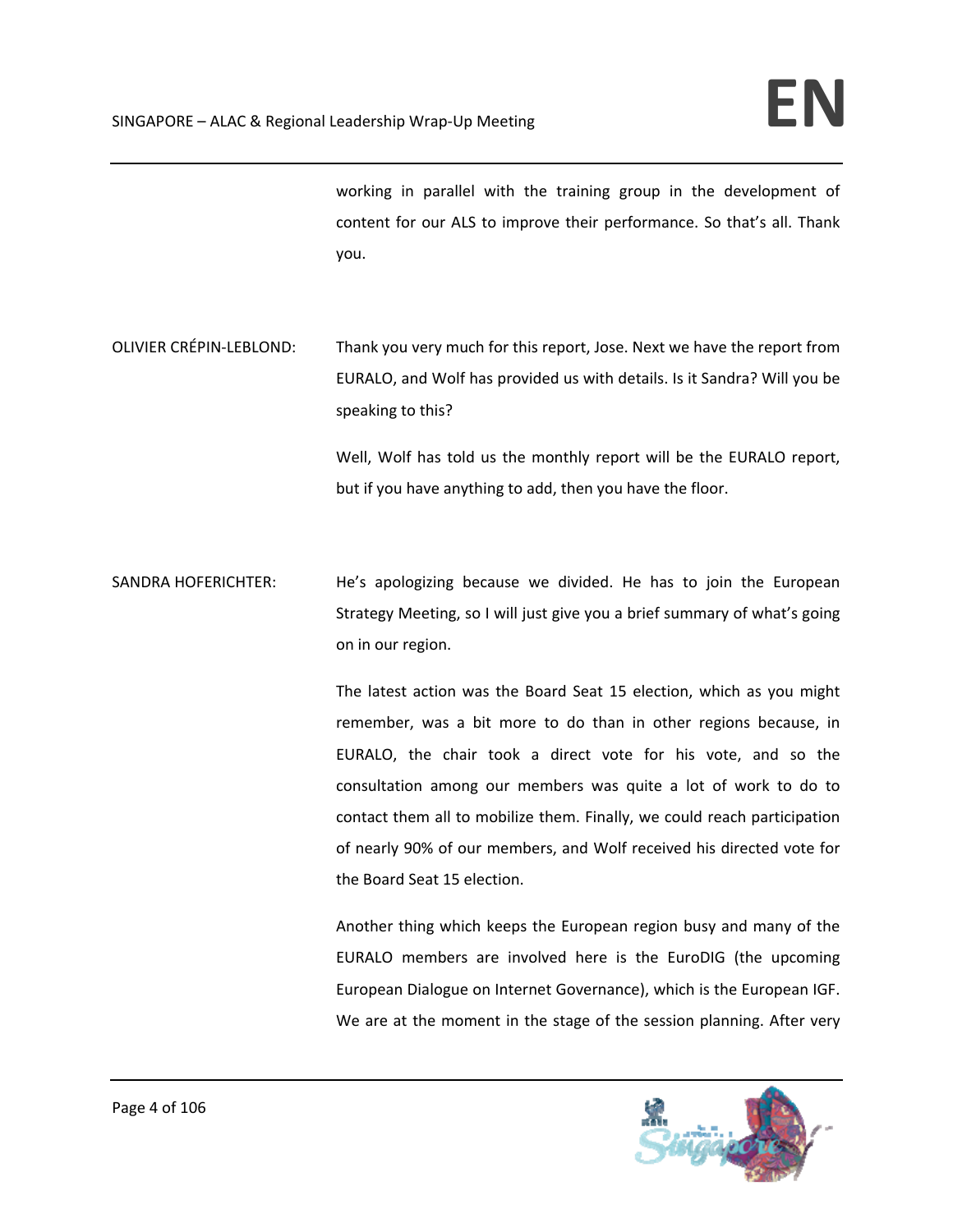working in parallel with the training group in the development of content for our ALS to improve their performance. So that's all. Thank you.

OLIVIER CRÉPIN-LEBLOND: Thank you very much for this report, Jose. Next we have the report from EURALO, and Wolf has provided us with details. Is it Sandra? Will you be speaking to this?

Well, Wolf has told us the monthly report will be the EURALO report, but if you have anything to add, then you have the floor.

SANDRA HOFERICHTER: He's apologizing because we divided. He has to join the European Strategy Meeting, so I will just give you a brief summary of what's going on in our region.

The latest action was the Board Seat 15 election, which as you might remember, was a bit more to do than in other regions because, in EURALO, the chair took a direct vote for his vote, and so the consultation among our members was quite a lot of work to do to contact them all to mobilize them. Finally, we could reach participation of nearly 90% of our members, and Wolf received his directed vote for the Board Seat 15 election.

Another thing which keeps the European region busy and many of the EURALO members are involved here is the EuroDIG (the upcoming European Dialogue on Internet Governance), which is the European IGF. We are at the moment in the stage of the session planning. After very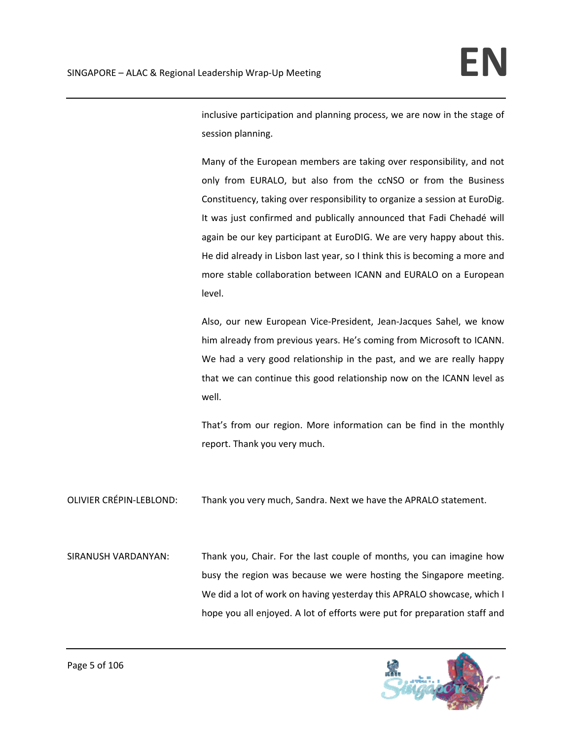inclusive participation and planning process, we are now in the stage of session planning.

Many of the European members are taking over responsibility, and not only from EURALO, but also from the ccNSO or from the Business Constituency, taking over responsibility to organize a session at EuroDig. It was just confirmed and publically announced that Fadi Chehadé will again be our key participant at EuroDIG. We are very happy about this. He did already in Lisbon last year, so I think this is becoming a more and more stable collaboration between ICANN and EURALO on a European level.

Also, our new European Vice-President, Jean-Jacques Sahel, we know him already from previous years. He's coming from Microsoft to ICANN. We had a very good relationship in the past, and we are really happy that we can continue this good relationship now on the ICANN level as well.

That's from our region. More information can be find in the monthly report. Thank you very much.

OLIVIER CRÉPIN-LEBLOND: Thank you very much, Sandra. Next we have the APRALO statement.

SIRANUSH VARDANYAN: Thank you, Chair. For the last couple of months, you can imagine how busy the region was because we were hosting the Singapore meeting. We did a lot of work on having yesterday this APRALO showcase, which I hope you all enjoyed. A lot of efforts were put for preparation staff and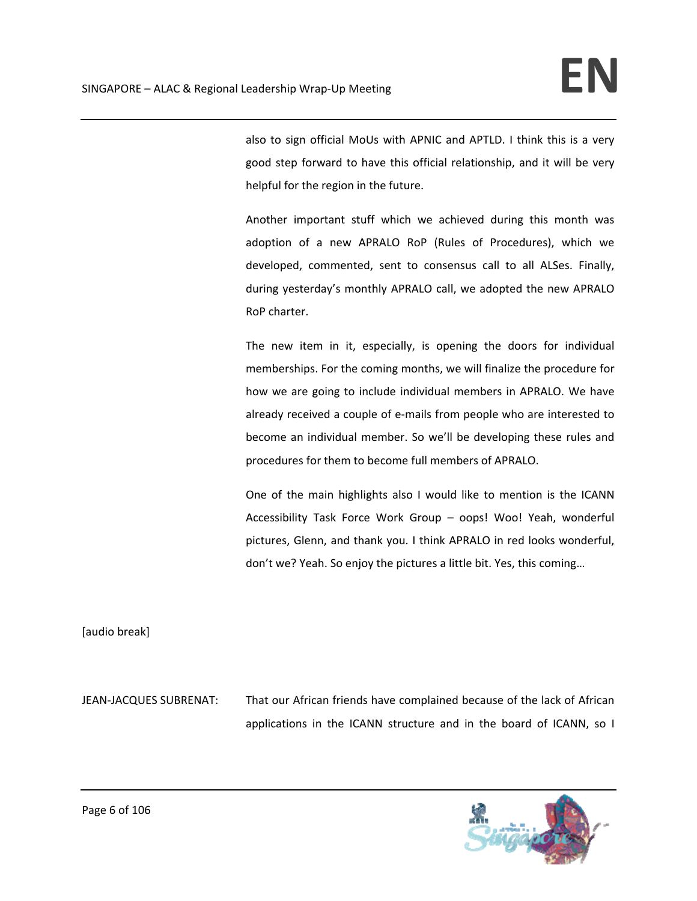also to sign official MoUs with APNIC and APTLD. I think this is a very good step forward to have this official relationship, and it will be very helpful for the region in the future.

Another important stuff which we achieved during this month was adoption of a new APRALO RoP (Rules of Procedures), which we developed, commented, sent to consensus call to all ALSes. Finally, during yesterday's monthly APRALO call, we adopted the new APRALO RoP charter.

The new item in it, especially, is opening the doors for individual memberships. For the coming months, we will finalize the procedure for how we are going to include individual members in APRALO. We have already received a couple of e-mails from people who are interested to become an individual member. So we'll be developing these rules and procedures for them to become full members of APRALO.

One of the main highlights also I would like to mention is the ICANN Accessibility Task Force Work Group – oops! Woo! Yeah, wonderful pictures, Glenn, and thank you. I think APRALO in red looks wonderful, don't we? Yeah. So enjoy the pictures a little bit. Yes, this coming…

[audio break]

JEAN-JACQUES SUBRENAT: That our African friends have complained because of the lack of African applications in the ICANN structure and in the board of ICANN, so I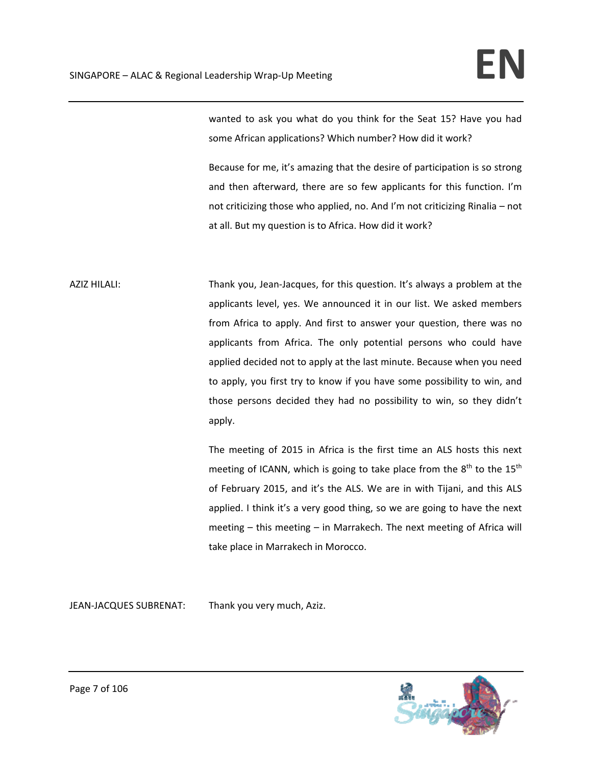wanted to ask you what do you think for the Seat 15? Have you had some African applications? Which number? How did it work?

Because for me, it's amazing that the desire of participation is so strong and then afterward, there are so few applicants for this function. I'm not criticizing those who applied, no. And I'm not criticizing Rinalia – not at all. But my question is to Africa. How did it work?

AZIZ HILALI: Thank you, Jean-Jacques, for this question. It's always a problem at the applicants level, yes. We announced it in our list. We asked members from Africa to apply. And first to answer your question, there was no applicants from Africa. The only potential persons who could have applied decided not to apply at the last minute. Because when you need to apply, you first try to know if you have some possibility to win, and those persons decided they had no possibility to win, so they didn't apply.

The meeting of 2015 in Africa is the first time an ALS hosts this next meeting of ICANN, which is going to take place from the 8th to the 15th of February 2015, and it's the ALS. We are in with Tijani, and this ALS applied. I think it's a very good thing, so we are going to have the next meeting – this meeting – in Marrakech. The next meeting of Africa will take place in Marrakech in Morocco.

JEAN-JACQUES SUBRENAT: Thank you very much, Aziz.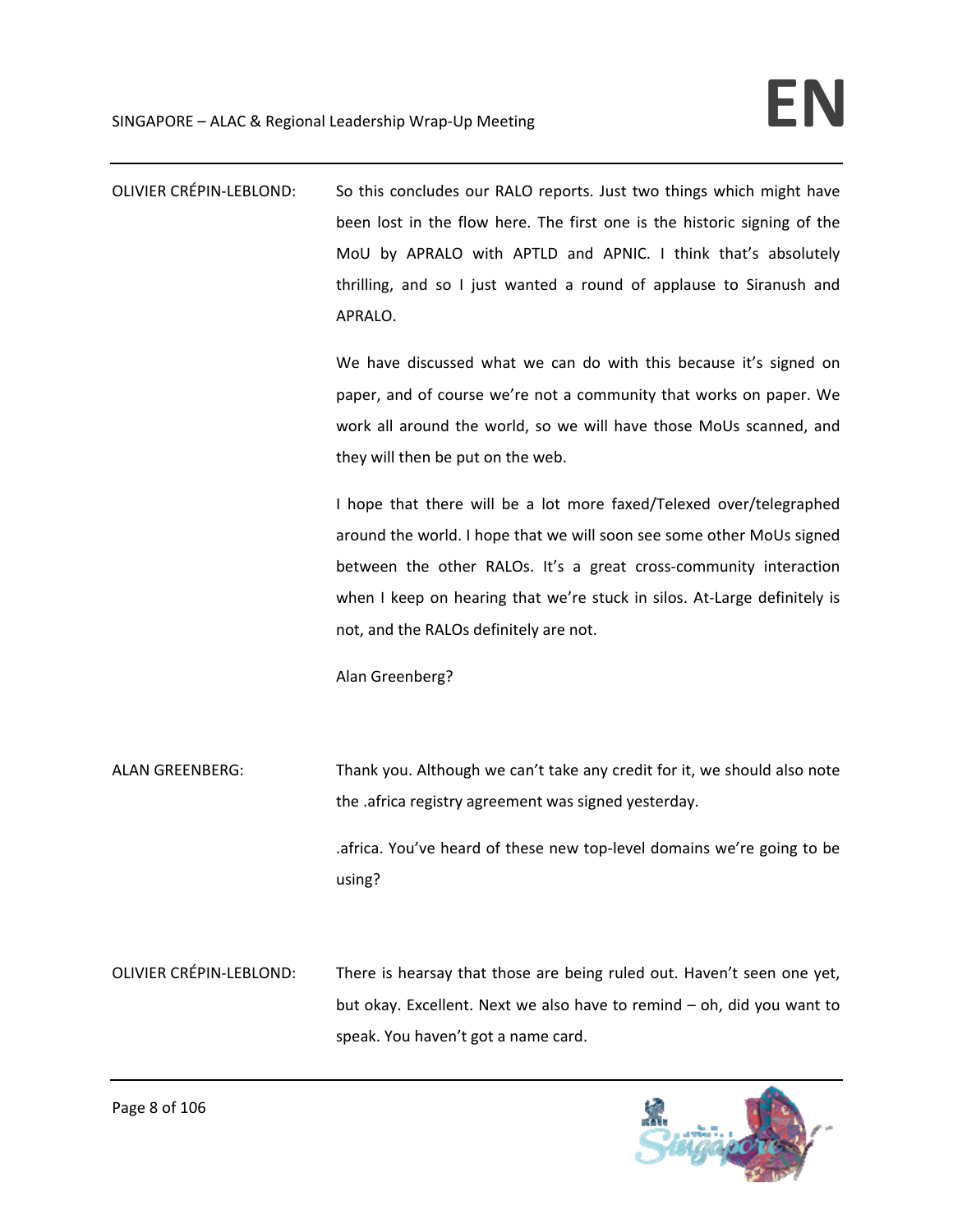OLIVIER CRÉPIN-LEBLOND: So this concludes our RALO reports. Just two things which might have been lost in the flow here. The first one is the historic signing of the MoU by APRALO with APTLD and APNIC. I think that's absolutely thrilling, and so I just wanted a round of applause to Siranush and APRALO.

We have discussed what we can do with this because it's signed on paper, and of course we're not a community that works on paper. We work all around the world, so we will have those MoUs scanned, and they will then be put on the web.

I hope that there will be a lot more faxed/Telexed over/telegraphed around the world. I hope that we will soon see some other MoUs signed between the other RALOs. It's a great cross-community interaction when I keep on hearing that we're stuck in silos. At-Large definitely is not, and the RALOs definitely are not.

Alan Greenberg?

ALAN GREENBERG: Thank you. Although we can't take any credit for it, we should also note the .africa registry agreement was signed yesterday.

.africa. You've heard of these new top-level domains we're going to be using?

OLIVIER CRÉPIN-LEBLOND: There is hearsay that those are being ruled out. Haven't seen one yet, but okay. Excellent. Next we also have to remind – oh, did you want to speak. You haven't got a name card.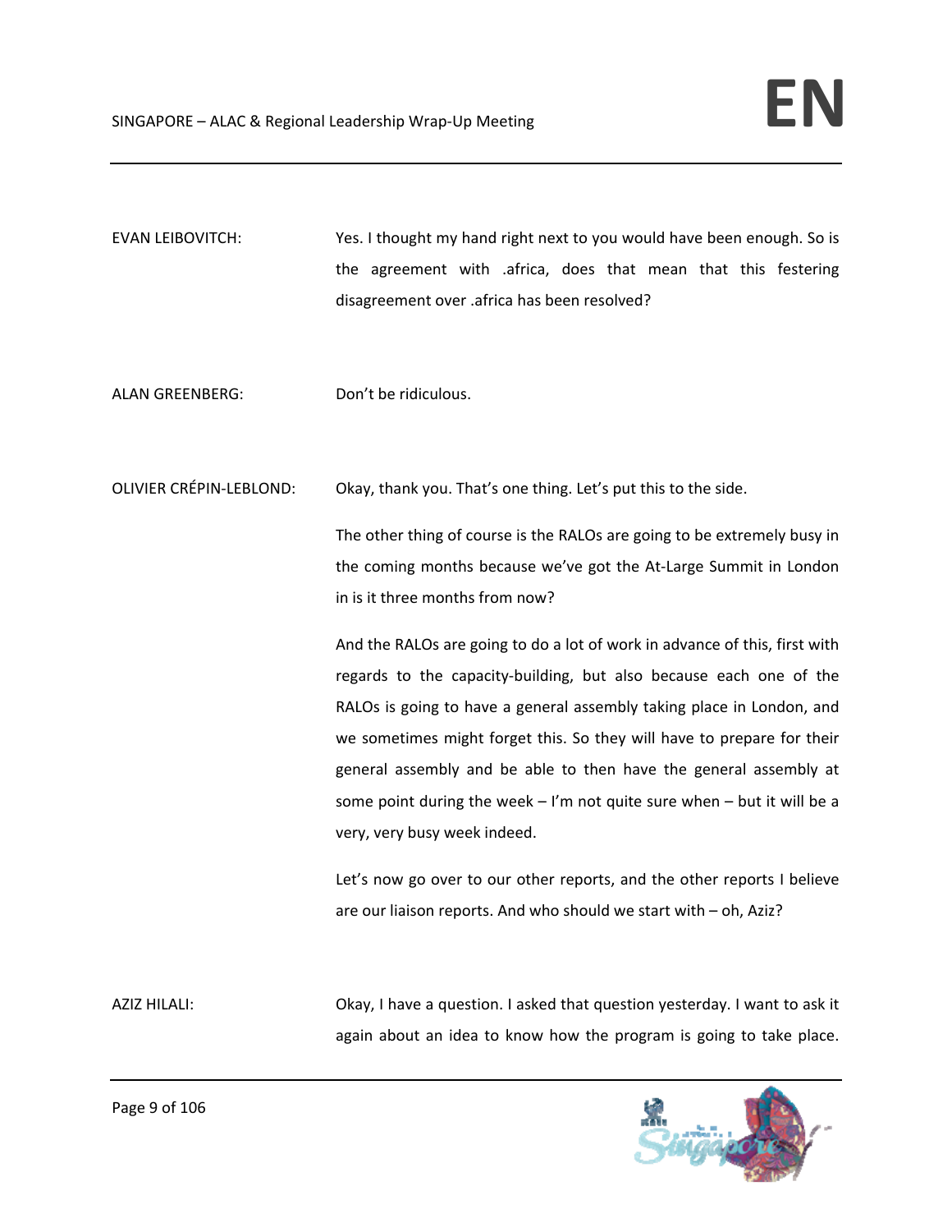EVAN LEIBOVITCH: Yes. I thought my hand right next to you would have been enough. So is the agreement with .africa, does that mean that this festering disagreement over .africa has been resolved?

ALAN GREENBERG: Don't be ridiculous.

OLIVIER CRÉPIN-LEBLOND: Okay, thank you. That's one thing. Let's put this to the side.

The other thing of course is the RALOs are going to be extremely busy in the coming months because we've got the At-Large Summit in London in is it three months from now?

And the RALOs are going to do a lot of work in advance of this, first with regards to the capacity-building, but also because each one of the RALOs is going to have a general assembly taking place in London, and we sometimes might forget this. So they will have to prepare for their general assembly and be able to then have the general assembly at some point during the week – I'm not quite sure when – but it will be a very, very busy week indeed.

Let's now go over to our other reports, and the other reports I believe are our liaison reports. And who should we start with – oh, Aziz?

AZIZ HILALI: Okay, I have a question. I asked that question yesterday. I want to ask it again about an idea to know how the program is going to take place.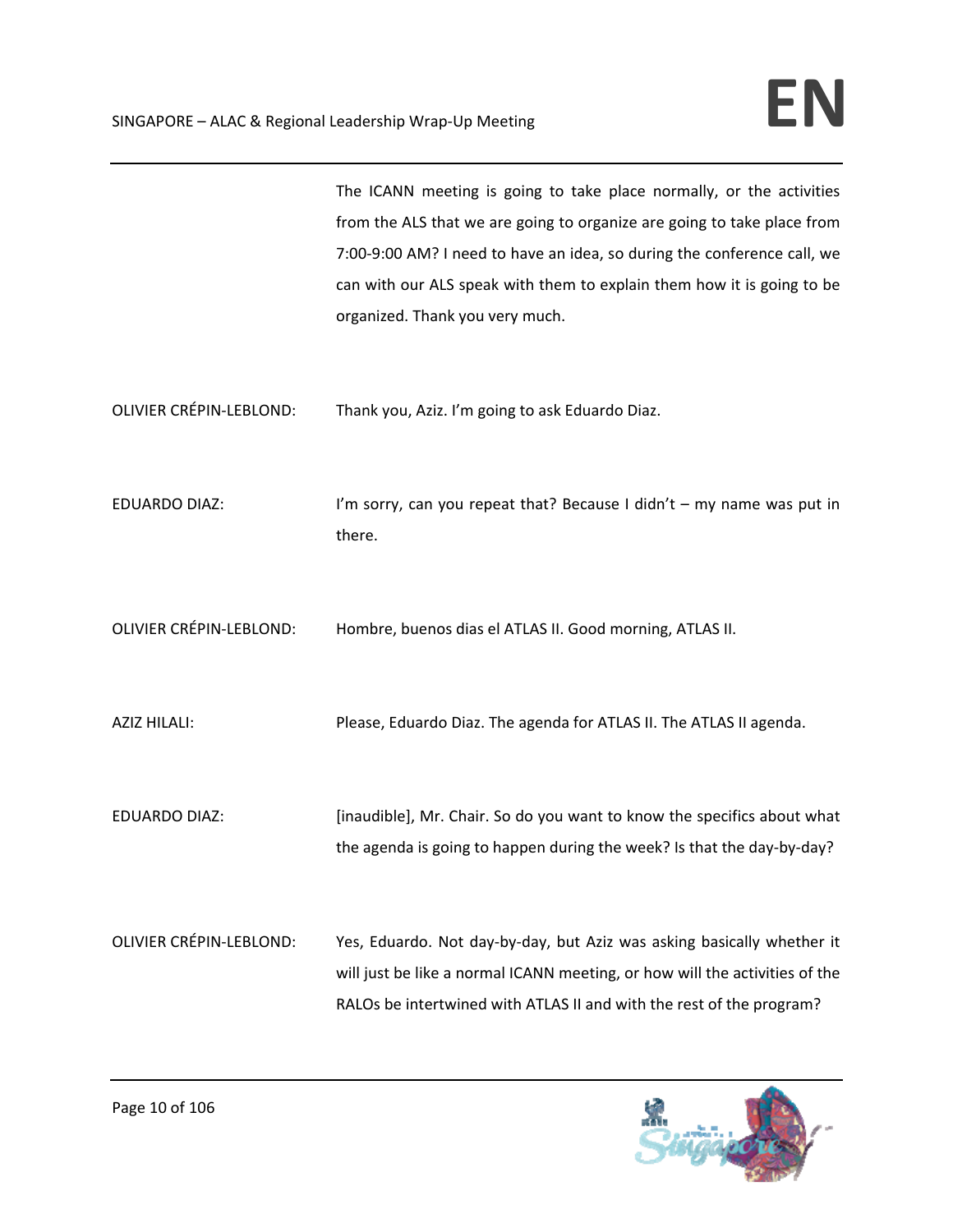The ICANN meeting is going to take place normally, or the activities from the ALS that we are going to organize are going to take place from 7:00-9:00 AM? I need to have an idea, so during the conference call, we can with our ALS speak with them to explain them how it is going to be organized. Thank you very much.

OLIVIER CRÉPIN-LEBLOND: Thank you, Aziz. I'm going to ask Eduardo Diaz.

EDUARDO DIAZ: I'm sorry, can you repeat that? Because I didn't – my name was put in there.

OLIVIER CRÉPIN-LEBLOND: Hombre, buenos dias el ATLAS II. Good morning, ATLAS II.

AZIZ HILALI: Please, Eduardo Diaz. The agenda for ATLAS II. The ATLAS II agenda.

EDUARDO DIAZ: [inaudible], Mr. Chair. So do you want to know the specifics about what the agenda is going to happen during the week? Is that the day-by-day?

OLIVIER CRÉPIN-LEBLOND: Yes, Eduardo. Not day-by-day, but Aziz was asking basically whether it will just be like a normal ICANN meeting, or how will the activities of the RALOs be intertwined with ATLAS II and with the rest of the program?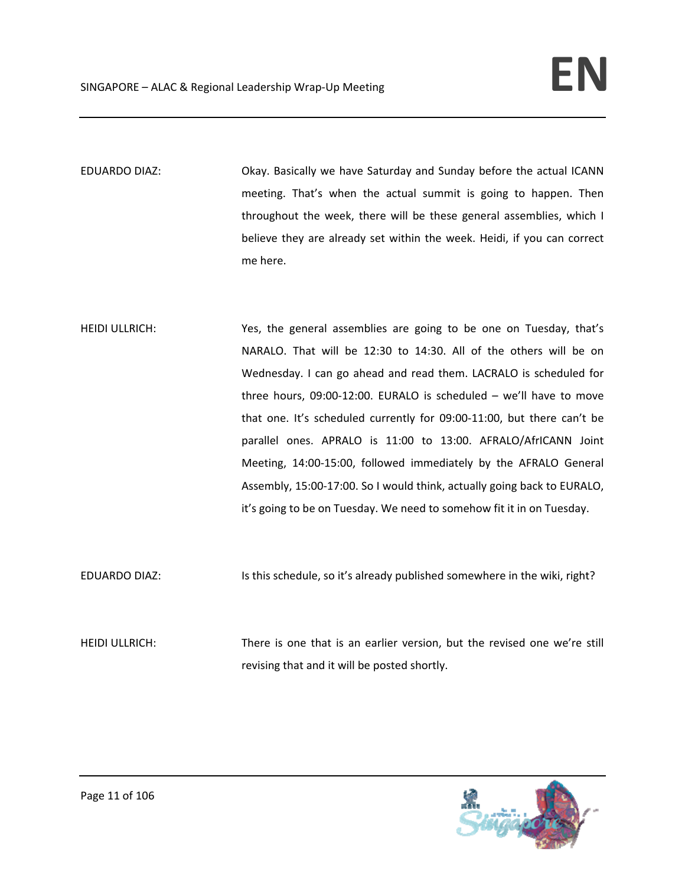EDUARDO DIAZ: Okay. Basically we have Saturday and Sunday before the actual ICANN meeting. That's when the actual summit is going to happen. Then throughout the week, there will be these general assemblies, which I believe they are already set within the week. Heidi, if you can correct me here.

HEIDI ULLRICH: Yes, the general assemblies are going to be one on Tuesday, that's NARALO. That will be 12:30 to 14:30. All of the others will be on Wednesday. I can go ahead and read them. LACRALO is scheduled for three hours, 09:00-12:00. EURALO is scheduled – we'll have to move that one. It's scheduled currently for 09:00-11:00, but there can't be parallel ones. APRALO is 11:00 to 13:00. AFRALO/AfrICANN Joint Meeting, 14:00-15:00, followed immediately by the AFRALO General Assembly, 15:00-17:00. So I would think, actually going back to EURALO, it's going to be on Tuesday. We need to somehow fit it in on Tuesday.

EDUARDO DIAZ: Is this schedule, so it's already published somewhere in the wiki, right?

HEIDI ULLRICH: There is one that is an earlier version, but the revised one we're still revising that and it will be posted shortly.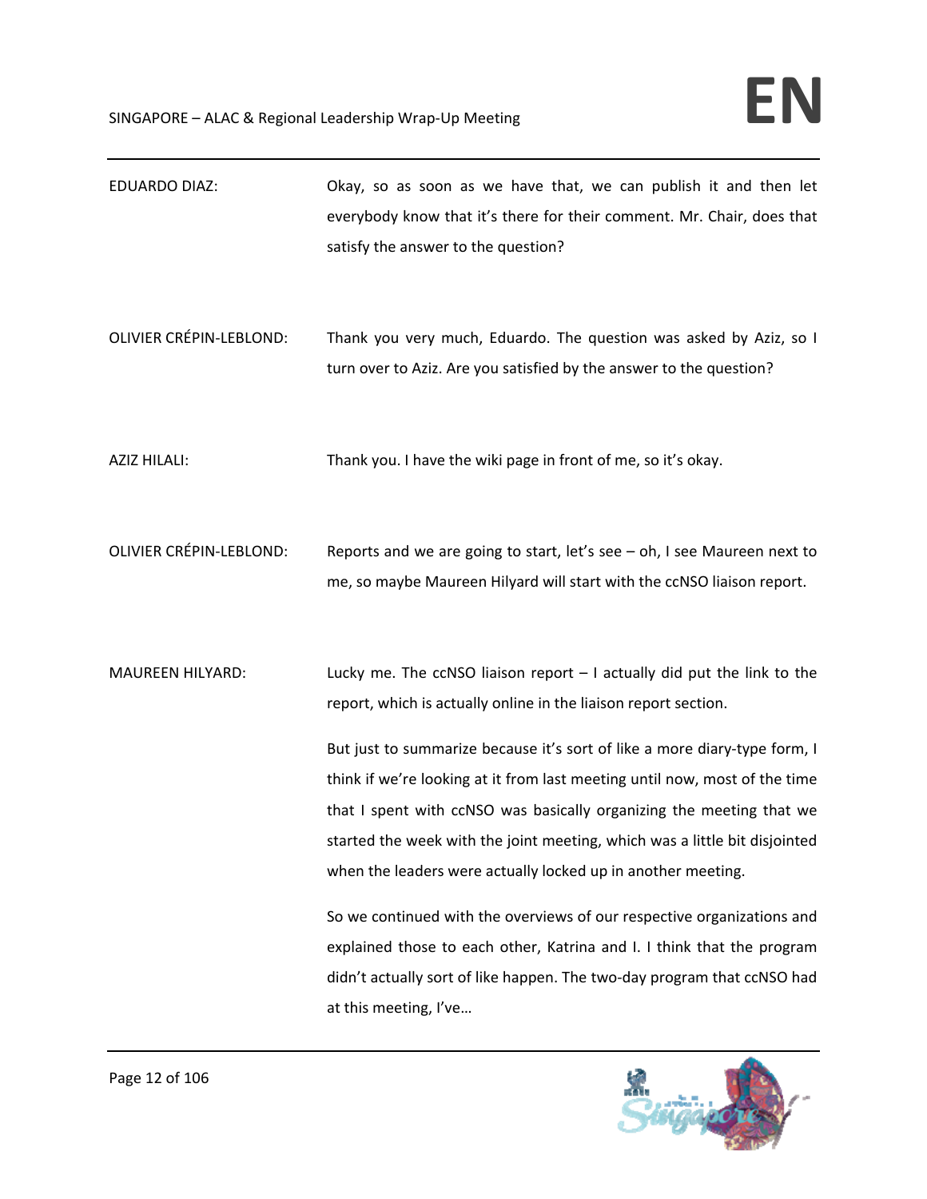EDUARDO DIAZ: Okay, so as soon as we have that, we can publish it and then let everybody know that it's there for their comment. Mr. Chair, does that satisfy the answer to the question?

OLIVIER CRÉPIN-LEBLOND: Thank you very much, Eduardo. The question was asked by Aziz, so I turn over to Aziz. Are you satisfied by the answer to the question?

AZIZ HILALI: Thank you. I have the wiki page in front of me, so it's okay.

OLIVIER CRÉPIN-LEBLOND: Reports and we are going to start, let's see – oh, I see Maureen next to me, so maybe Maureen Hilyard will start with the ccNSO liaison report.

MAUREEN HILYARD: Lucky me. The ccNSO liaison report – I actually did put the link to the report, which is actually online in the liaison report section.

But just to summarize because it's sort of like a more diary-type form, I think if we're looking at it from last meeting until now, most of the time that I spent with ccNSO was basically organizing the meeting that we started the week with the joint meeting, which was a little bit disjointed when the leaders were actually locked up in another meeting.

So we continued with the overviews of our respective organizations and explained those to each other, Katrina and I. I think that the program didn't actually sort of like happen. The two-day program that ccNSO had at this meeting, I've…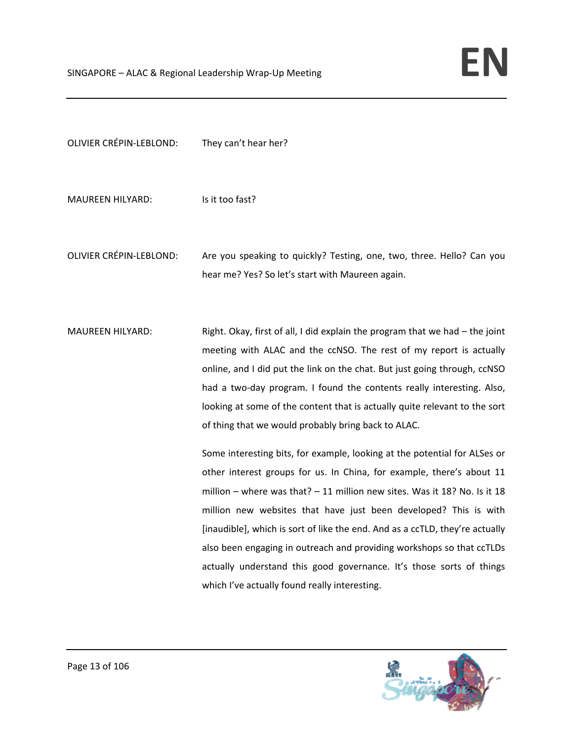OLIVIER CRÉPIN-LEBLOND: They can't hear her?

MAUREEN HILYARD: Is it too fast?

OLIVIER CRÉPIN-LEBLOND: Are you speaking to quickly? Testing, one, two, three. Hello? Can you hear me? Yes? So let's start with Maureen again.

MAUREEN HILYARD: Right. Okay, first of all, I did explain the program that we had – the joint meeting with ALAC and the ccNSO. The rest of my report is actually online, and I did put the link on the chat. But just going through, ccNSO had a two-day program. I found the contents really interesting. Also, looking at some of the content that is actually quite relevant to the sort of thing that we would probably bring back to ALAC.

Some interesting bits, for example, looking at the potential for ALSes or other interest groups for us. In China, for example, there's about 11 million – where was that? – 11 million new sites. Was it 18? No. Is it 18 million new websites that have just been developed? This is with [inaudible], which is sort of like the end. And as a ccTLD, they're actually also been engaging in outreach and providing workshops so that ccTLDs actually understand this good governance. It's those sorts of things which I've actually found really interesting.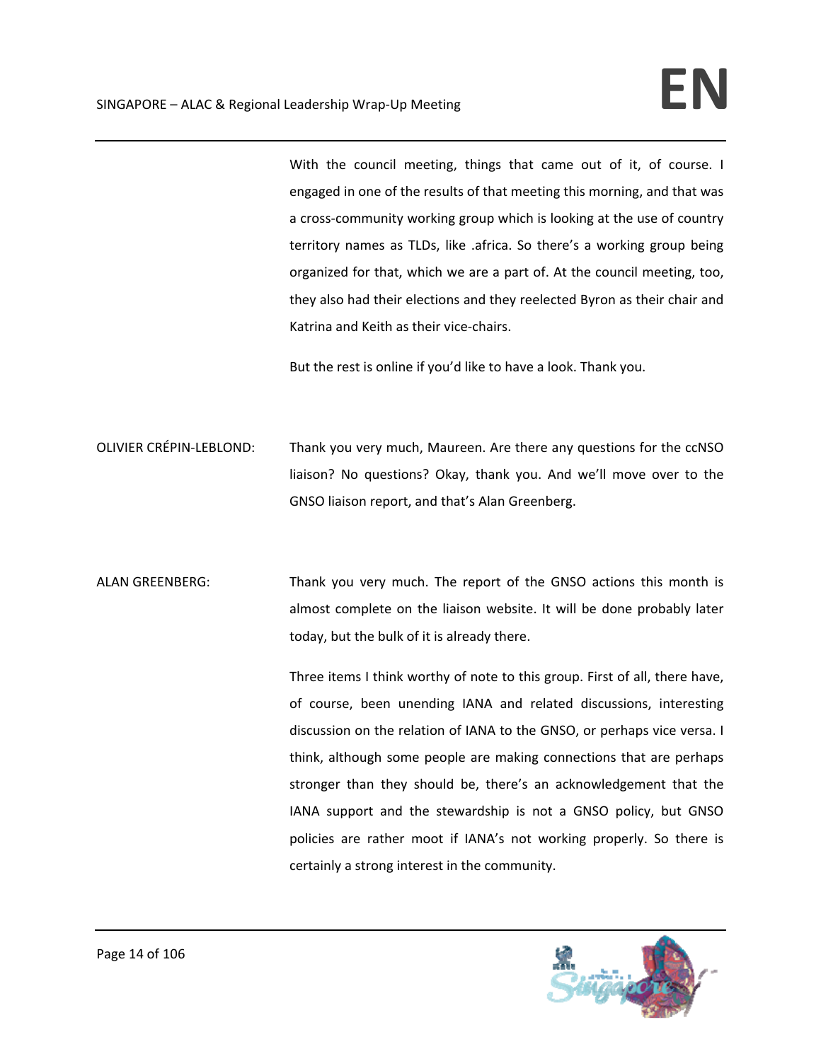With the council meeting, things that came out of it, of course. I engaged in one of the results of that meeting this morning, and that was a cross-community working group which is looking at the use of country territory names as TLDs, like .africa. So there's a working group being organized for that, which we are a part of. At the council meeting, too, they also had their elections and they reelected Byron as their chair and Katrina and Keith as their vice-chairs.

But the rest is online if you'd like to have a look. Thank you.

OLIVIER CRÉPIN-LEBLOND: Thank you very much, Maureen. Are there any questions for the ccNSO liaison? No questions? Okay, thank you. And we'll move over to the GNSO liaison report, and that's Alan Greenberg.

ALAN GREENBERG: Thank you very much. The report of the GNSO actions this month is almost complete on the liaison website. It will be done probably later today, but the bulk of it is already there.

Three items I think worthy of note to this group. First of all, there have, of course, been unending IANA and related discussions, interesting discussion on the relation of IANA to the GNSO, or perhaps vice versa. I think, although some people are making connections that are perhaps stronger than they should be, there's an acknowledgement that the IANA support and the stewardship is not a GNSO policy, but GNSO policies are rather moot if IANA's not working properly. So there is certainly a strong interest in the community.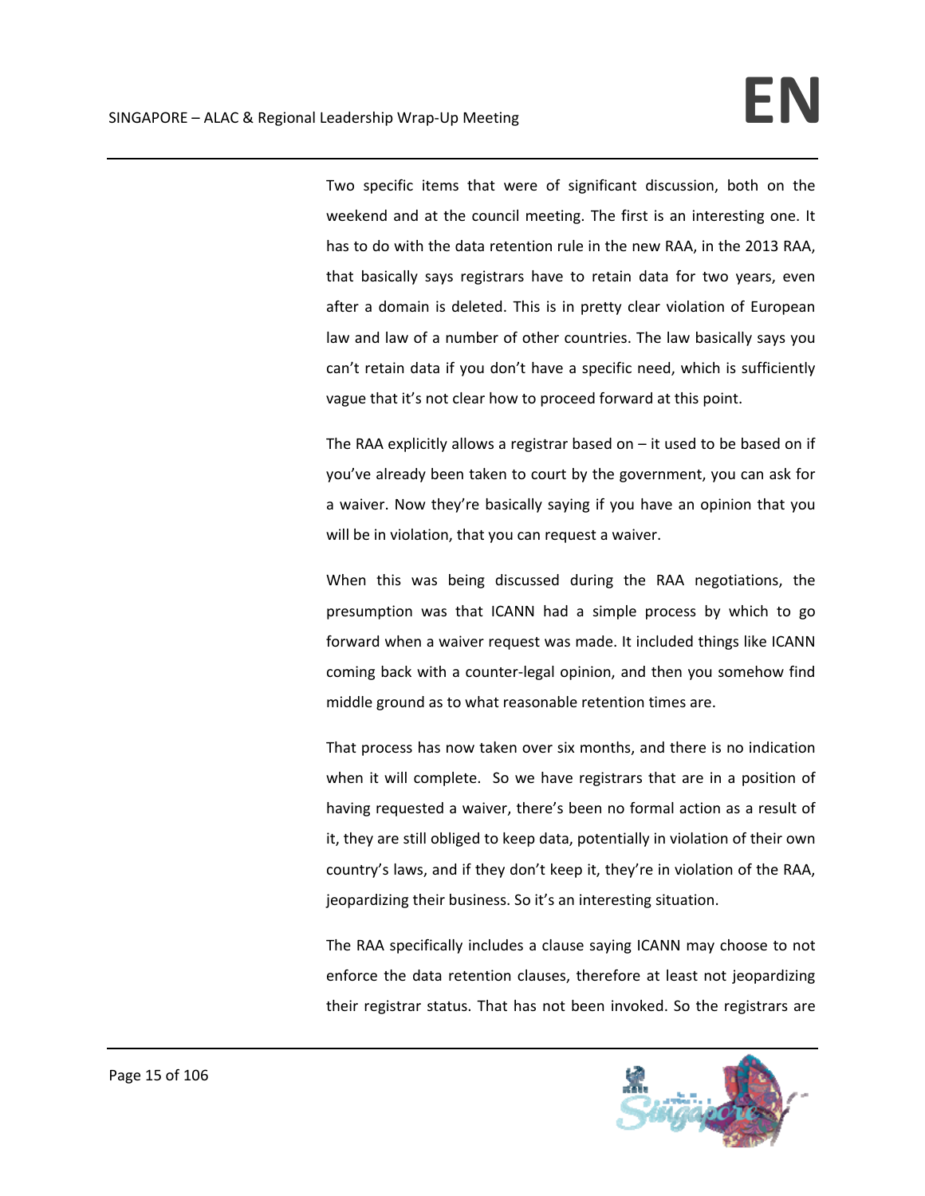Two specific items that were of significant discussion, both on the weekend and at the council meeting. The first is an interesting one. It has to do with the data retention rule in the new RAA, in the 2013 RAA, that basically says registrars have to retain data for two years, even after a domain is deleted. This is in pretty clear violation of European law and law of a number of other countries. The law basically says you can't retain data if you don't have a specific need, which is sufficiently vague that it's not clear how to proceed forward at this point.

The RAA explicitly allows a registrar based on – it used to be based on if you've already been taken to court by the government, you can ask for a waiver. Now they're basically saying if you have an opinion that you will be in violation, that you can request a waiver.

When this was being discussed during the RAA negotiations, the presumption was that ICANN had a simple process by which to go forward when a waiver request was made. It included things like ICANN coming back with a counter-legal opinion, and then you somehow find middle ground as to what reasonable retention times are.

That process has now taken over six months, and there is no indication when it will complete. So we have registrars that are in a position of having requested a waiver, there's been no formal action as a result of it, they are still obliged to keep data, potentially in violation of their own country's laws, and if they don't keep it, they're in violation of the RAA, jeopardizing their business. So it's an interesting situation.

The RAA specifically includes a clause saying ICANN may choose to not enforce the data retention clauses, therefore at least not jeopardizing their registrar status. That has not been invoked. So the registrars are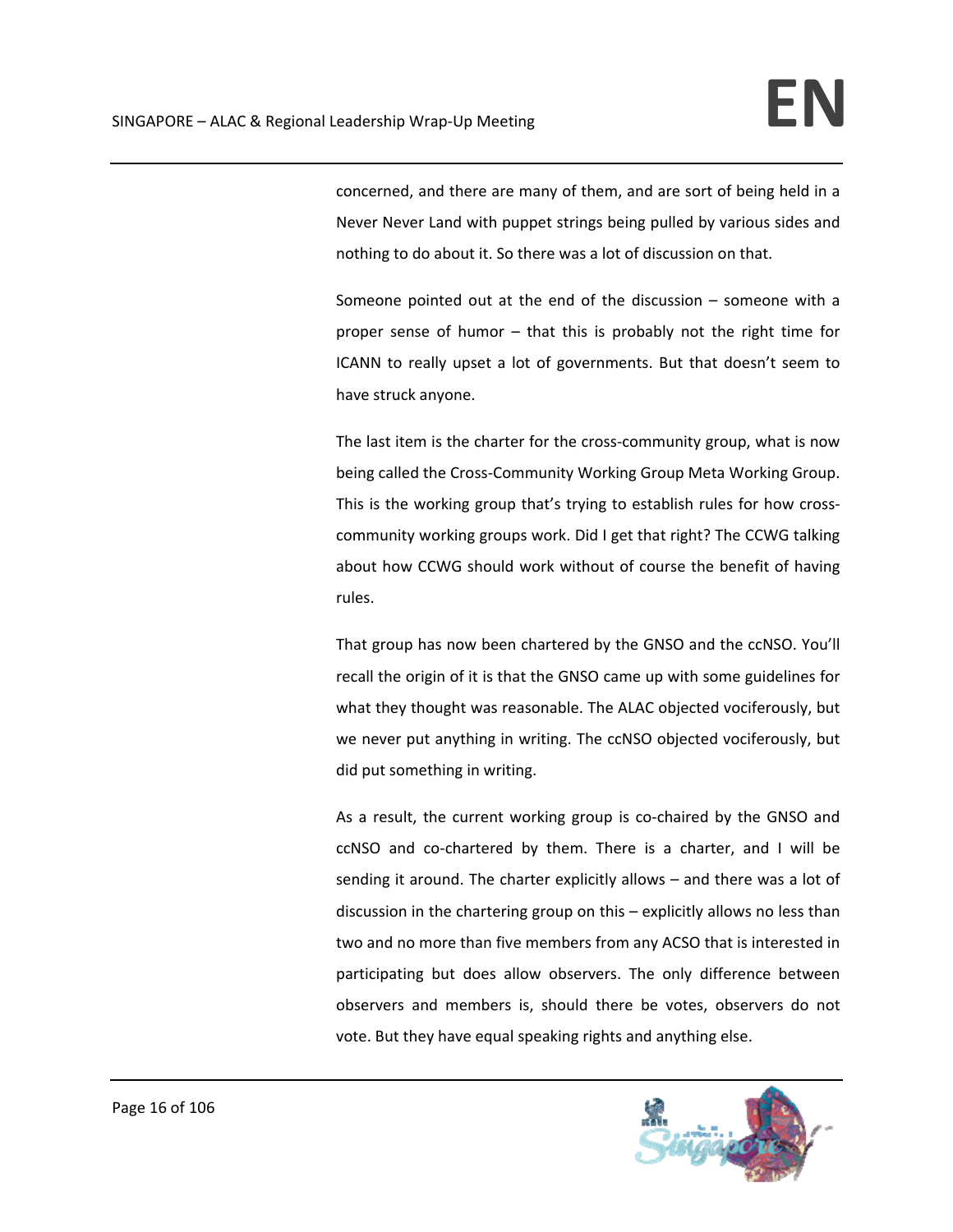concerned, and there are many of them, and are sort of being held in a Never Never Land with puppet strings being pulled by various sides and nothing to do about it. So there was a lot of discussion on that.

Someone pointed out at the end of the discussion – someone with a proper sense of humor – that this is probably not the right time for ICANN to really upset a lot of governments. But that doesn't seem to have struck anyone.

The last item is the charter for the cross-community group, what is now being called the Cross-Community Working Group Meta Working Group. This is the working group that's trying to establish rules for how cross-community working groups work. Did I get that right? The CCWG talking about how CCWG should work without of course the benefit of having rules.

That group has now been chartered by the GNSO and the ccNSO. You'll recall the origin of it is that the GNSO came up with some guidelines for what they thought was reasonable. The ALAC objected vociferously, but we never put anything in writing. The ccNSO objected vociferously, but did put something in writing.

As a result, the current working group is co-chaired by the GNSO and ccNSO and co-chartered by them. There is a charter, and I will be sending it around. The charter explicitly allows – and there was a lot of discussion in the chartering group on this – explicitly allows no less than two and no more than five members from any ACSO that is interested in participating but does allow observers. The only difference between observers and members is, should there be votes, observers do not vote. But they have equal speaking rights and anything else.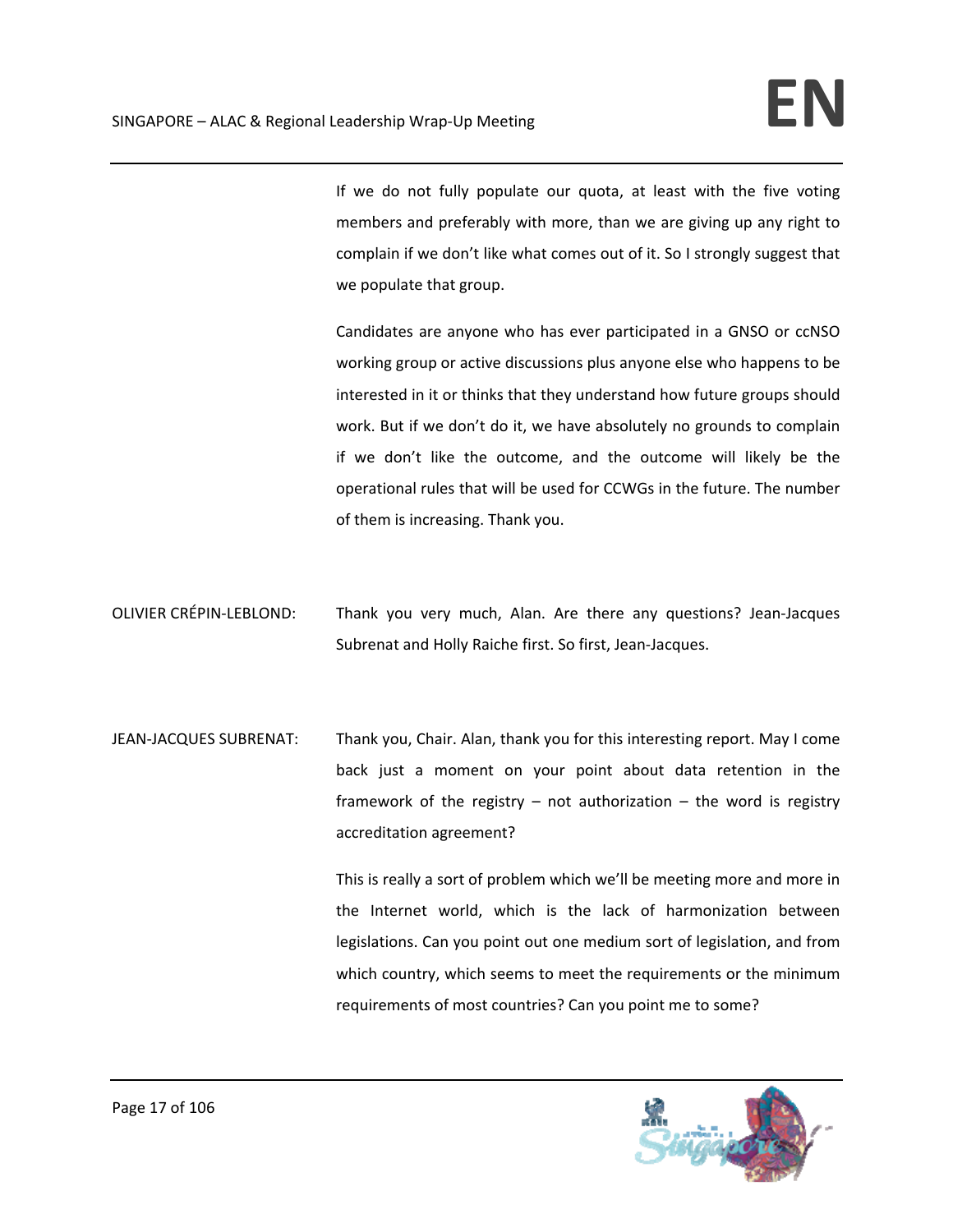If we do not fully populate our quota, at least with the five voting members and preferably with more, than we are giving up any right to complain if we don't like what comes out of it. So I strongly suggest that we populate that group.

Candidates are anyone who has ever participated in a GNSO or ccNSO working group or active discussions plus anyone else who happens to be interested in it or thinks that they understand how future groups should work. But if we don't do it, we have absolutely no grounds to complain if we don't like the outcome, and the outcome will likely be the operational rules that will be used for CCWGs in the future. The number of them is increasing. Thank you.

OLIVIER CRÉPIN-LEBLOND: Thank you very much, Alan. Are there any questions? Jean-Jacques Subrenat and Holly Raiche first. So first, Jean-Jacques.

JEAN-JACQUES SUBRENAT: Thank you, Chair. Alan, thank you for this interesting report. May I come back just a moment on your point about data retention in the framework of the registry – not authorization – the word is registry accreditation agreement?

This is really a sort of problem which we'll be meeting more and more in the Internet world, which is the lack of harmonization between legislations. Can you point out one medium sort of legislation, and from which country, which seems to meet the requirements or the minimum requirements of most countries? Can you point me to some?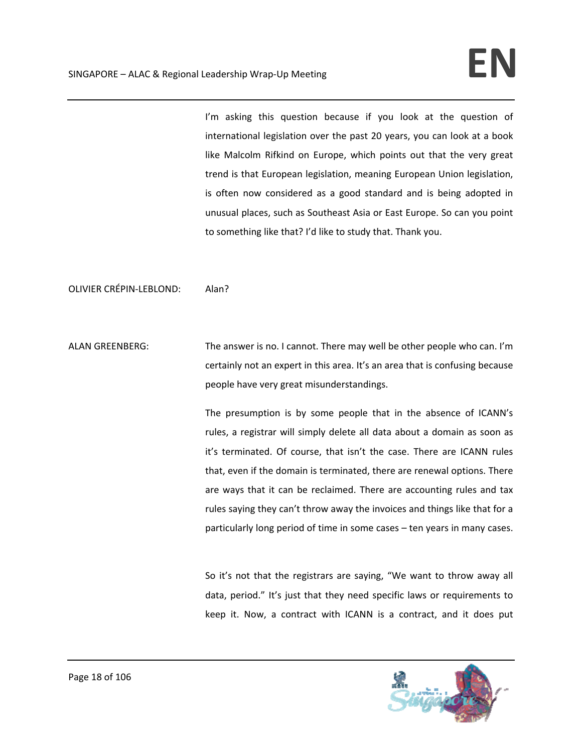I'm asking this question because if you look at the question of international legislation over the past 20 years, you can look at a book like Malcolm Rifkind on Europe, which points out that the very great trend is that European legislation, meaning European Union legislation, is often now considered as a good standard and is being adopted in unusual places, such as Southeast Asia or East Europe. So can you point to something like that? I'd like to study that. Thank you.

OLIVIER CRÉPIN-LEBLOND: Alan?

ALAN GREENBERG: The answer is no. I cannot. There may well be other people who can. I'm certainly not an expert in this area. It's an area that is confusing because people have very great misunderstandings.

The presumption is by some people that in the absence of ICANN's rules, a registrar will simply delete all data about a domain as soon as it's terminated. Of course, that isn't the case. There are ICANN rules that, even if the domain is terminated, there are renewal options. There are ways that it can be reclaimed. There are accounting rules and tax rules saying they can't throw away the invoices and things like that for a particularly long period of time in some cases – ten years in many cases.

So it's not that the registrars are saying, "We want to throw away all data, period." It's just that they need specific laws or requirements to keep it. Now, a contract with ICANN is a contract, and it does put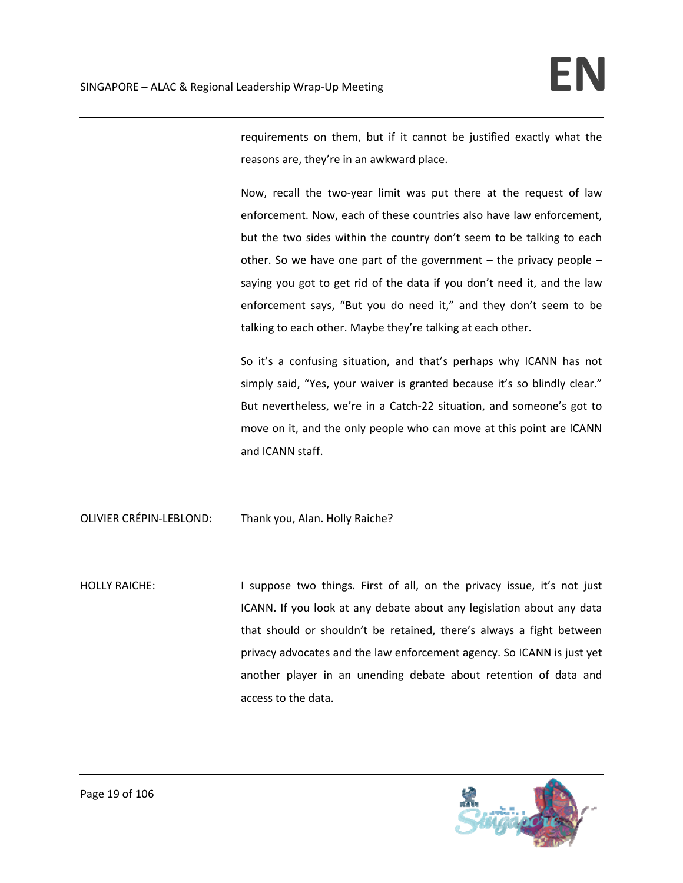requirements on them, but if it cannot be justified exactly what the reasons are, they're in an awkward place.

Now, recall the two-year limit was put there at the request of law enforcement. Now, each of these countries also have law enforcement, but the two sides within the country don't seem to be talking to each other. So we have one part of the government – the privacy people – saying you got to get rid of the data if you don't need it, and the law enforcement says, "But you do need it," and they don't seem to be talking to each other. Maybe they're talking at each other.

So it's a confusing situation, and that's perhaps why ICANN has not simply said, "Yes, your waiver is granted because it's so blindly clear." But nevertheless, we're in a Catch-22 situation, and someone's got to move on it, and the only people who can move at this point are ICANN and ICANN staff.

OLIVIER CRÉPIN-LEBLOND: Thank you, Alan. Holly Raiche?

HOLLY RAICHE: I suppose two things. First of all, on the privacy issue, it's not just ICANN. If you look at any debate about any legislation about any data that should or shouldn't be retained, there's always a fight between privacy advocates and the law enforcement agency. So ICANN is just yet another player in an unending debate about retention of data and access to the data.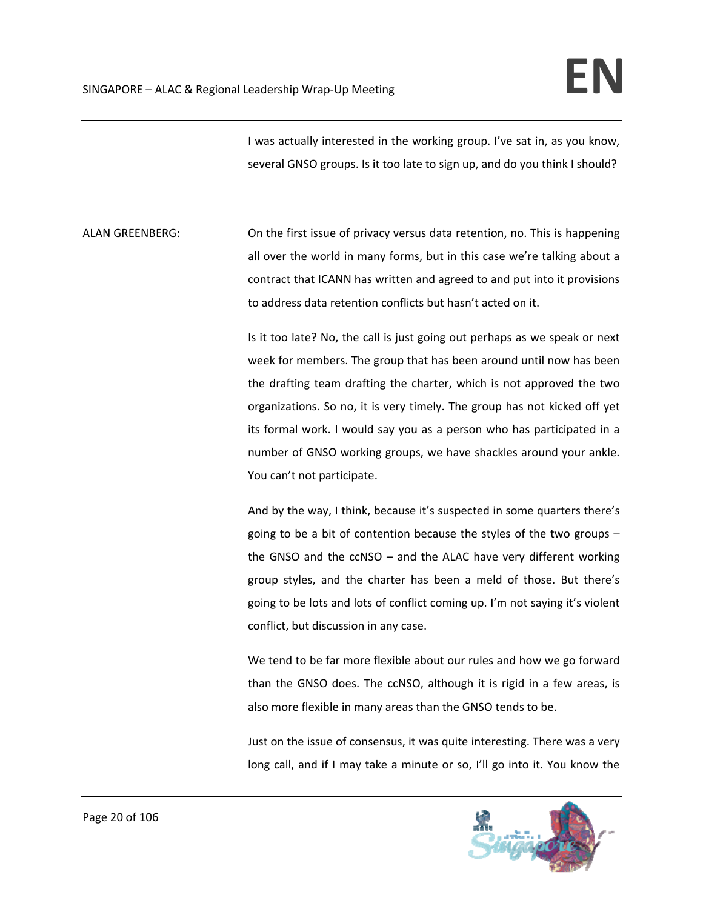I was actually interested in the working group. I've sat in, as you know, several GNSO groups. Is it too late to sign up, and do you think I should?

ALAN GREENBERG: On the first issue of privacy versus data retention, no. This is happening all over the world in many forms, but in this case we're talking about a contract that ICANN has written and agreed to and put into it provisions to address data retention conflicts but hasn't acted on it.

Is it too late? No, the call is just going out perhaps as we speak or next week for members. The group that has been around until now has been the drafting team drafting the charter, which is not approved the two organizations. So no, it is very timely. The group has not kicked off yet its formal work. I would say you as a person who has participated in a number of GNSO working groups, we have shackles around your ankle. You can't not participate.

And by the way, I think, because it's suspected in some quarters there's going to be a bit of contention because the styles of the two groups – the GNSO and the ccNSO – and the ALAC have very different working group styles, and the charter has been a meld of those. But there's going to be lots and lots of conflict coming up. I'm not saying it's violent conflict, but discussion in any case.

We tend to be far more flexible about our rules and how we go forward than the GNSO does. The ccNSO, although it is rigid in a few areas, is also more flexible in many areas than the GNSO tends to be.

Just on the issue of consensus, it was quite interesting. There was a very long call, and if I may take a minute or so, I'll go into it. You know the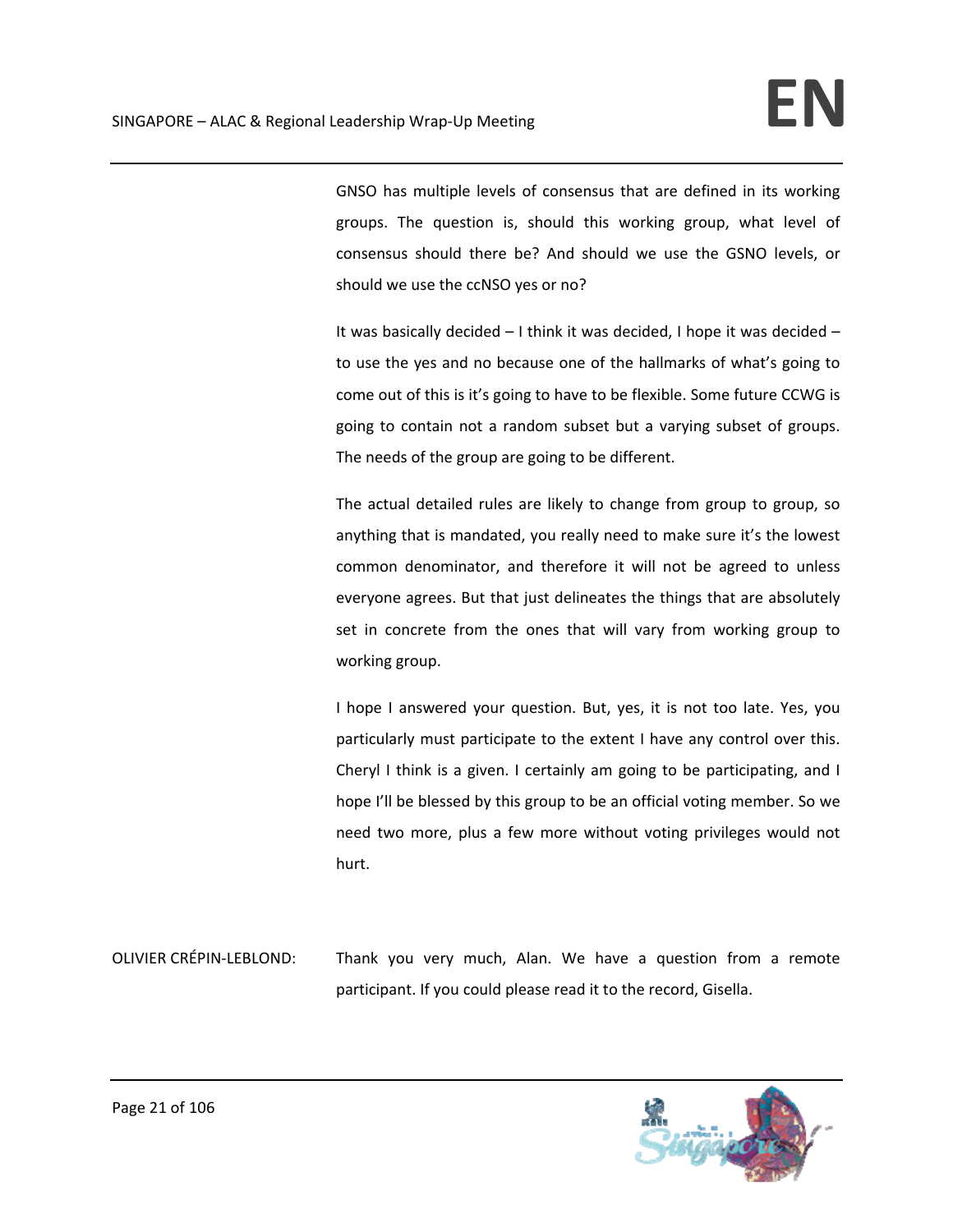GNSO has multiple levels of consensus that are defined in its working groups. The question is, should this working group, what level of consensus should there be? And should we use the GSNO levels, or should we use the ccNSO yes or no?

It was basically decided – I think it was decided, I hope it was decided – to use the yes and no because one of the hallmarks of what's going to come out of this is it's going to have to be flexible. Some future CCWG is going to contain not a random subset but a varying subset of groups. The needs of the group are going to be different.

The actual detailed rules are likely to change from group to group, so anything that is mandated, you really need to make sure it's the lowest common denominator, and therefore it will not be agreed to unless everyone agrees. But that just delineates the things that are absolutely set in concrete from the ones that will vary from working group to working group.

I hope I answered your question. But, yes, it is not too late. Yes, you particularly must participate to the extent I have any control over this. Cheryl I think is a given. I certainly am going to be participating, and I hope I'll be blessed by this group to be an official voting member. So we need two more, plus a few more without voting privileges would not hurt.

OLIVIER CRÉPIN-LEBLOND: Thank you very much, Alan. We have a question from a remote participant. If you could please read it to the record, Gisella.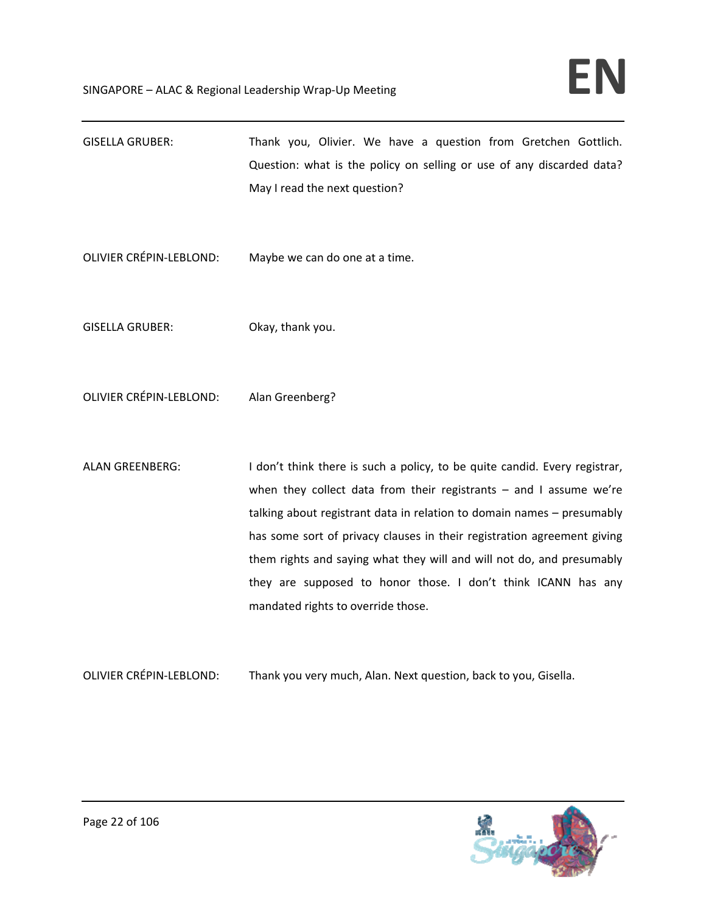GISELLA GRUBER: Thank you, Olivier. We have a question from Gretchen Gottlich. Question: what is the policy on selling or use of any discarded data? May I read the next question?

OLIVIER CRÉPIN-LEBLOND: Maybe we can do one at a time.

GISELLA GRUBER: Okay, thank you.

OLIVIER CRÉPIN-LEBLOND: Alan Greenberg?

ALAN GREENBERG: I don't think there is such a policy, to be quite candid. Every registrar, when they collect data from their registrants – and I assume we're talking about registrant data in relation to domain names – presumably has some sort of privacy clauses in their registration agreement giving them rights and saying what they will and will not do, and presumably they are supposed to honor those. I don't think ICANN has any mandated rights to override those.

OLIVIER CRÉPIN-LEBLOND: Thank you very much, Alan. Next question, back to you, Gisella.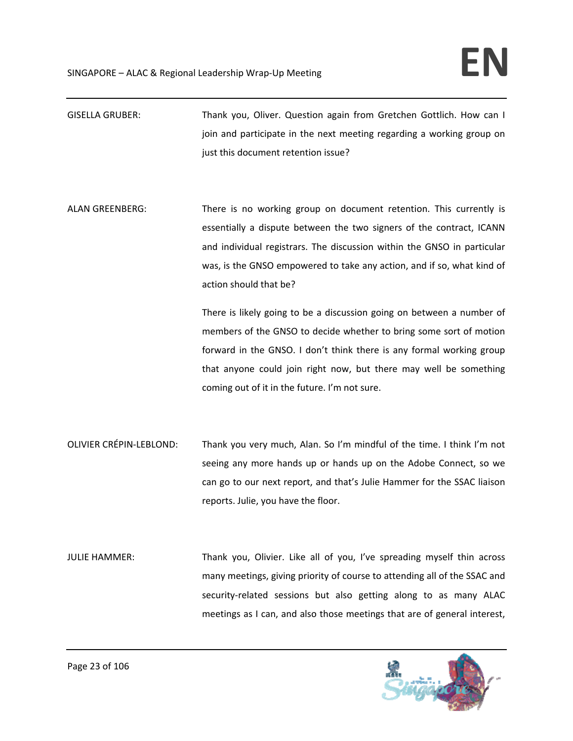GISELLA GRUBER: Thank you, Oliver. Question again from Gretchen Gottlich. How can I join and participate in the next meeting regarding a working group on just this document retention issue?

ALAN GREENBERG: There is no working group on document retention. This currently is essentially a dispute between the two signers of the contract, ICANN and individual registrars. The discussion within the GNSO in particular was, is the GNSO empowered to take any action, and if so, what kind of action should that be?

There is likely going to be a discussion going on between a number of members of the GNSO to decide whether to bring some sort of motion forward in the GNSO. I don't think there is any formal working group that anyone could join right now, but there may well be something coming out of it in the future. I'm not sure.

OLIVIER CRÉPIN-LEBLOND: Thank you very much, Alan. So I'm mindful of the time. I think I'm not seeing any more hands up or hands up on the Adobe Connect, so we can go to our next report, and that's Julie Hammer for the SSAC liaison reports. Julie, you have the floor.

JULIE HAMMER: Thank you, Olivier. Like all of you, I've spreading myself thin across many meetings, giving priority of course to attending all of the SSAC and security-related sessions but also getting along to as many ALAC meetings as I can, and also those meetings that are of general interest,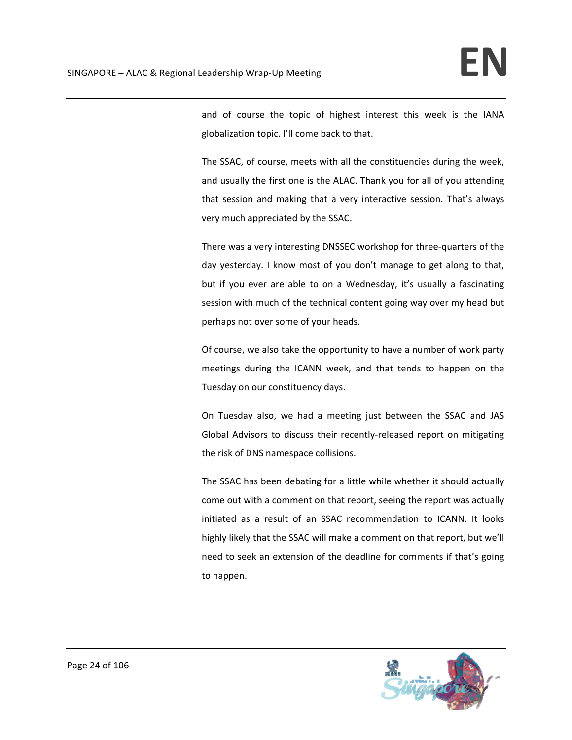and of course the topic of highest interest this week is the IANA globalization topic. I'll come back to that.

The SSAC, of course, meets with all the constituencies during the week, and usually the first one is the ALAC. Thank you for all of you attending that session and making that a very interactive session. That's always very much appreciated by the SSAC.

There was a very interesting DNSSEC workshop for three-quarters of the day yesterday. I know most of you don't manage to get along to that, but if you ever are able to on a Wednesday, it's usually a fascinating session with much of the technical content going way over my head but perhaps not over some of your heads.

Of course, we also take the opportunity to have a number of work party meetings during the ICANN week, and that tends to happen on the Tuesday on our constituency days.

On Tuesday also, we had a meeting just between the SSAC and JAS Global Advisors to discuss their recently-released report on mitigating the risk of DNS namespace collisions.

The SSAC has been debating for a little while whether it should actually come out with a comment on that report, seeing the report was actually initiated as a result of an SSAC recommendation to ICANN. It looks highly likely that the SSAC will make a comment on that report, but we'll need to seek an extension of the deadline for comments if that's going to happen.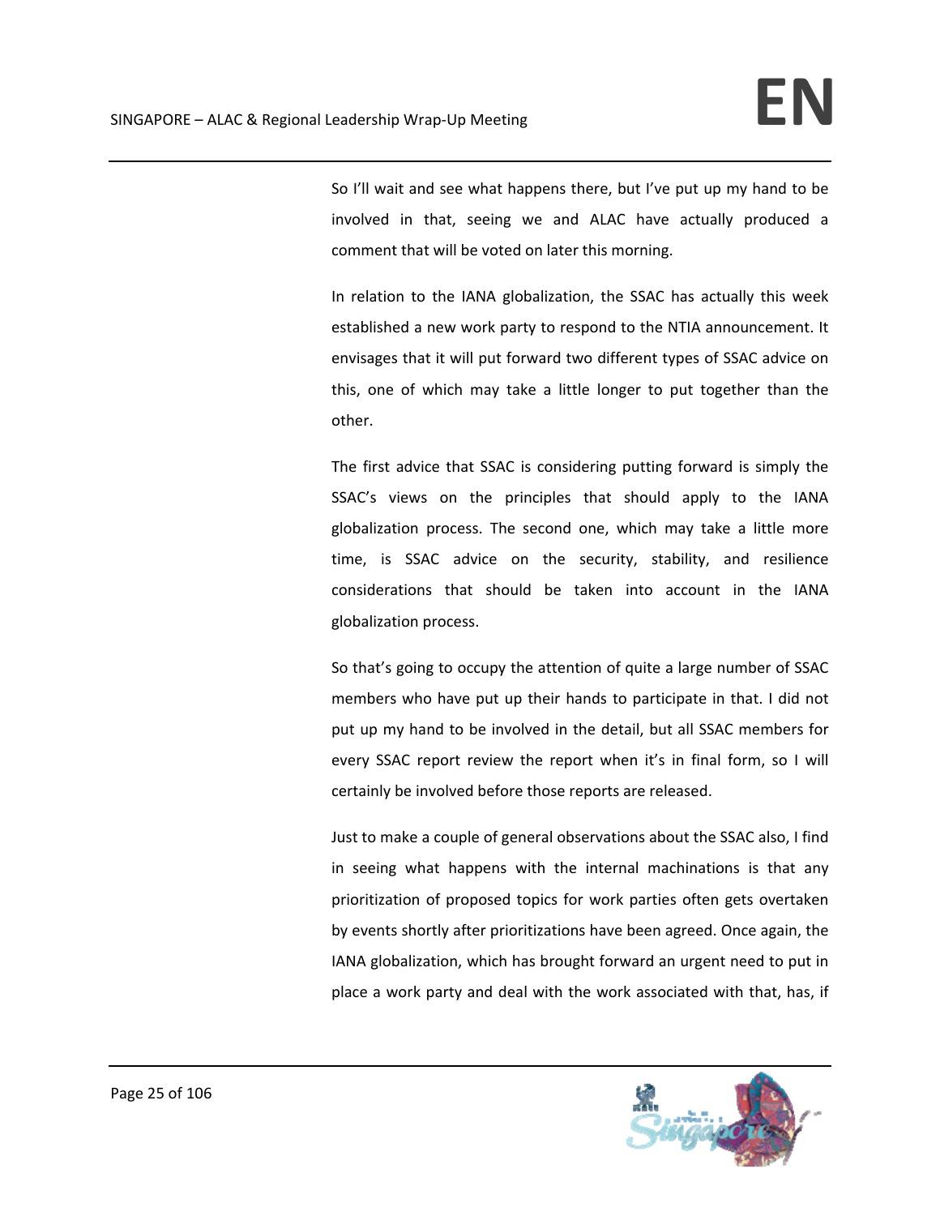So I'll wait and see what happens there, but I've put up my hand to be involved in that, seeing we and ALAC have actually produced a comment that will be voted on later this morning.

In relation to the IANA globalization, the SSAC has actually this week established a new work party to respond to the NTIA announcement. It envisages that it will put forward two different types of SSAC advice on this, one of which may take a little longer to put together than the other.

The first advice that SSAC is considering putting forward is simply the SSAC's views on the principles that should apply to the IANA globalization process. The second one, which may take a little more time, is SSAC advice on the security, stability, and resilience considerations that should be taken into account in the IANA globalization process.

So that's going to occupy the attention of quite a large number of SSAC members who have put up their hands to participate in that. I did not put up my hand to be involved in the detail, but all SSAC members for every SSAC report review the report when it's in final form, so I will certainly be involved before those reports are released.

Just to make a couple of general observations about the SSAC also, I find in seeing what happens with the internal machinations is that any prioritization of proposed topics for work parties often gets overtaken by events shortly after prioritizations have been agreed. Once again, the IANA globalization, which has brought forward an urgent need to put in place a work party and deal with the work associated with that, has, if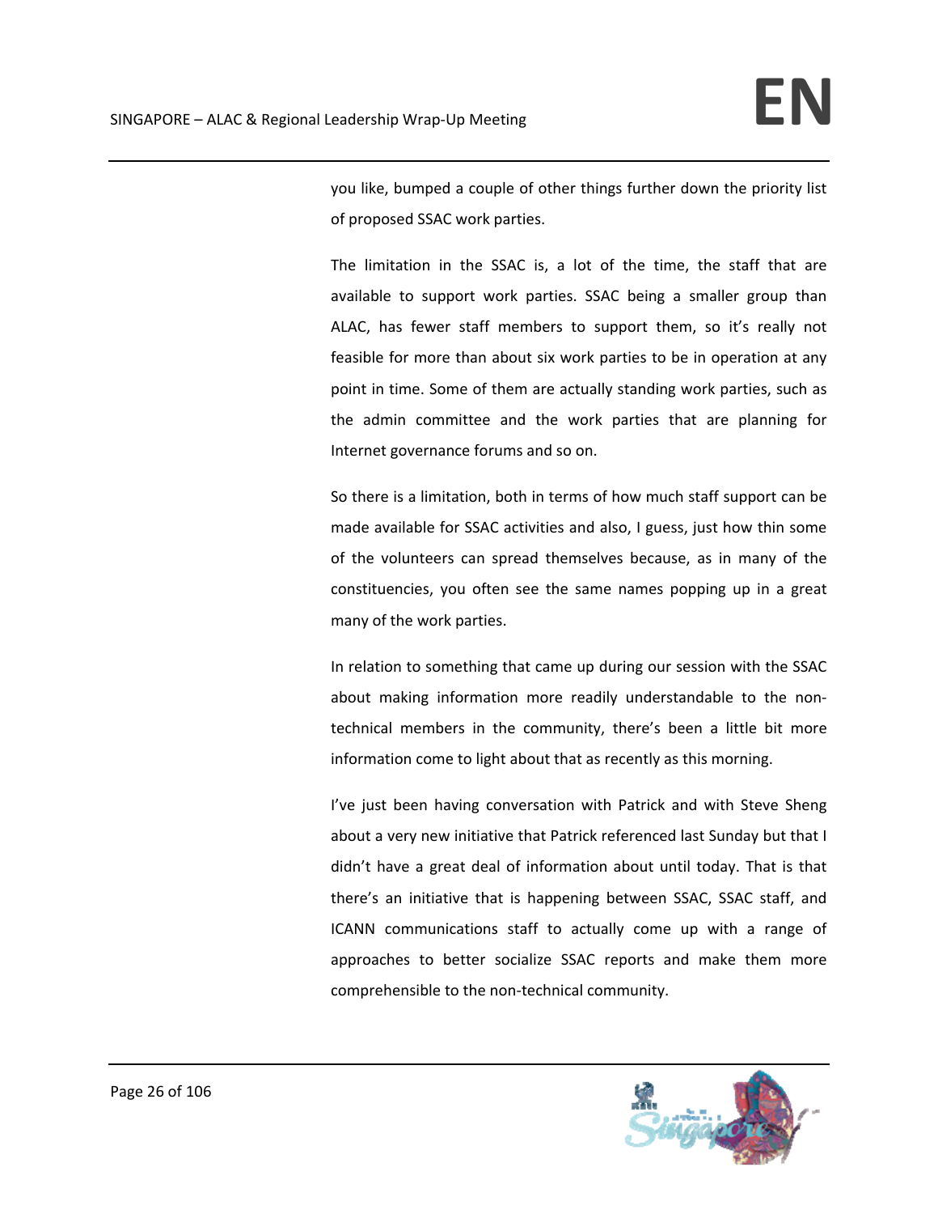you like, bumped a couple of other things further down the priority list of proposed SSAC work parties.

The limitation in the SSAC is, a lot of the time, the staff that are available to support work parties. SSAC being a smaller group than ALAC, has fewer staff members to support them, so it's really not feasible for more than about six work parties to be in operation at any point in time. Some of them are actually standing work parties, such as the admin committee and the work parties that are planning for Internet governance forums and so on.

So there is a limitation, both in terms of how much staff support can be made available for SSAC activities and also, I guess, just how thin some of the volunteers can spread themselves because, as in many of the constituencies, you often see the same names popping up in a great many of the work parties.

In relation to something that came up during our session with the SSAC about making information more readily understandable to the non-technical members in the community, there's been a little bit more information come to light about that as recently as this morning.

I've just been having conversation with Patrick and with Steve Sheng about a very new initiative that Patrick referenced last Sunday but that I didn't have a great deal of information about until today. That is that there's an initiative that is happening between SSAC, SSAC staff, and ICANN communications staff to actually come up with a range of approaches to better socialize SSAC reports and make them more comprehensible to the non-technical community.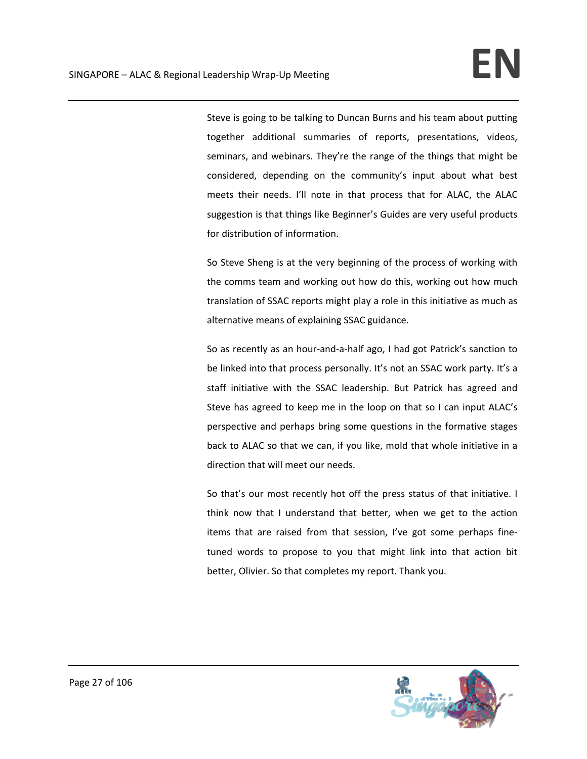Steve is going to be talking to Duncan Burns and his team about putting together additional summaries of reports, presentations, videos, seminars, and webinars. They're the range of the things that might be considered, depending on the community's input about what best meets their needs. I'll note in that process that for ALAC, the ALAC suggestion is that things like Beginner's Guides are very useful products for distribution of information.

So Steve Sheng is at the very beginning of the process of working with the comms team and working out how do this, working out how much translation of SSAC reports might play a role in this initiative as much as alternative means of explaining SSAC guidance.

So as recently as an hour-and-a-half ago, I had got Patrick's sanction to be linked into that process personally. It's not an SSAC work party. It's a staff initiative with the SSAC leadership. But Patrick has agreed and Steve has agreed to keep me in the loop on that so I can input ALAC's perspective and perhaps bring some questions in the formative stages back to ALAC so that we can, if you like, mold that whole initiative in a direction that will meet our needs.

So that's our most recently hot off the press status of that initiative. I think now that I understand that better, when we get to the action items that are raised from that session, I've got some perhaps fine-tuned words to propose to you that might link into that action bit better, Olivier. So that completes my report. Thank you.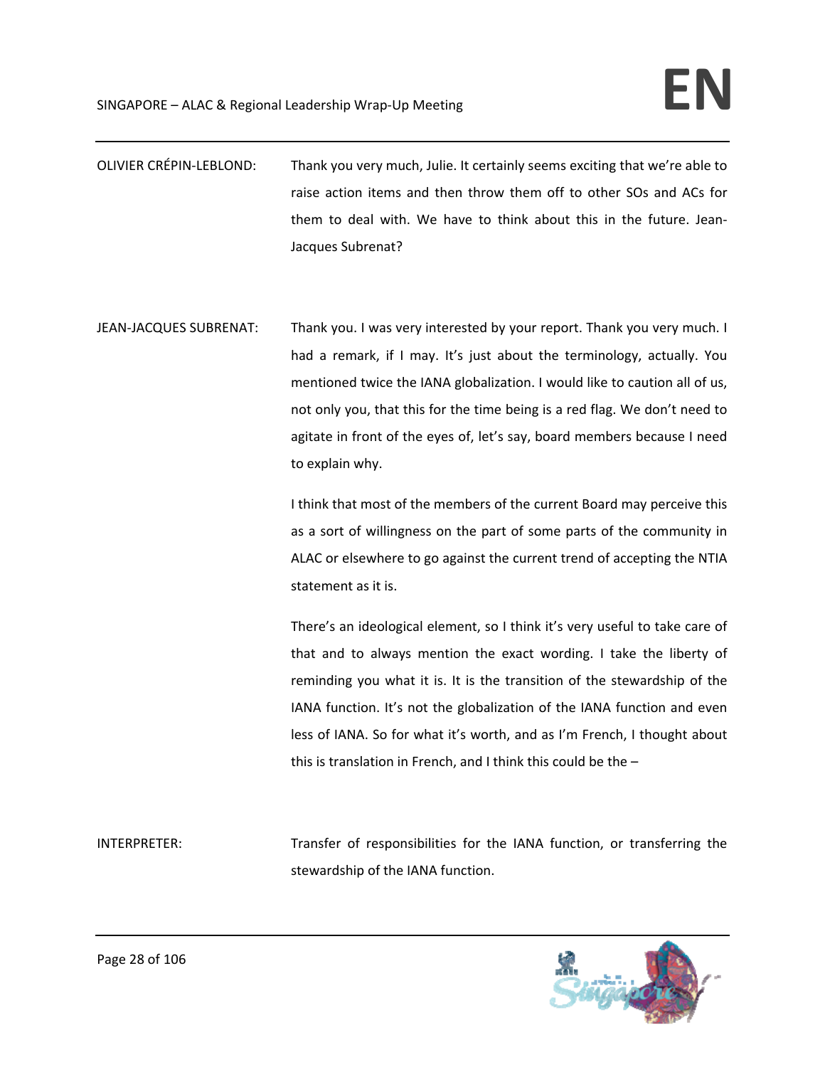OLIVIER CRÉPIN-LEBLOND: Thank you very much, Julie. It certainly seems exciting that we're able to raise action items and then throw them off to other SOs and ACs for them to deal with. We have to think about this in the future. Jean-Jacques Subrenat?

JEAN-JACQUES SUBRENAT: Thank you. I was very interested by your report. Thank you very much. I had a remark, if I may. It's just about the terminology, actually. You mentioned twice the IANA globalization. I would like to caution all of us, not only you, that this for the time being is a red flag. We don't need to agitate in front of the eyes of, let's say, board members because I need to explain why.

I think that most of the members of the current Board may perceive this as a sort of willingness on the part of some parts of the community in ALAC or elsewhere to go against the current trend of accepting the NTIA statement as it is.

There's an ideological element, so I think it's very useful to take care of that and to always mention the exact wording. I take the liberty of reminding you what it is. It is the transition of the stewardship of the IANA function. It's not the globalization of the IANA function and even less of IANA. So for what it's worth, and as I'm French, I thought about this is translation in French, and I think this could be the –

INTERPRETER: Transfer of responsibilities for the IANA function, or transferring the stewardship of the IANA function.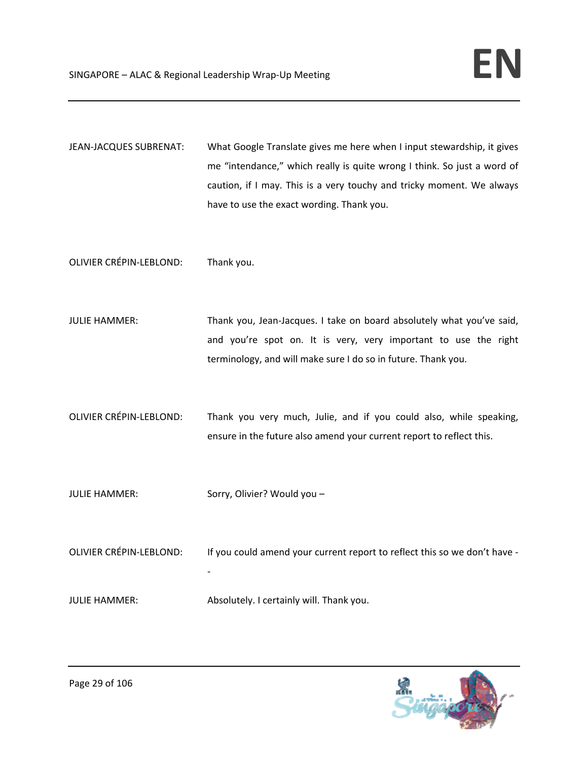JEAN-JACQUES SUBRENAT: What Google Translate gives me here when I input stewardship, it gives me "intendance," which really is quite wrong I think. So just a word of caution, if I may. This is a very touchy and tricky moment. We always have to use the exact wording. Thank you.

OLIVIER CRÉPIN-LEBLOND: Thank you.

JULIE HAMMER: Thank you, Jean-Jacques. I take on board absolutely what you've said, and you're spot on. It is very, very important to use the right terminology, and will make sure I do so in future. Thank you.

OLIVIER CRÉPIN-LEBLOND: Thank you very much, Julie, and if you could also, while speaking, ensure in the future also amend your current report to reflect this.

JULIE HAMMER: Sorry, Olivier? Would you –

OLIVIER CRÉPIN-LEBLOND: If you could amend your current report to reflect this so we don't have --

JULIE HAMMER: Absolutely. I certainly will. Thank you.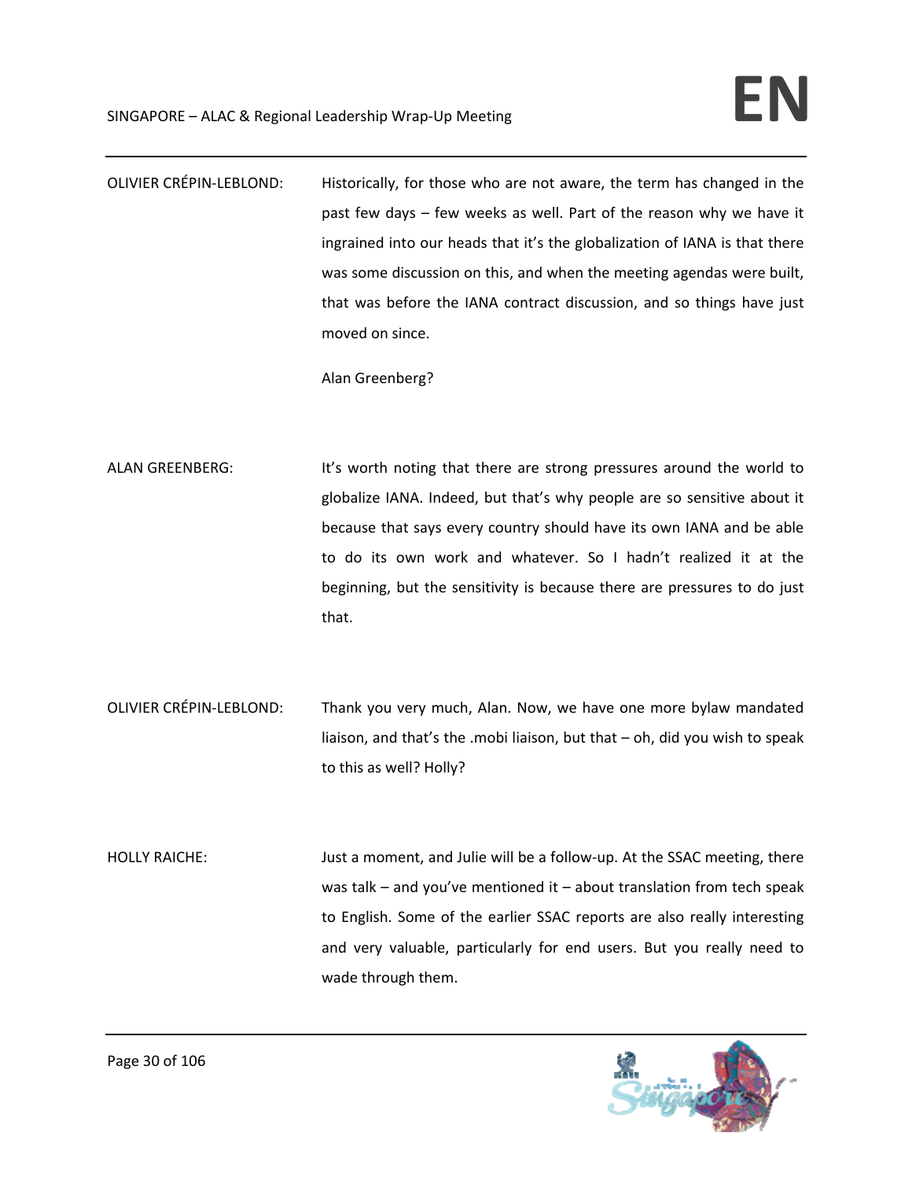OLIVIER CRÉPIN-LEBLOND: Historically, for those who are not aware, the term has changed in the past few days – few weeks as well. Part of the reason why we have it ingrained into our heads that it's the globalization of IANA is that there was some discussion on this, and when the meeting agendas were built, that was before the IANA contract discussion, and so things have just moved on since.

Alan Greenberg?

ALAN GREENBERG: It's worth noting that there are strong pressures around the world to globalize IANA. Indeed, but that's why people are so sensitive about it because that says every country should have its own IANA and be able to do its own work and whatever. So I hadn't realized it at the beginning, but the sensitivity is because there are pressures to do just that.

OLIVIER CRÉPIN-LEBLOND: Thank you very much, Alan. Now, we have one more bylaw mandated liaison, and that's the .mobi liaison, but that – oh, did you wish to speak to this as well? Holly?

HOLLY RAICHE: Just a moment, and Julie will be a follow-up. At the SSAC meeting, there was talk – and you've mentioned it – about translation from tech speak to English. Some of the earlier SSAC reports are also really interesting and very valuable, particularly for end users. But you really need to wade through them.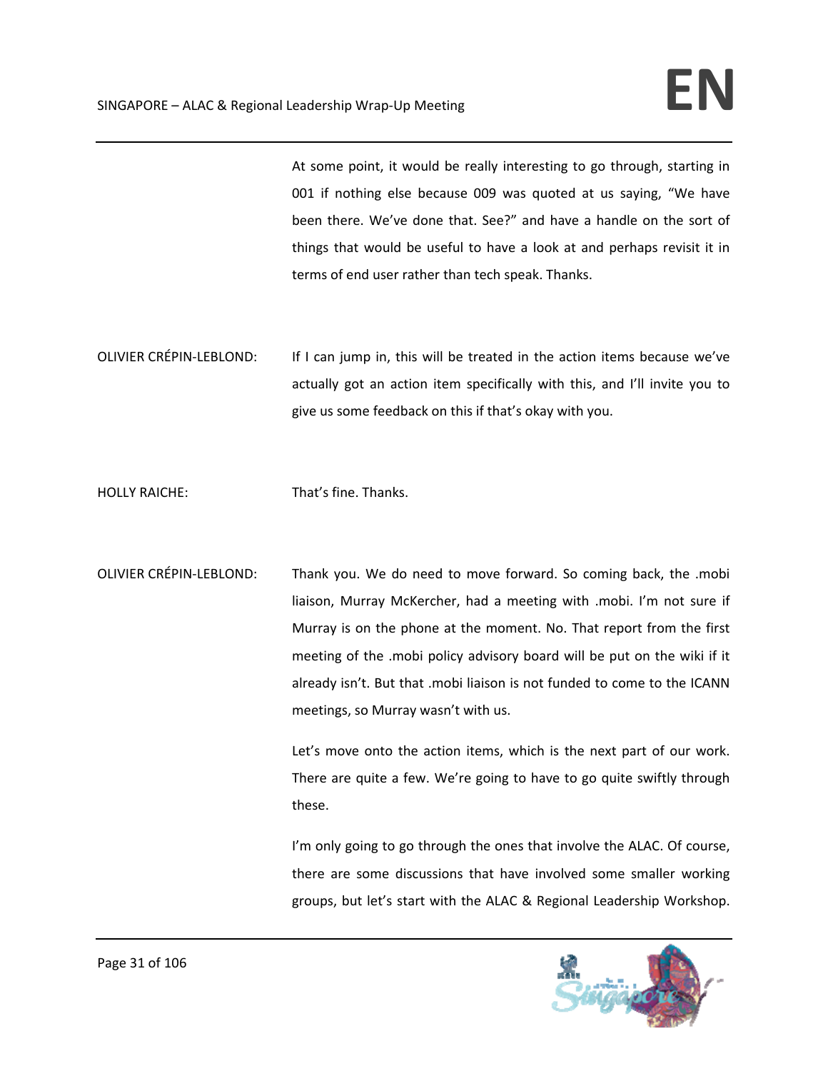At some point, it would be really interesting to go through, starting in 001 if nothing else because 009 was quoted at us saying, "We have been there. We've done that. See?" and have a handle on the sort of things that would be useful to have a look at and perhaps revisit it in terms of end user rather than tech speak. Thanks.

OLIVIER CRÉPIN-LEBLOND: If I can jump in, this will be treated in the action items because we've actually got an action item specifically with this, and I'll invite you to give us some feedback on this if that's okay with you.

HOLLY RAICHE: That's fine. Thanks.

OLIVIER CRÉPIN-LEBLOND: Thank you. We do need to move forward. So coming back, the .mobi liaison, Murray McKercher, had a meeting with .mobi. I'm not sure if Murray is on the phone at the moment. No. That report from the first meeting of the .mobi policy advisory board will be put on the wiki if it already isn't. But that .mobi liaison is not funded to come to the ICANN meetings, so Murray wasn't with us.

Let's move onto the action items, which is the next part of our work. There are quite a few. We're going to have to go quite swiftly through these.

I'm only going to go through the ones that involve the ALAC. Of course, there are some discussions that have involved some smaller working groups, but let's start with the ALAC & Regional Leadership Workshop.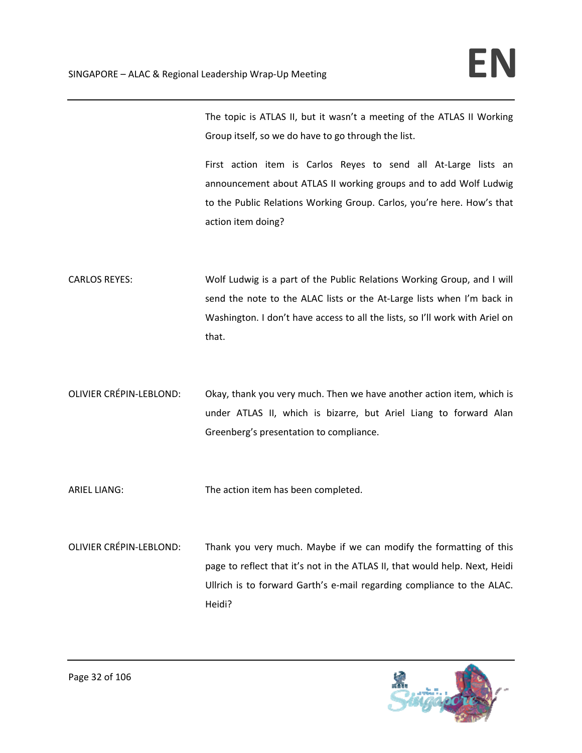The topic is ATLAS II, but it wasn't a meeting of the ATLAS II Working Group itself, so we do have to go through the list.

First action item is Carlos Reyes to send all At-Large lists an announcement about ATLAS II working groups and to add Wolf Ludwig to the Public Relations Working Group. Carlos, you're here. How's that action item doing?

CARLOS REYES: Wolf Ludwig is a part of the Public Relations Working Group, and I will send the note to the ALAC lists or the At-Large lists when I'm back in Washington. I don't have access to all the lists, so I'll work with Ariel on that.

OLIVIER CRÉPIN-LEBLOND: Okay, thank you very much. Then we have another action item, which is under ATLAS II, which is bizarre, but Ariel Liang to forward Alan Greenberg's presentation to compliance.

ARIEL LIANG: The action item has been completed.

OLIVIER CRÉPIN-LEBLOND: Thank you very much. Maybe if we can modify the formatting of this page to reflect that it's not in the ATLAS II, that would help. Next, Heidi Ullrich is to forward Garth's e-mail regarding compliance to the ALAC. Heidi?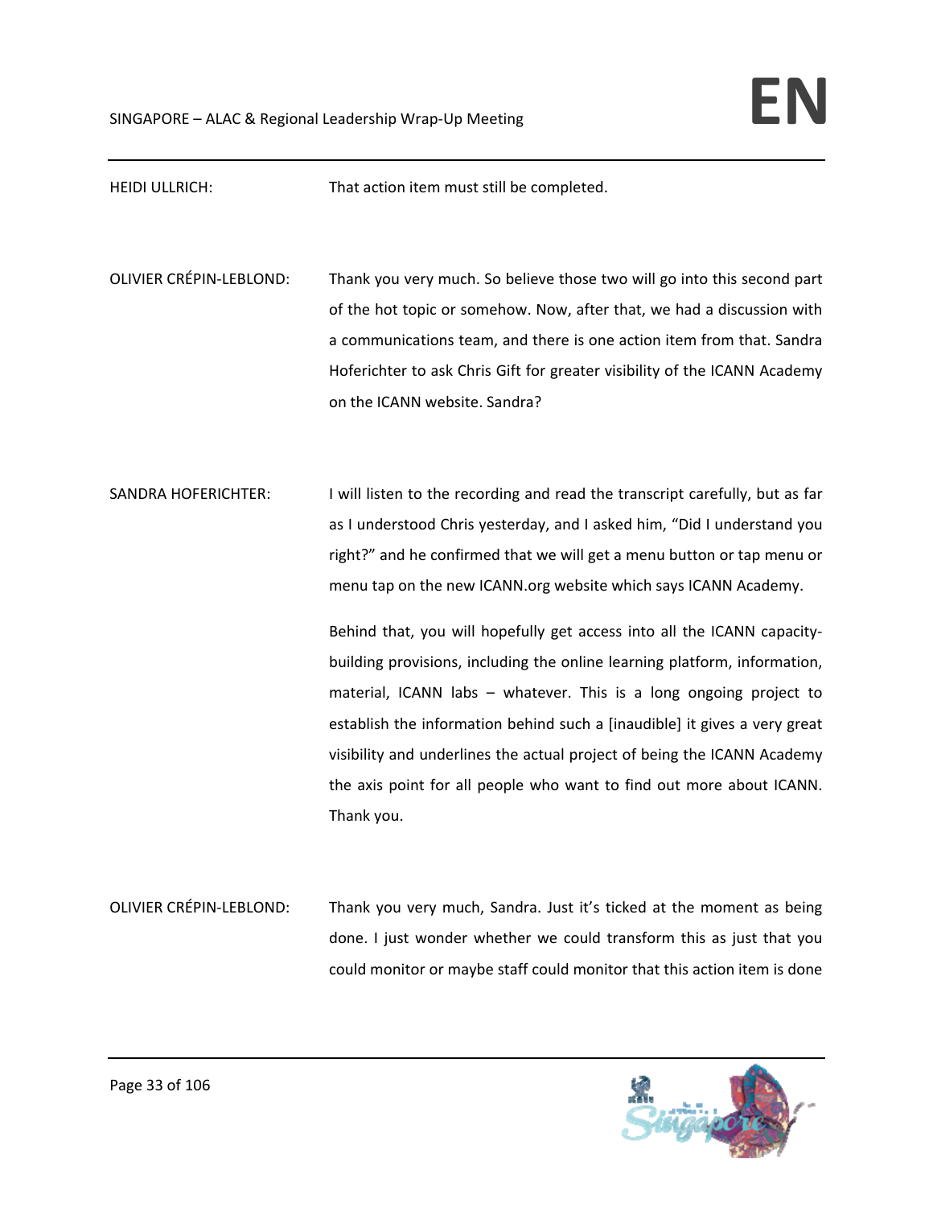HEIDI ULLRICH: That action item must still be completed.

OLIVIER CRÉPIN-LEBLOND: Thank you very much. So believe those two will go into this second part of the hot topic or somehow. Now, after that, we had a discussion with a communications team, and there is one action item from that. Sandra Hoferichter to ask Chris Gift for greater visibility of the ICANN Academy on the ICANN website. Sandra?

SANDRA HOFERICHTER: I will listen to the recording and read the transcript carefully, but as far as I understood Chris yesterday, and I asked him, "Did I understand you right?" and he confirmed that we will get a menu button or tap menu or menu tap on the new ICANN.org website which says ICANN Academy.

Behind that, you will hopefully get access into all the ICANN capacity-building provisions, including the online learning platform, information, material, ICANN labs – whatever. This is a long ongoing project to establish the information behind such a [inaudible] it gives a very great visibility and underlines the actual project of being the ICANN Academy the axis point for all people who want to find out more about ICANN. Thank you.

OLIVIER CRÉPIN-LEBLOND: Thank you very much, Sandra. Just it's ticked at the moment as being done. I just wonder whether we could transform this as just that you could monitor or maybe staff could monitor that this action item is done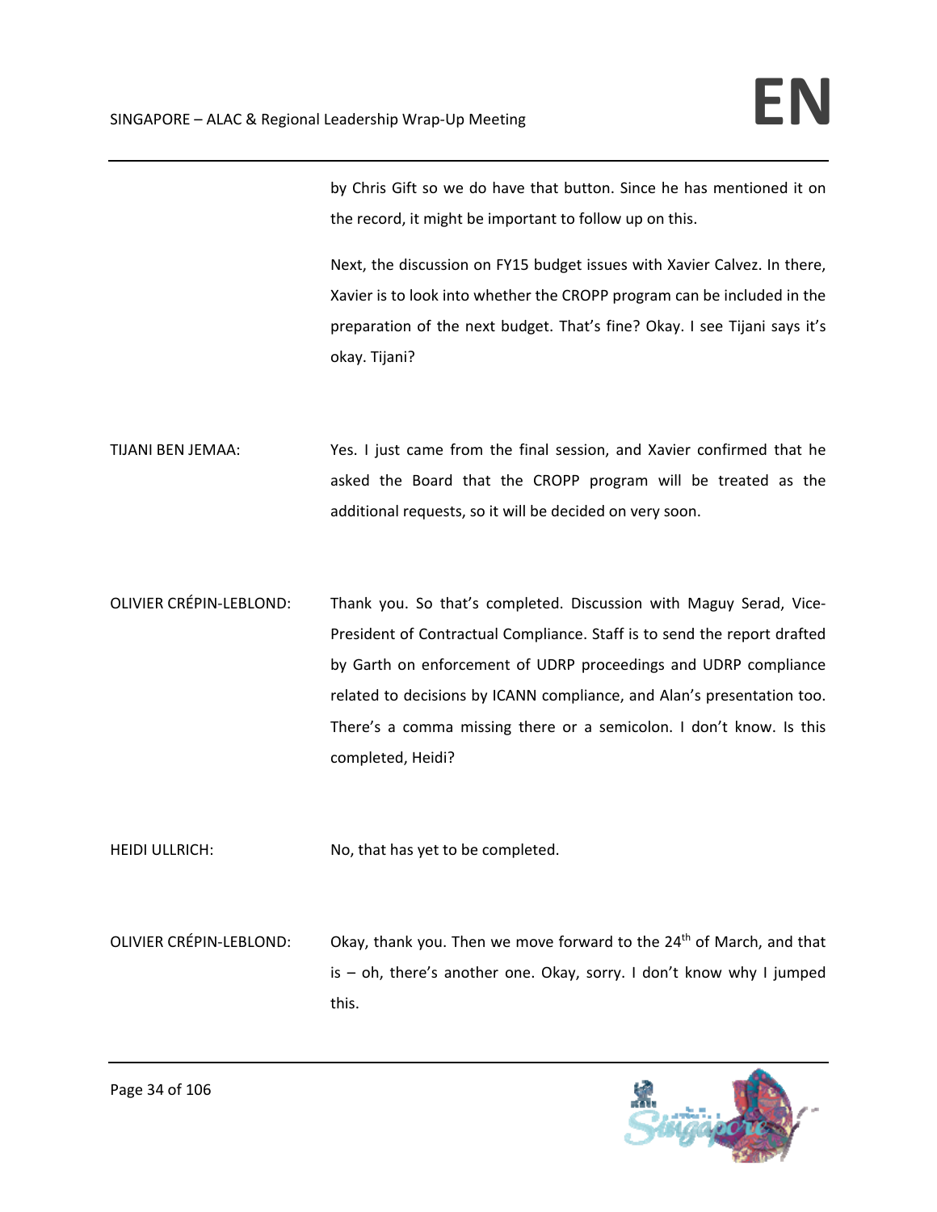by Chris Gift so we do have that button. Since he has mentioned it on the record, it might be important to follow up on this.

Next, the discussion on FY15 budget issues with Xavier Calvez. In there, Xavier is to look into whether the CROPP program can be included in the preparation of the next budget. That's fine? Okay. I see Tijani says it's okay. Tijani?

TIJANI BEN JEMAA: Yes. I just came from the final session, and Xavier confirmed that he asked the Board that the CROPP program will be treated as the additional requests, so it will be decided on very soon.

OLIVIER CRÉPIN-LEBLOND: Thank you. So that's completed. Discussion with Maguy Serad, Vice-President of Contractual Compliance. Staff is to send the report drafted by Garth on enforcement of UDRP proceedings and UDRP compliance related to decisions by ICANN compliance, and Alan's presentation too. There's a comma missing there or a semicolon. I don't know. Is this completed, Heidi?

HEIDI ULLRICH: No, that has yet to be completed.

OLIVIER CRÉPIN-LEBLOND: Okay, thank you. Then we move forward to the 24th of March, and that is – oh, there's another one. Okay, sorry. I don't know why I jumped this.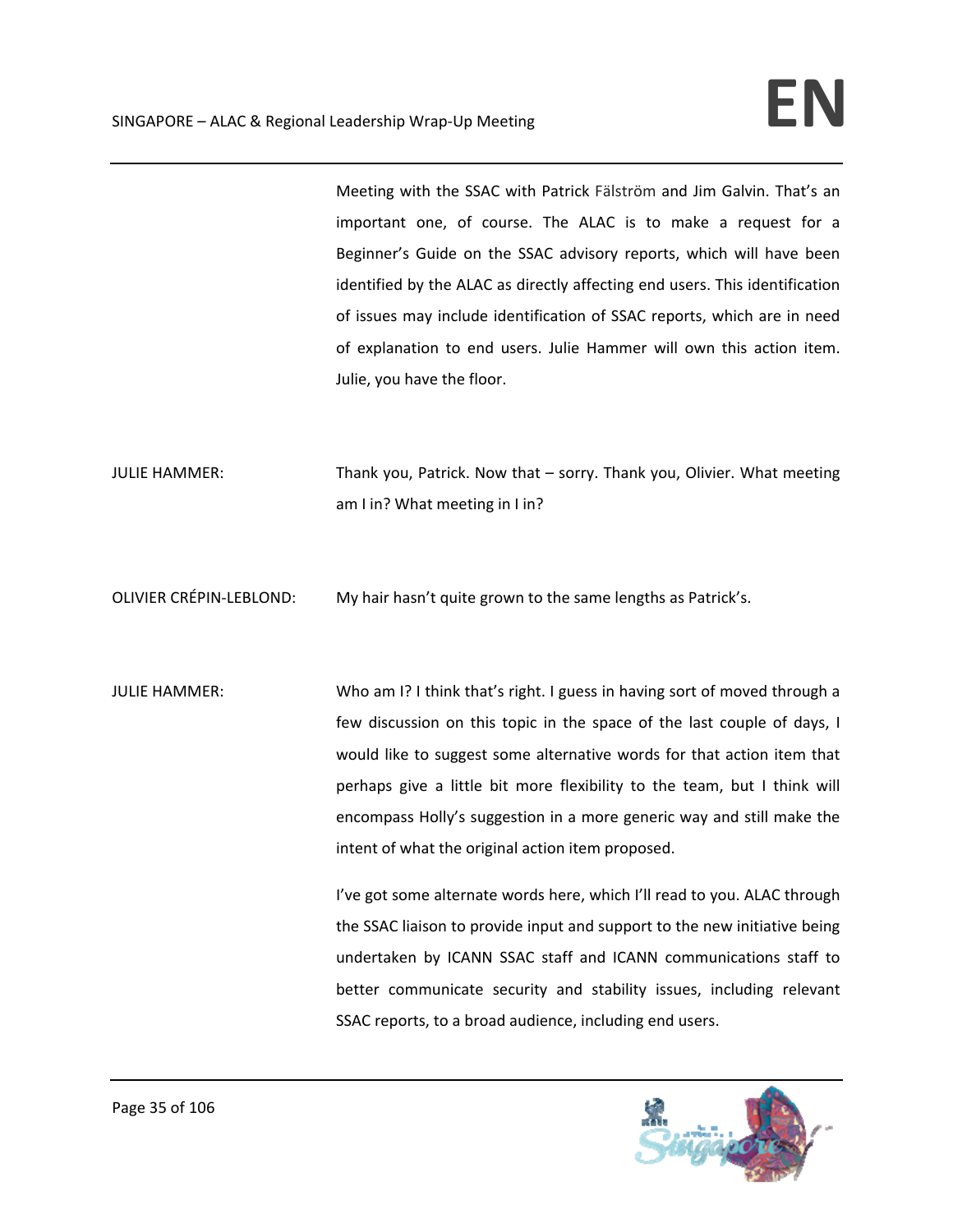Meeting with the SSAC with Patrick Fälström and Jim Galvin. That's an important one, of course. The ALAC is to make a request for a Beginner's Guide on the SSAC advisory reports, which will have been identified by the ALAC as directly affecting end users. This identification of issues may include identification of SSAC reports, which are in need of explanation to end users. Julie Hammer will own this action item. Julie, you have the floor.

JULIE HAMMER: Thank you, Patrick. Now that – sorry. Thank you, Olivier. What meeting am I in? What meeting in I in?

OLIVIER CRÉPIN-LEBLOND: My hair hasn't quite grown to the same lengths as Patrick's.

JULIE HAMMER: Who am I? I think that's right. I guess in having sort of moved through a few discussion on this topic in the space of the last couple of days, I would like to suggest some alternative words for that action item that perhaps give a little bit more flexibility to the team, but I think will encompass Holly's suggestion in a more generic way and still make the intent of what the original action item proposed.

I've got some alternate words here, which I'll read to you. ALAC through the SSAC liaison to provide input and support to the new initiative being undertaken by ICANN SSAC staff and ICANN communications staff to better communicate security and stability issues, including relevant SSAC reports, to a broad audience, including end users.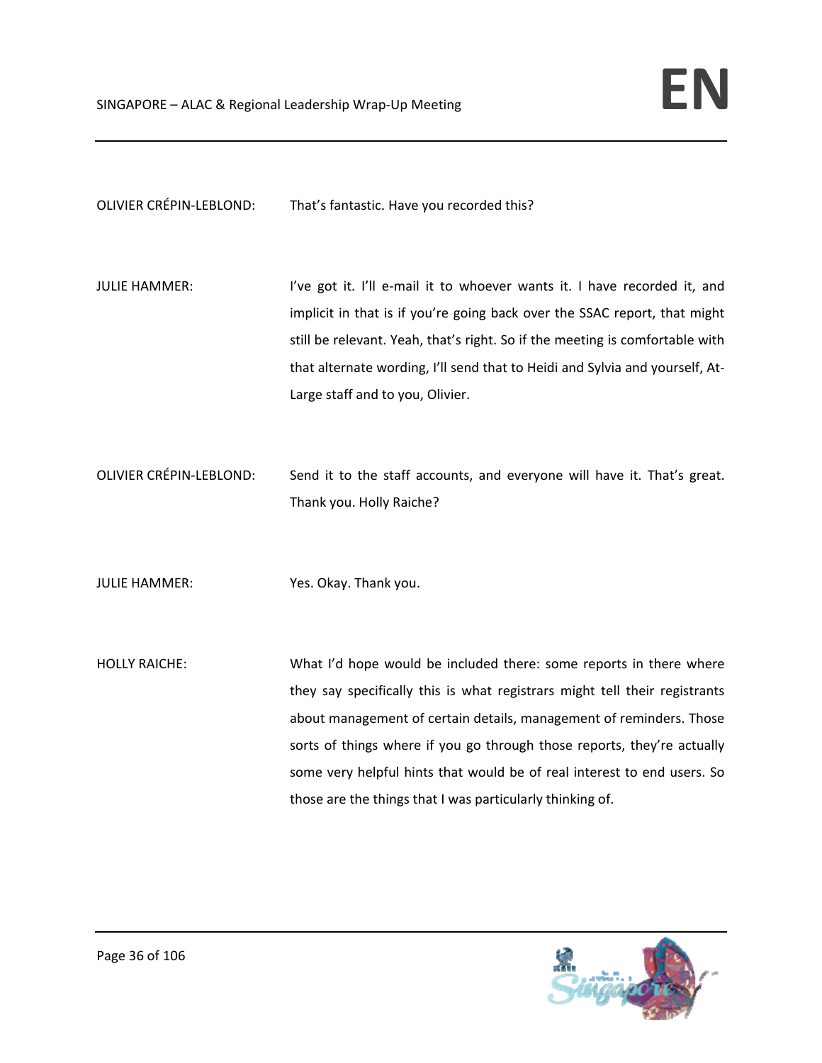OLIVIER CRÉPIN-LEBLOND: That's fantastic. Have you recorded this?

JULIE HAMMER: I've got it. I'll e-mail it to whoever wants it. I have recorded it, and implicit in that is if you're going back over the SSAC report, that might still be relevant. Yeah, that's right. So if the meeting is comfortable with that alternate wording, I'll send that to Heidi and Sylvia and yourself, At-Large staff and to you, Olivier.

OLIVIER CRÉPIN-LEBLOND: Send it to the staff accounts, and everyone will have it. That's great. Thank you. Holly Raiche?

JULIE HAMMER: Yes. Okay. Thank you.

HOLLY RAICHE: What I'd hope would be included there: some reports in there where they say specifically this is what registrars might tell their registrants about management of certain details, management of reminders. Those sorts of things where if you go through those reports, they're actually some very helpful hints that would be of real interest to end users. So those are the things that I was particularly thinking of.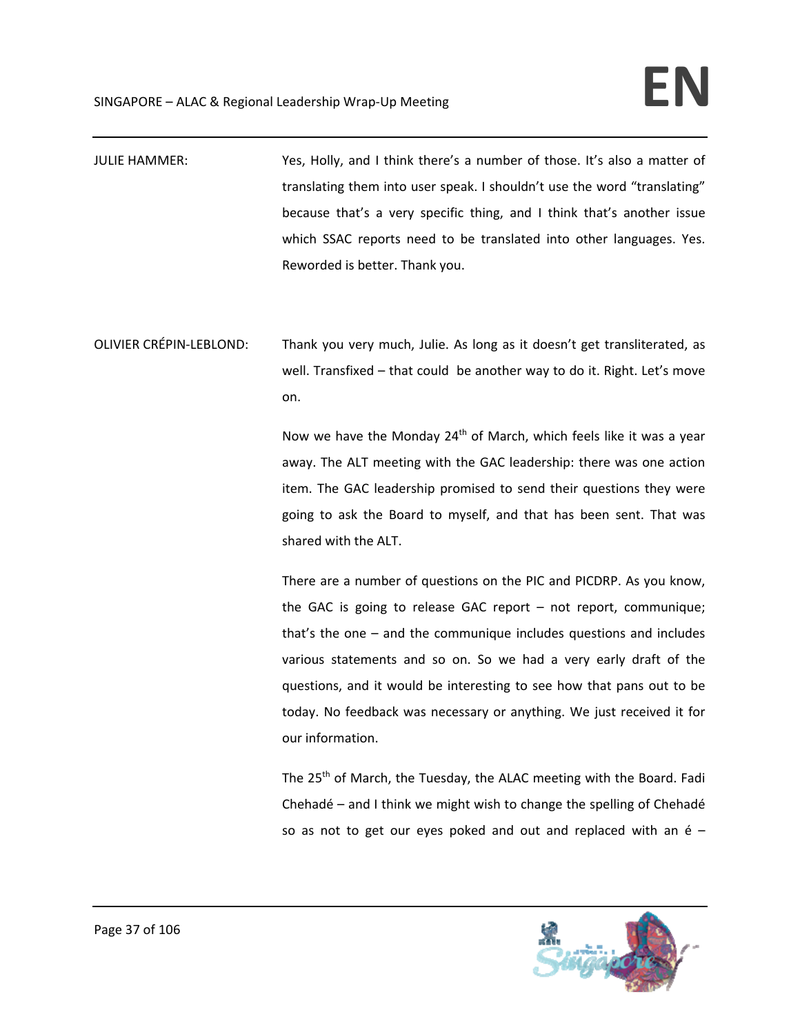JULIE HAMMER: Yes, Holly, and I think there's a number of those. It's also a matter of translating them into user speak. I shouldn't use the word "translating" because that's a very specific thing, and I think that's another issue which SSAC reports need to be translated into other languages. Yes. Reworded is better. Thank you.

OLIVIER CRÉPIN-LEBLOND: Thank you very much, Julie. As long as it doesn't get transliterated, as well. Transfixed – that could be another way to do it. Right. Let's move on.

Now we have the Monday 24th of March, which feels like it was a year away. The ALT meeting with the GAC leadership: there was one action item. The GAC leadership promised to send their questions they were going to ask the Board to myself, and that has been sent. That was shared with the ALT.

There are a number of questions on the PIC and PICDRP. As you know, the GAC is going to release GAC report – not report, communique; that's the one – and the communique includes questions and includes various statements and so on. So we had a very early draft of the questions, and it would be interesting to see how that pans out to be today. No feedback was necessary or anything. We just received it for our information.

The 25th of March, the Tuesday, the ALAC meeting with the Board. Fadi Chehadé – and I think we might wish to change the spelling of Chehadé so as not to get our eyes poked and out and replaced with an é –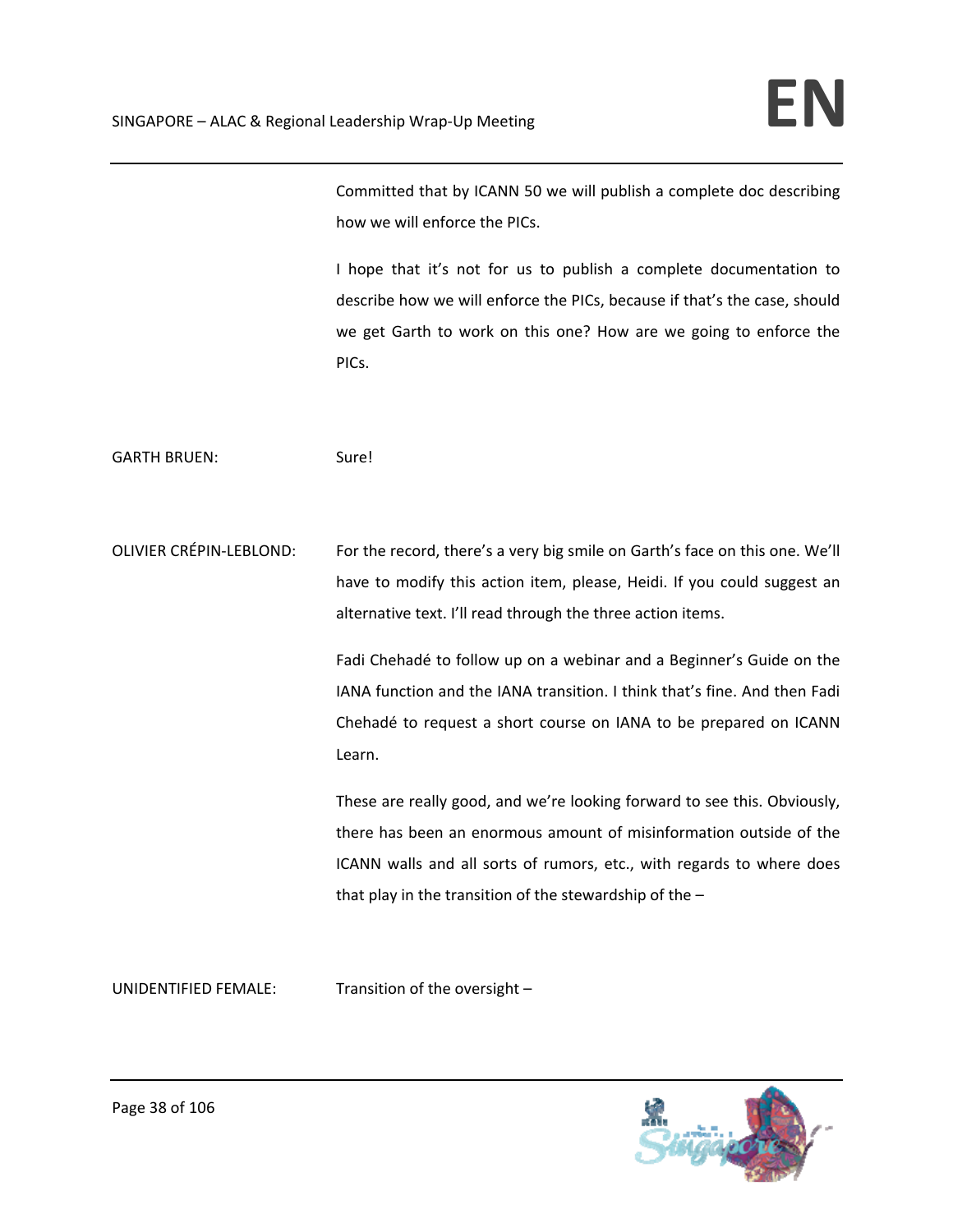Committed that by ICANN 50 we will publish a complete doc describing how we will enforce the PICs.

I hope that it's not for us to publish a complete documentation to describe how we will enforce the PICs, because if that's the case, should we get Garth to work on this one? How are we going to enforce the PICs.

GARTH BRUEN: Sure!

OLIVIER CRÉPIN-LEBLOND: For the record, there's a very big smile on Garth's face on this one. We'll have to modify this action item, please, Heidi. If you could suggest an alternative text. I'll read through the three action items.

Fadi Chehadé to follow up on a webinar and a Beginner's Guide on the IANA function and the IANA transition. I think that's fine. And then Fadi Chehadé to request a short course on IANA to be prepared on ICANN Learn.

These are really good, and we're looking forward to see this. Obviously, there has been an enormous amount of misinformation outside of the ICANN walls and all sorts of rumors, etc., with regards to where does that play in the transition of the stewardship of the –

UNIDENTIFIED FEMALE: Transition of the oversight –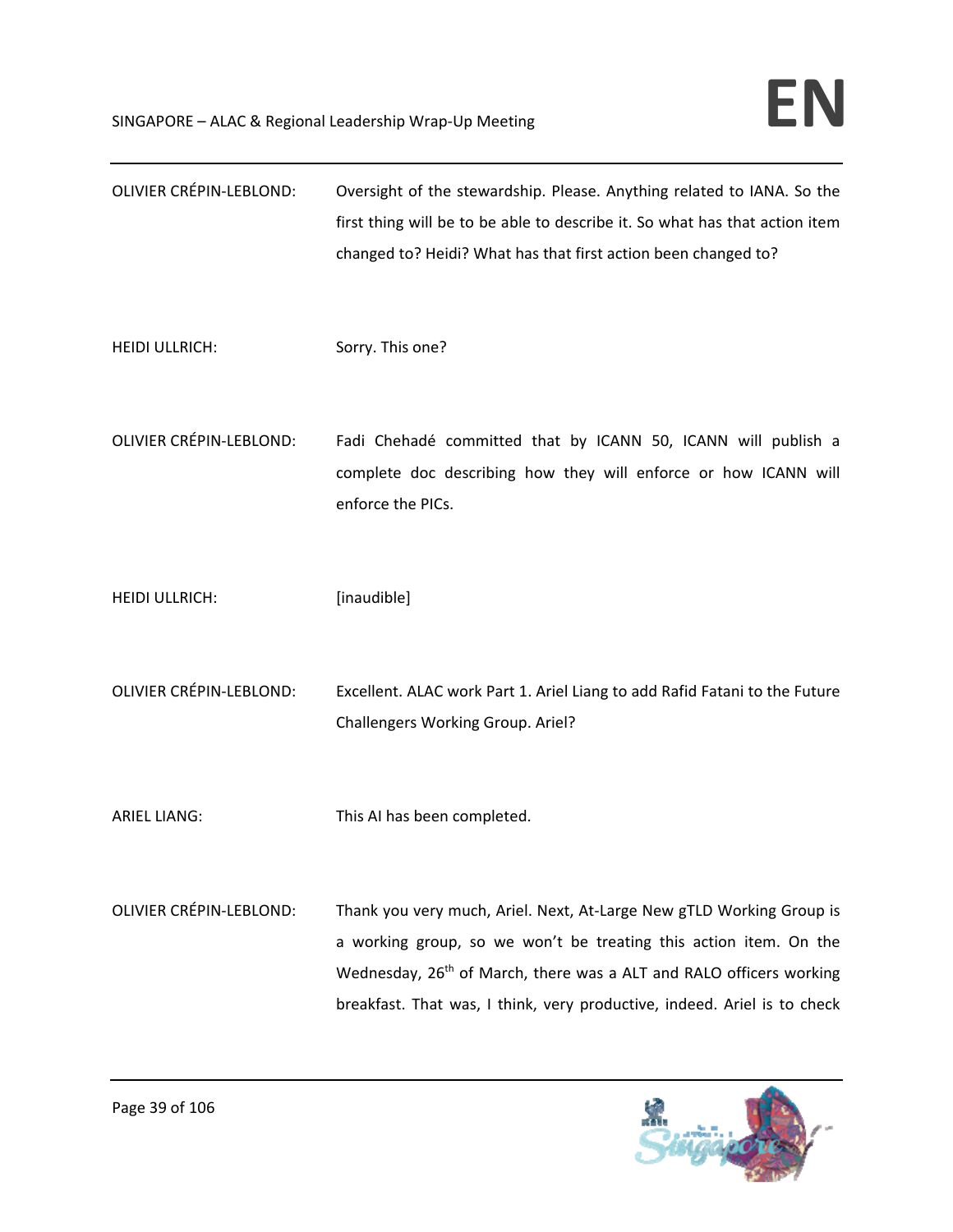OLIVIER CRÉPIN-LEBLOND: Oversight of the stewardship. Please. Anything related to IANA. So the first thing will be to be able to describe it. So what has that action item changed to? Heidi? What has that first action been changed to?

HEIDI ULLRICH: Sorry. This one?

OLIVIER CRÉPIN-LEBLOND: Fadi Chehadé committed that by ICANN 50, ICANN will publish a complete doc describing how they will enforce or how ICANN will enforce the PICs.

HEIDI ULLRICH: [inaudible]

OLIVIER CRÉPIN-LEBLOND: Excellent. ALAC work Part 1. Ariel Liang to add Rafid Fatani to the Future Challengers Working Group. Ariel?

ARIEL LIANG: This AI has been completed.

OLIVIER CRÉPIN-LEBLOND: Thank you very much, Ariel. Next, At-Large New gTLD Working Group is a working group, so we won't be treating this action item. On the Wednesday, 26th of March, there was a ALT and RALO officers working breakfast. That was, I think, very productive, indeed. Ariel is to check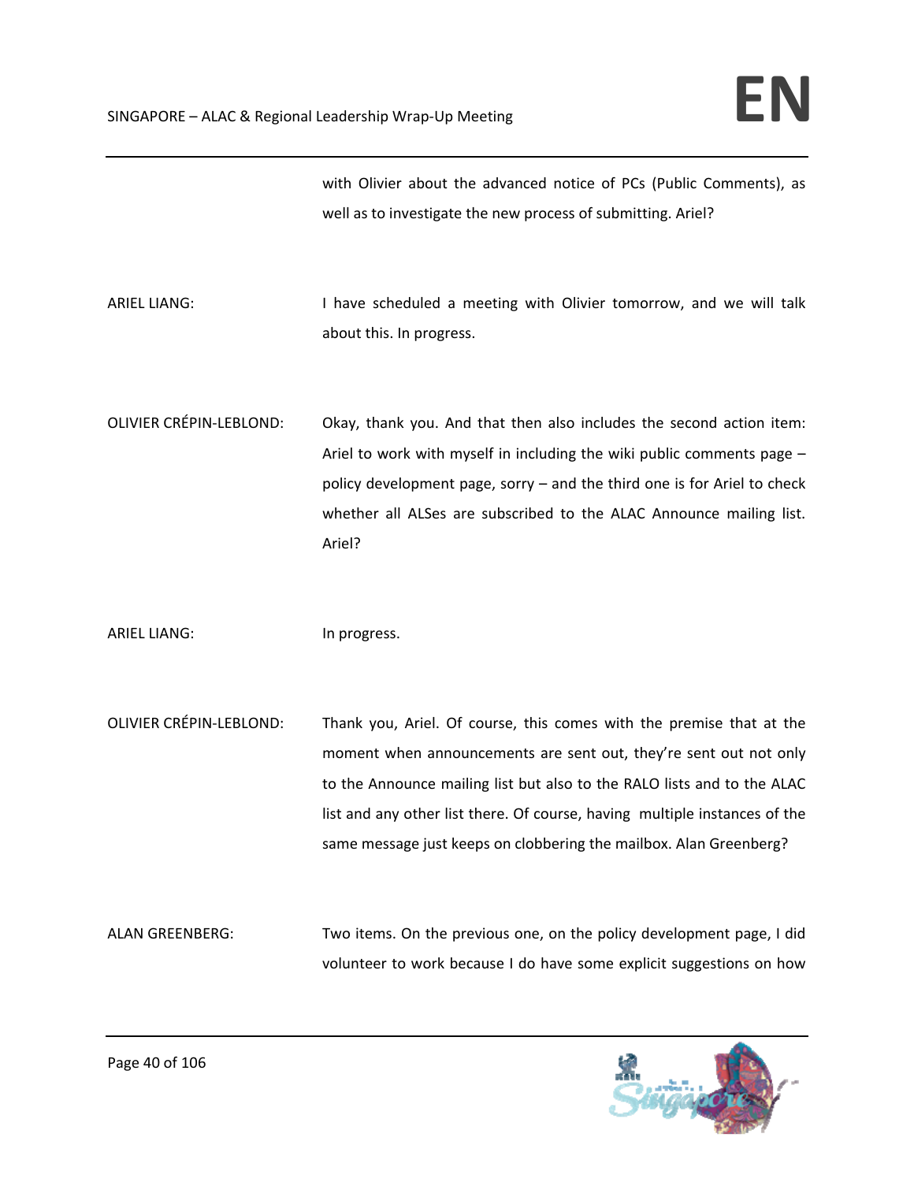with Olivier about the advanced notice of PCs (Public Comments), as well as to investigate the new process of submitting. Ariel?

ARIEL LIANG: I have scheduled a meeting with Olivier tomorrow, and we will talk about this. In progress.

OLIVIER CRÉPIN-LEBLOND: Okay, thank you. And that then also includes the second action item: Ariel to work with myself in including the wiki public comments page – policy development page, sorry – and the third one is for Ariel to check whether all ALSes are subscribed to the ALAC Announce mailing list. Ariel?

ARIEL LIANG: In progress.

OLIVIER CRÉPIN-LEBLOND: Thank you, Ariel. Of course, this comes with the premise that at the moment when announcements are sent out, they're sent out not only to the Announce mailing list but also to the RALO lists and to the ALAC list and any other list there. Of course, having multiple instances of the same message just keeps on clobbering the mailbox. Alan Greenberg?

ALAN GREENBERG: Two items. On the previous one, on the policy development page, I did volunteer to work because I do have some explicit suggestions on how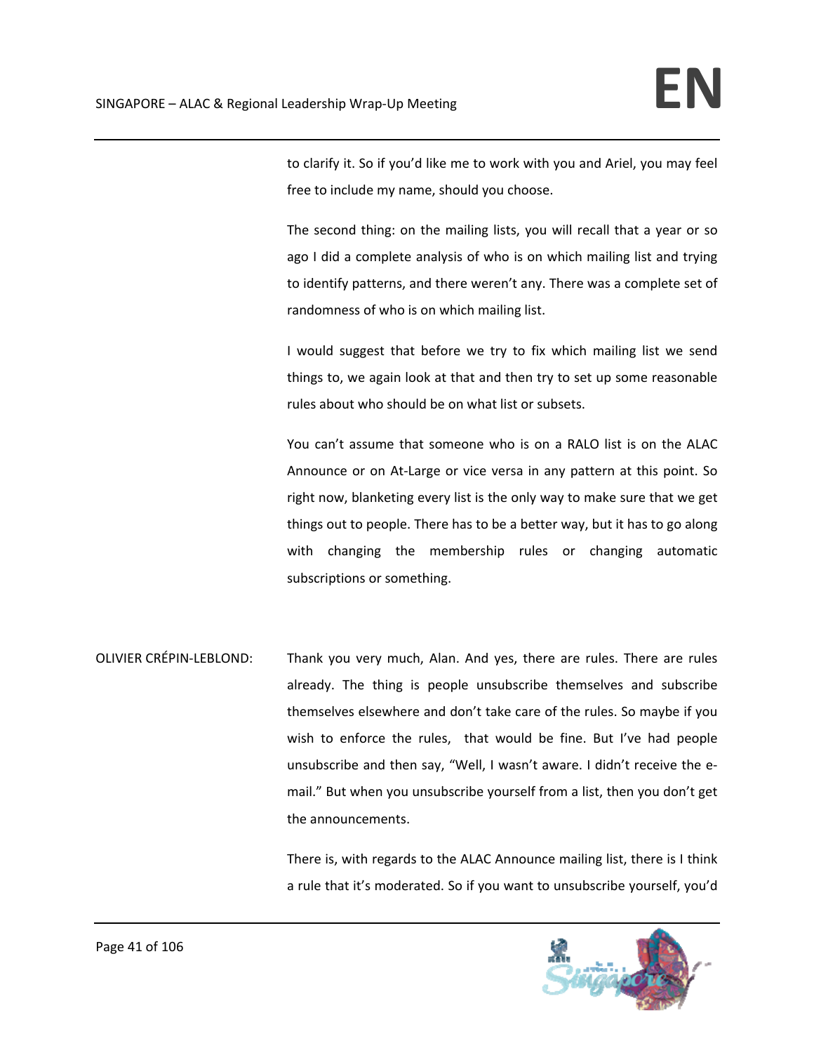to clarify it. So if you'd like me to work with you and Ariel, you may feel free to include my name, should you choose.

The second thing: on the mailing lists, you will recall that a year or so ago I did a complete analysis of who is on which mailing list and trying to identify patterns, and there weren't any. There was a complete set of randomness of who is on which mailing list.

I would suggest that before we try to fix which mailing list we send things to, we again look at that and then try to set up some reasonable rules about who should be on what list or subsets.

You can't assume that someone who is on a RALO list is on the ALAC Announce or on At-Large or vice versa in any pattern at this point. So right now, blanketing every list is the only way to make sure that we get things out to people. There has to be a better way, but it has to go along with changing the membership rules or changing automatic subscriptions or something.

OLIVIER CRÉPIN-LEBLOND: Thank you very much, Alan. And yes, there are rules. There are rules already. The thing is people unsubscribe themselves and subscribe themselves elsewhere and don't take care of the rules. So maybe if you wish to enforce the rules, that would be fine. But I've had people unsubscribe and then say, "Well, I wasn't aware. I didn't receive the e-mail." But when you unsubscribe yourself from a list, then you don't get the announcements.

There is, with regards to the ALAC Announce mailing list, there is I think a rule that it's moderated. So if you want to unsubscribe yourself, you'd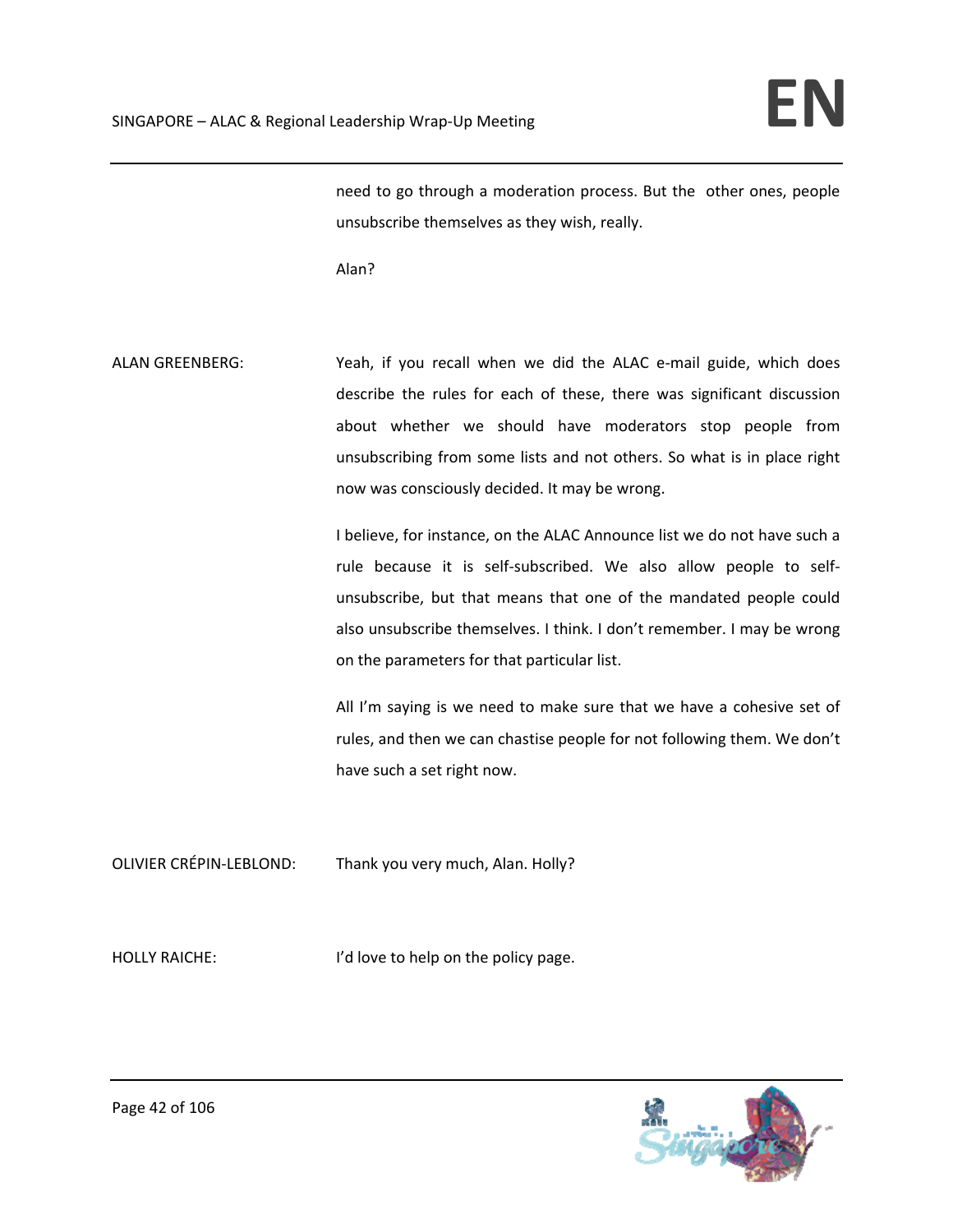need to go through a moderation process. But the other ones, people unsubscribe themselves as they wish, really.

Alan?

ALAN GREENBERG: Yeah, if you recall when we did the ALAC e-mail guide, which does describe the rules for each of these, there was significant discussion about whether we should have moderators stop people from unsubscribing from some lists and not others. So what is in place right now was consciously decided. It may be wrong.

I believe, for instance, on the ALAC Announce list we do not have such a rule because it is self-subscribed. We also allow people to self-unsubscribe, but that means that one of the mandated people could also unsubscribe themselves. I think. I don't remember. I may be wrong on the parameters for that particular list.

All I'm saying is we need to make sure that we have a cohesive set of rules, and then we can chastise people for not following them. We don't have such a set right now.

OLIVIER CRÉPIN-LEBLOND: Thank you very much, Alan. Holly?

HOLLY RAICHE: I'd love to help on the policy page.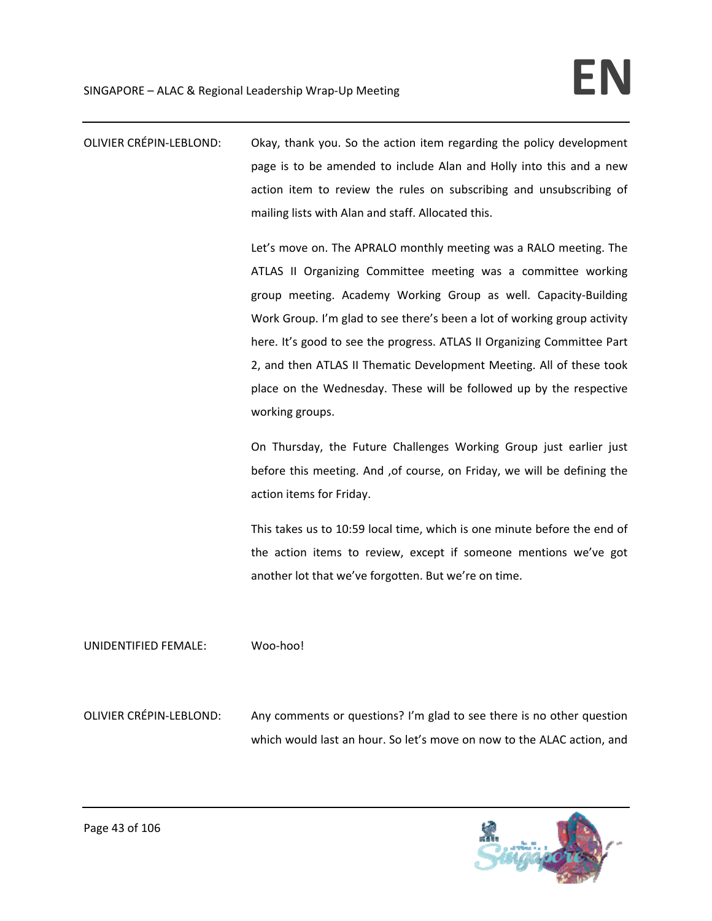OLIVIER CRÉPIN-LEBLOND: Okay, thank you. So the action item regarding the policy development page is to be amended to include Alan and Holly into this and a new action item to review the rules on subscribing and unsubscribing of mailing lists with Alan and staff. Allocated this.

Let's move on. The APRALO monthly meeting was a RALO meeting. The ATLAS II Organizing Committee meeting was a committee working group meeting. Academy Working Group as well. Capacity-Building Work Group. I'm glad to see there's been a lot of working group activity here. It's good to see the progress. ATLAS II Organizing Committee Part 2, and then ATLAS II Thematic Development Meeting. All of these took place on the Wednesday. These will be followed up by the respective working groups.

On Thursday, the Future Challenges Working Group just earlier just before this meeting. And ,of course, on Friday, we will be defining the action items for Friday.

This takes us to 10:59 local time, which is one minute before the end of the action items to review, except if someone mentions we've got another lot that we've forgotten. But we're on time.

UNIDENTIFIED FEMALE: Woo-hoo!

OLIVIER CRÉPIN-LEBLOND: Any comments or questions? I'm glad to see there is no other question which would last an hour. So let's move on now to the ALAC action, and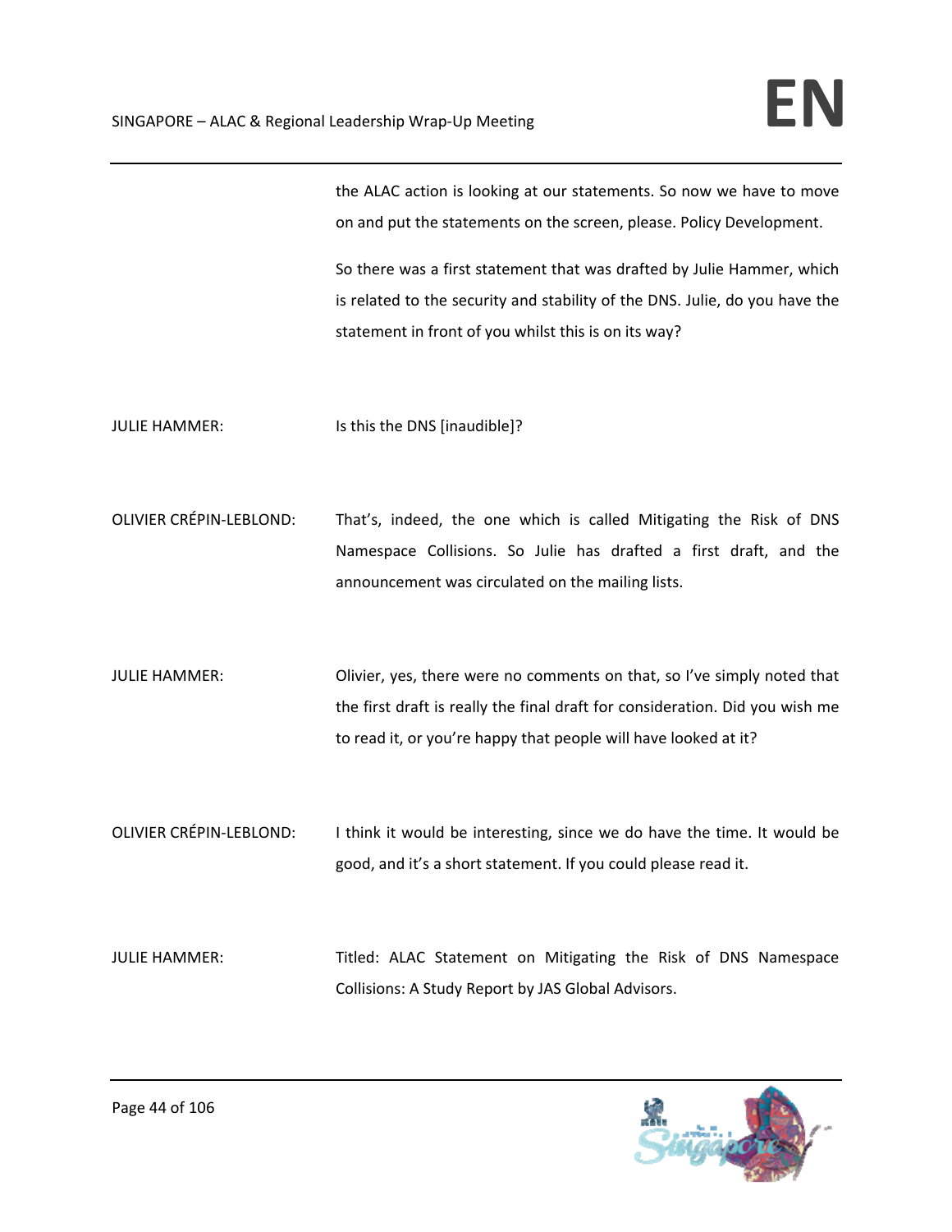the ALAC action is looking at our statements. So now we have to move on and put the statements on the screen, please. Policy Development.

So there was a first statement that was drafted by Julie Hammer, which is related to the security and stability of the DNS. Julie, do you have the statement in front of you whilst this is on its way?

JULIE HAMMER: Is this the DNS [inaudible]?

OLIVIER CRÉPIN-LEBLOND: That's, indeed, the one which is called Mitigating the Risk of DNS Namespace Collisions. So Julie has drafted a first draft, and the announcement was circulated on the mailing lists.

JULIE HAMMER: Olivier, yes, there were no comments on that, so I've simply noted that the first draft is really the final draft for consideration. Did you wish me to read it, or you're happy that people will have looked at it?

OLIVIER CRÉPIN-LEBLOND: I think it would be interesting, since we do have the time. It would be good, and it's a short statement. If you could please read it.

JULIE HAMMER: Titled: ALAC Statement on Mitigating the Risk of DNS Namespace Collisions: A Study Report by JAS Global Advisors.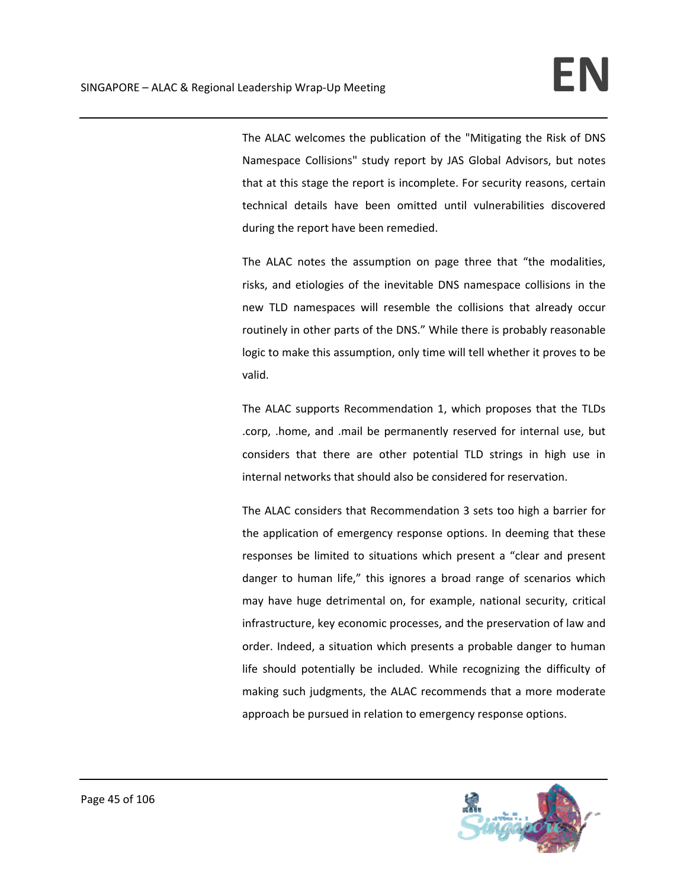The ALAC welcomes the publication of the "Mitigating the Risk of DNS Namespace Collisions" study report by JAS Global Advisors, but notes that at this stage the report is incomplete. For security reasons, certain technical details have been omitted until vulnerabilities discovered during the report have been remedied.

The ALAC notes the assumption on page three that "the modalities, risks, and etiologies of the inevitable DNS namespace collisions in the new TLD namespaces will resemble the collisions that already occur routinely in other parts of the DNS." While there is probably reasonable logic to make this assumption, only time will tell whether it proves to be valid.

The ALAC supports Recommendation 1, which proposes that the TLDs .corp, .home, and .mail be permanently reserved for internal use, but considers that there are other potential TLD strings in high use in internal networks that should also be considered for reservation.

The ALAC considers that Recommendation 3 sets too high a barrier for the application of emergency response options. In deeming that these responses be limited to situations which present a "clear and present danger to human life," this ignores a broad range of scenarios which may have huge detrimental on, for example, national security, critical infrastructure, key economic processes, and the preservation of law and order. Indeed, a situation which presents a probable danger to human life should potentially be included. While recognizing the difficulty of making such judgments, the ALAC recommends that a more moderate approach be pursued in relation to emergency response options.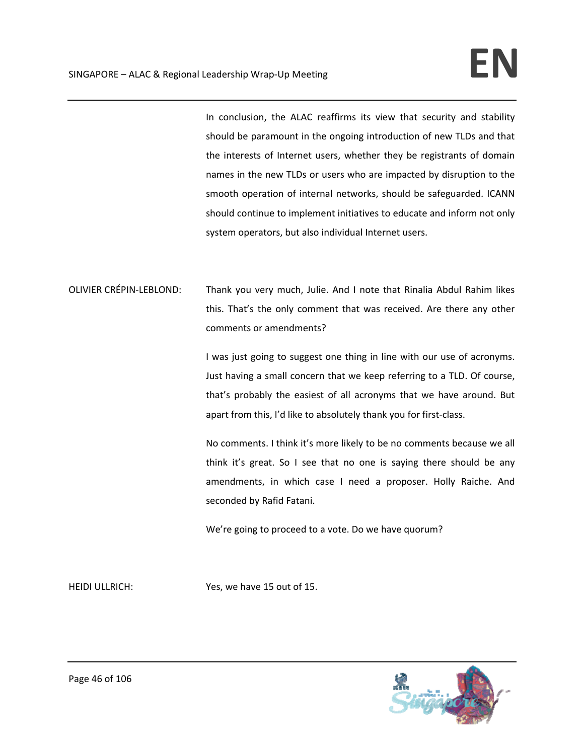In conclusion, the ALAC reaffirms its view that security and stability should be paramount in the ongoing introduction of new TLDs and that the interests of Internet users, whether they be registrants of domain names in the new TLDs or users who are impacted by disruption to the smooth operation of internal networks, should be safeguarded. ICANN should continue to implement initiatives to educate and inform not only system operators, but also individual Internet users.

OLIVIER CRÉPIN-LEBLOND: Thank you very much, Julie. And I note that Rinalia Abdul Rahim likes this. That's the only comment that was received. Are there any other comments or amendments?

I was just going to suggest one thing in line with our use of acronyms. Just having a small concern that we keep referring to a TLD. Of course, that's probably the easiest of all acronyms that we have around. But apart from this, I'd like to absolutely thank you for first-class.

No comments. I think it's more likely to be no comments because we all think it's great. So I see that no one is saying there should be any amendments, in which case I need a proposer. Holly Raiche. And seconded by Rafid Fatani.

We're going to proceed to a vote. Do we have quorum?

HEIDI ULLRICH: Yes, we have 15 out of 15.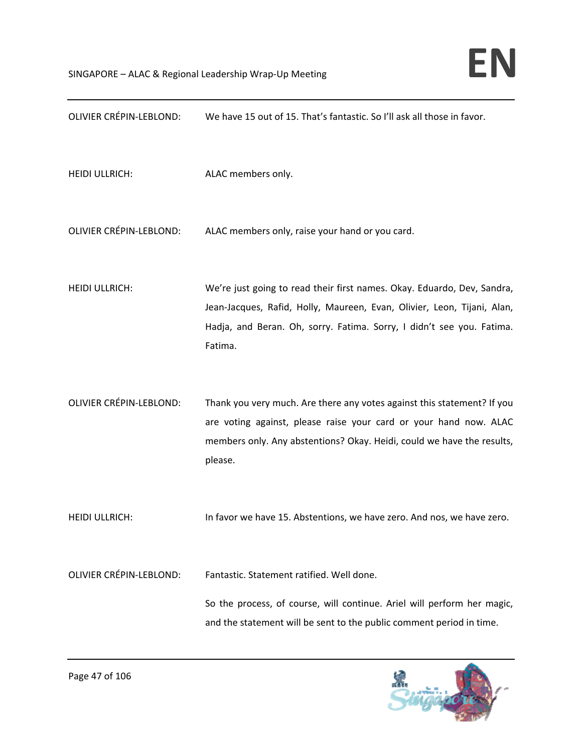OLIVIER CRÉPIN-LEBLOND: We have 15 out of 15. That's fantastic. So I'll ask all those in favor.

HEIDI ULLRICH: ALAC members only.

OLIVIER CRÉPIN-LEBLOND: ALAC members only, raise your hand or you card.

HEIDI ULLRICH: We're just going to read their first names. Okay. Eduardo, Dev, Sandra, Jean-Jacques, Rafid, Holly, Maureen, Evan, Olivier, Leon, Tijani, Alan, Hadja, and Beran. Oh, sorry. Fatima. Sorry, I didn't see you. Fatima. Fatima.

OLIVIER CRÉPIN-LEBLOND: Thank you very much. Are there any votes against this statement? If you are voting against, please raise your card or your hand now. ALAC members only. Any abstentions? Okay. Heidi, could we have the results, please.

HEIDI ULLRICH: In favor we have 15. Abstentions, we have zero. And nos, we have zero.

OLIVIER CRÉPIN-LEBLOND: Fantastic. Statement ratified. Well done.

So the process, of course, will continue. Ariel will perform her magic, and the statement will be sent to the public comment period in time.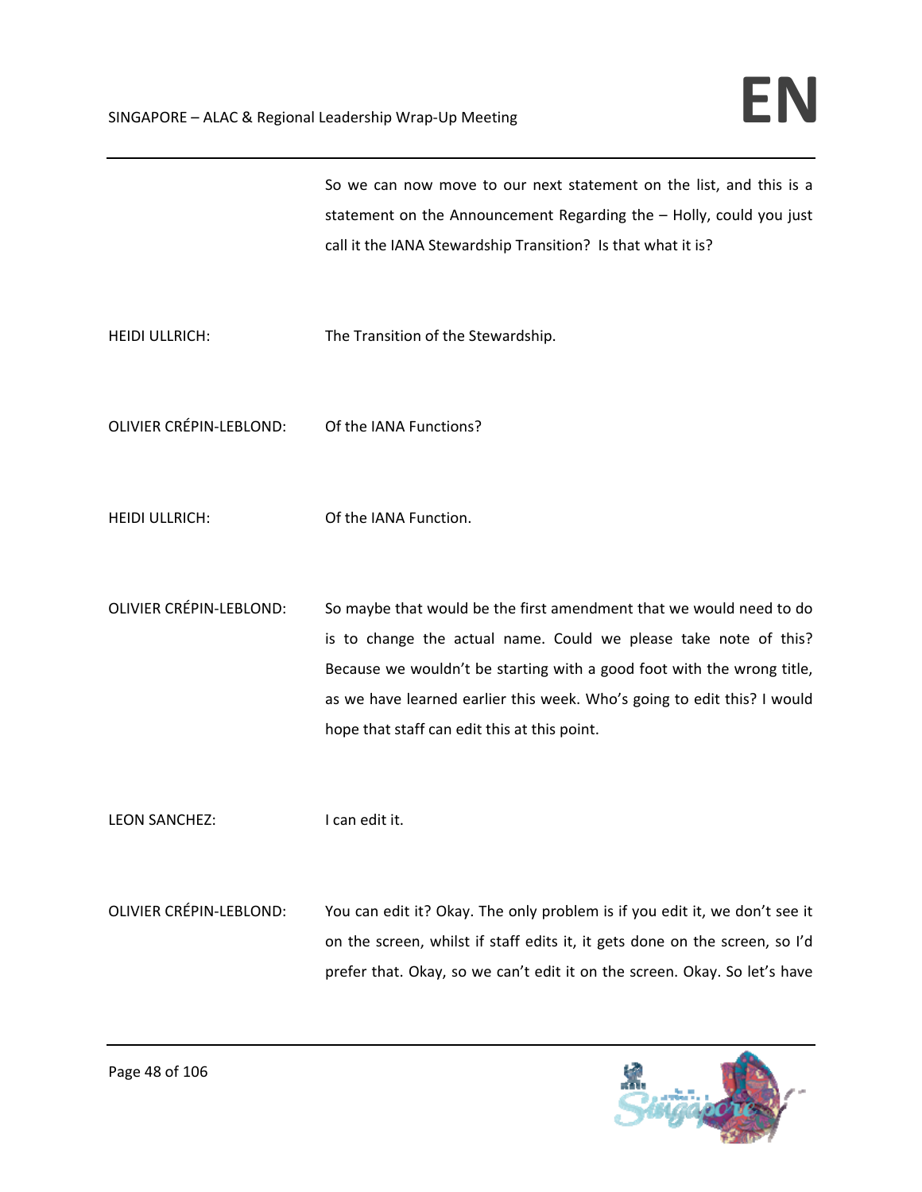So we can now move to our next statement on the list, and this is a statement on the Announcement Regarding the – Holly, could you just call it the IANA Stewardship Transition? Is that what it is?

HEIDI ULLRICH: The Transition of the Stewardship.

OLIVIER CRÉPIN-LEBLOND: Of the IANA Functions?

HEIDI ULLRICH: Of the IANA Function.

OLIVIER CRÉPIN-LEBLOND: So maybe that would be the first amendment that we would need to do is to change the actual name. Could we please take note of this? Because we wouldn't be starting with a good foot with the wrong title, as we have learned earlier this week. Who's going to edit this? I would hope that staff can edit this at this point.

LEON SANCHEZ: I can edit it.

OLIVIER CRÉPIN-LEBLOND: You can edit it? Okay. The only problem is if you edit it, we don't see it on the screen, whilst if staff edits it, it gets done on the screen, so I'd prefer that. Okay, so we can't edit it on the screen. Okay. So let's have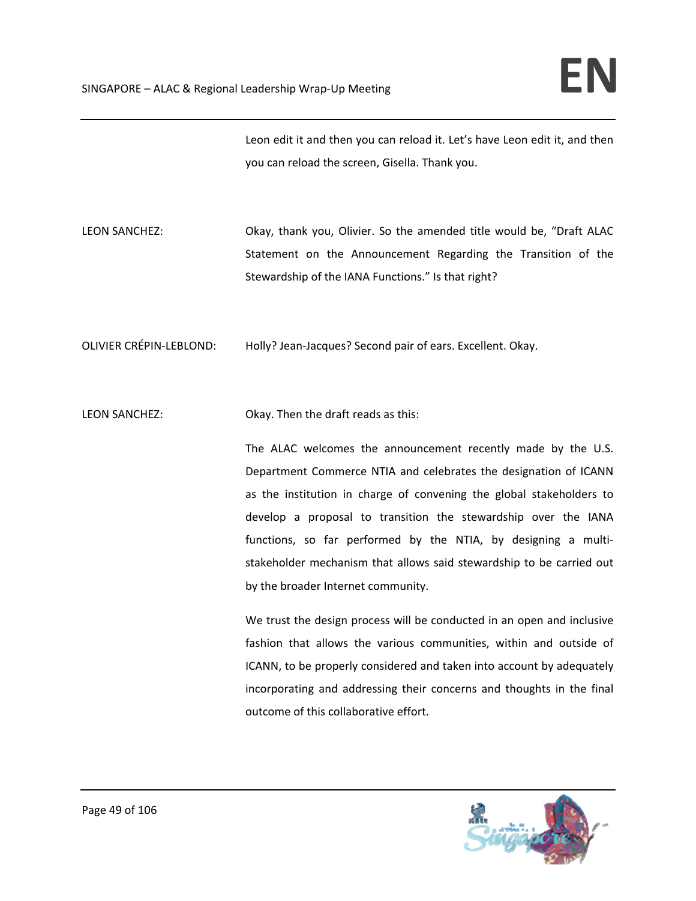Leon edit it and then you can reload it. Let's have Leon edit it, and then you can reload the screen, Gisella. Thank you.

LEON SANCHEZ: Okay, thank you, Olivier. So the amended title would be, "Draft ALAC Statement on the Announcement Regarding the Transition of the Stewardship of the IANA Functions." Is that right?

OLIVIER CRÉPIN-LEBLOND: Holly? Jean-Jacques? Second pair of ears. Excellent. Okay.

LEON SANCHEZ: Okay. Then the draft reads as this:

The ALAC welcomes the announcement recently made by the U.S. Department Commerce NTIA and celebrates the designation of ICANN as the institution in charge of convening the global stakeholders to develop a proposal to transition the stewardship over the IANA functions, so far performed by the NTIA, by designing a multi-stakeholder mechanism that allows said stewardship to be carried out by the broader Internet community.

We trust the design process will be conducted in an open and inclusive fashion that allows the various communities, within and outside of ICANN, to be properly considered and taken into account by adequately incorporating and addressing their concerns and thoughts in the final outcome of this collaborative effort.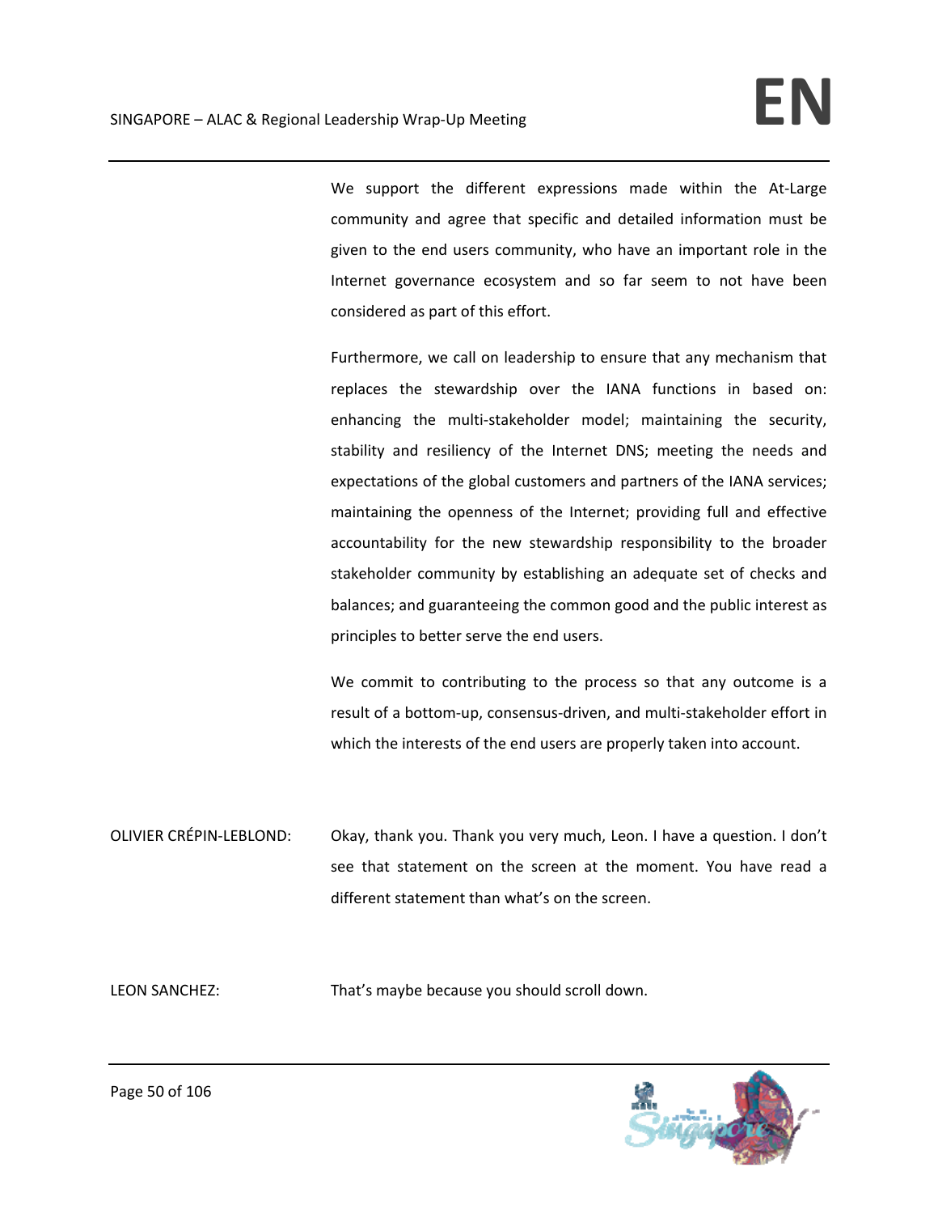We support the different expressions made within the At-Large community and agree that specific and detailed information must be given to the end users community, who have an important role in the Internet governance ecosystem and so far seem to not have been considered as part of this effort.

Furthermore, we call on leadership to ensure that any mechanism that replaces the stewardship over the IANA functions in based on: enhancing the multi-stakeholder model; maintaining the security, stability and resiliency of the Internet DNS; meeting the needs and expectations of the global customers and partners of the IANA services; maintaining the openness of the Internet; providing full and effective accountability for the new stewardship responsibility to the broader stakeholder community by establishing an adequate set of checks and balances; and guaranteeing the common good and the public interest as principles to better serve the end users.

We commit to contributing to the process so that any outcome is a result of a bottom-up, consensus-driven, and multi-stakeholder effort in which the interests of the end users are properly taken into account.

OLIVIER CRÉPIN-LEBLOND: Okay, thank you. Thank you very much, Leon. I have a question. I don't see that statement on the screen at the moment. You have read a different statement than what's on the screen.

LEON SANCHEZ: That's maybe because you should scroll down.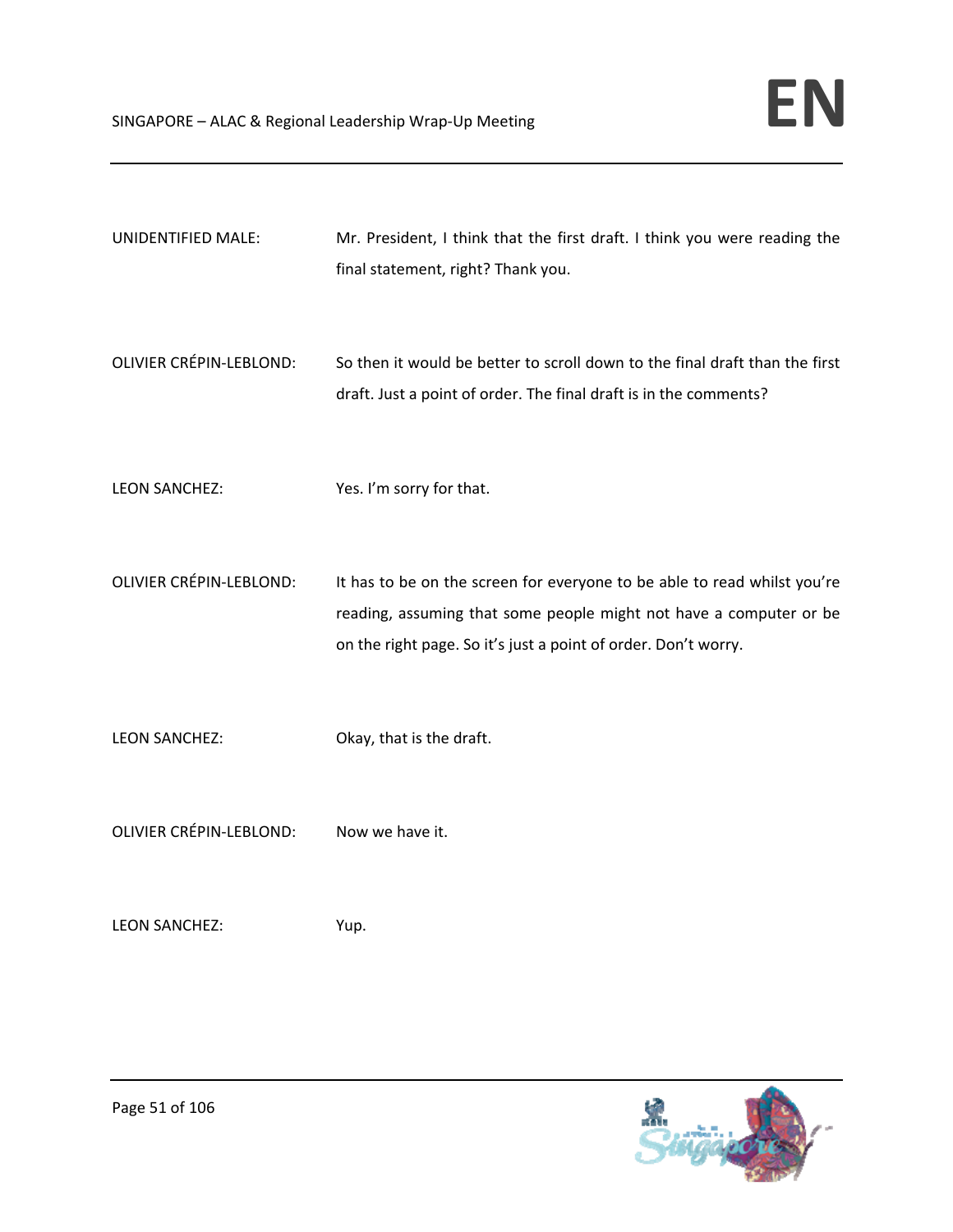UNIDENTIFIED MALE: Mr. President, I think that the first draft. I think you were reading the final statement, right? Thank you.

OLIVIER CRÉPIN-LEBLOND: So then it would be better to scroll down to the final draft than the first draft. Just a point of order. The final draft is in the comments?

LEON SANCHEZ: Yes. I'm sorry for that.

OLIVIER CRÉPIN-LEBLOND: It has to be on the screen for everyone to be able to read whilst you're reading, assuming that some people might not have a computer or be on the right page. So it's just a point of order. Don't worry.

LEON SANCHEZ: Okay, that is the draft.

OLIVIER CRÉPIN-LEBLOND: Now we have it.

LEON SANCHEZ: Yup.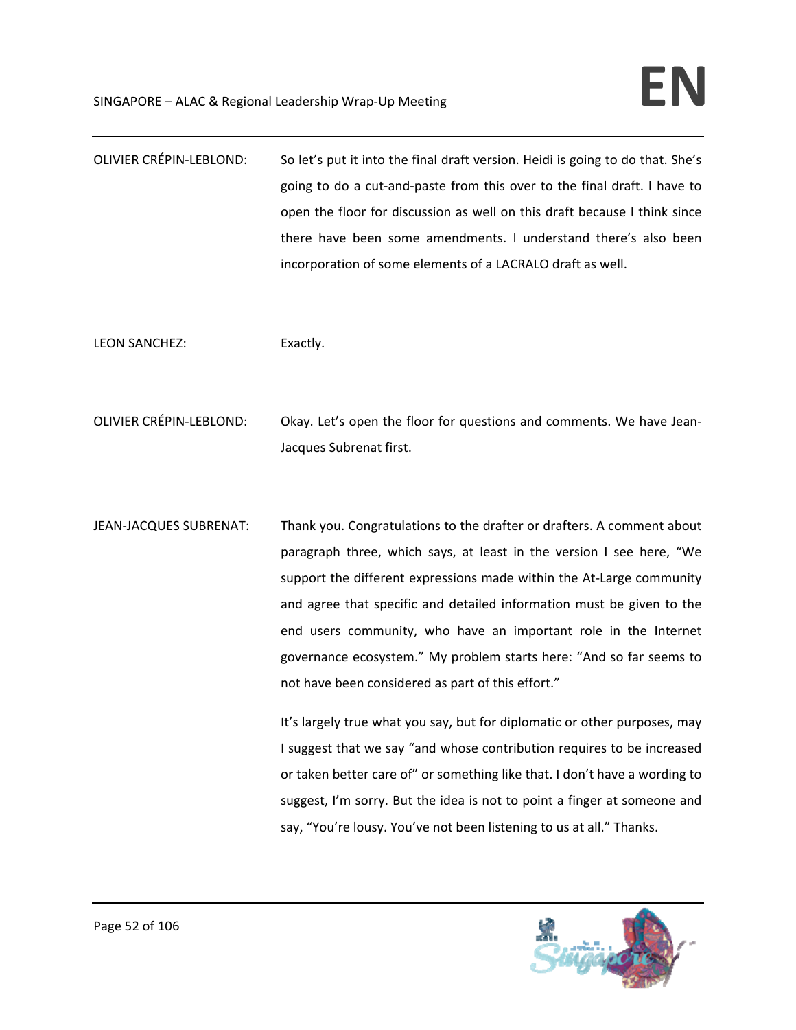OLIVIER CRÉPIN-LEBLOND: So let's put it into the final draft version. Heidi is going to do that. She's going to do a cut-and-paste from this over to the final draft. I have to open the floor for discussion as well on this draft because I think since there have been some amendments. I understand there's also been incorporation of some elements of a LACRALO draft as well.

LEON SANCHEZ: Exactly.

OLIVIER CRÉPIN-LEBLOND: Okay. Let's open the floor for questions and comments. We have Jean-Jacques Subrenat first.

JEAN-JACQUES SUBRENAT: Thank you. Congratulations to the drafter or drafters. A comment about paragraph three, which says, at least in the version I see here, "We support the different expressions made within the At-Large community and agree that specific and detailed information must be given to the end users community, who have an important role in the Internet governance ecosystem." My problem starts here: "And so far seems to not have been considered as part of this effort."

It's largely true what you say, but for diplomatic or other purposes, may I suggest that we say "and whose contribution requires to be increased or taken better care of" or something like that. I don't have a wording to suggest, I'm sorry. But the idea is not to point a finger at someone and say, "You're lousy. You've not been listening to us at all." Thanks.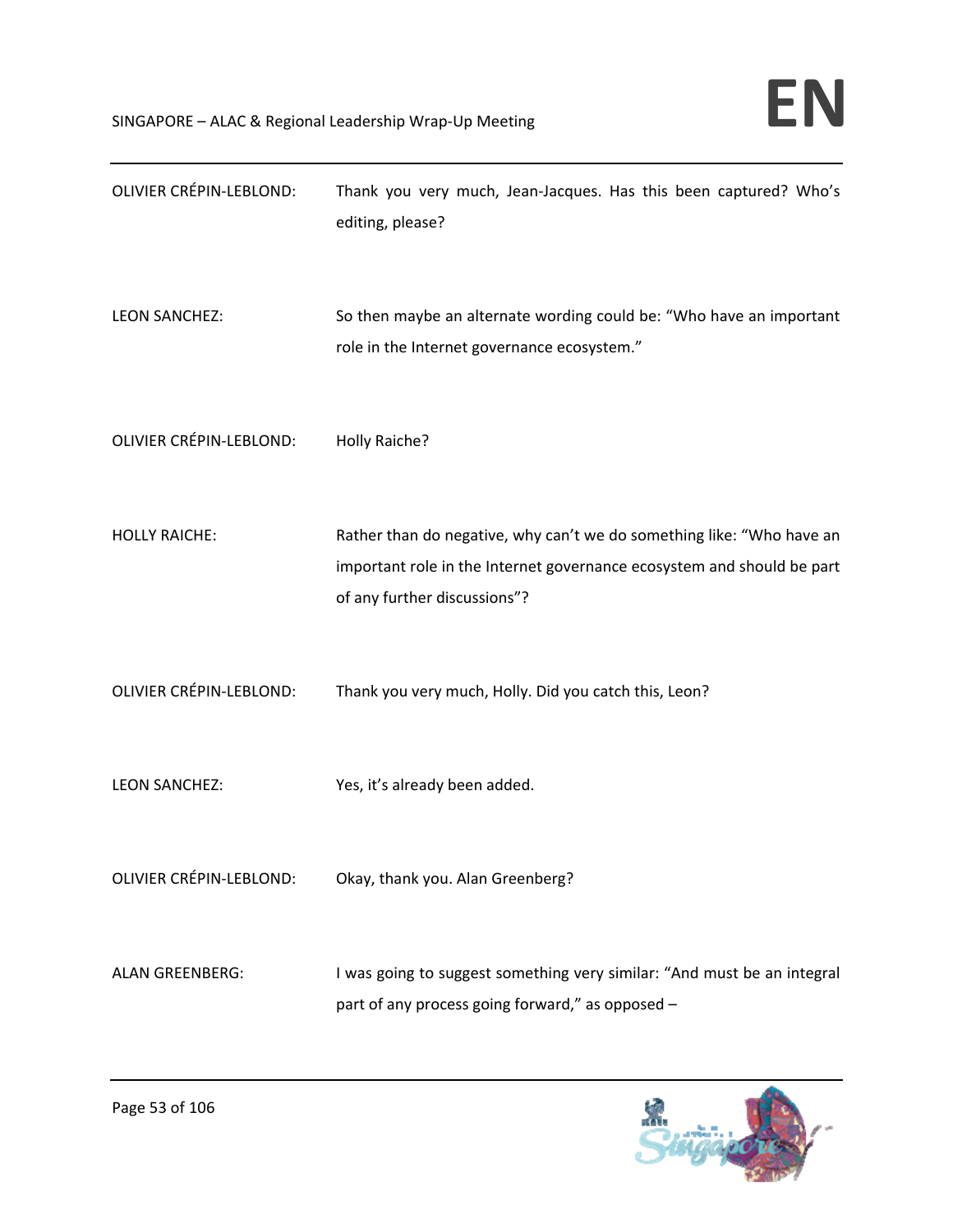OLIVIER CRÉPIN-LEBLOND: Thank you very much, Jean-Jacques. Has this been captured? Who's editing, please?

LEON SANCHEZ: So then maybe an alternate wording could be: "Who have an important role in the Internet governance ecosystem."

OLIVIER CRÉPIN-LEBLOND: Holly Raiche?

HOLLY RAICHE: Rather than do negative, why can't we do something like: "Who have an important role in the Internet governance ecosystem and should be part of any further discussions"?

OLIVIER CRÉPIN-LEBLOND: Thank you very much, Holly. Did you catch this, Leon?

LEON SANCHEZ: Yes, it's already been added.

OLIVIER CRÉPIN-LEBLOND: Okay, thank you. Alan Greenberg?

ALAN GREENBERG: I was going to suggest something very similar: "And must be an integral part of any process going forward," as opposed –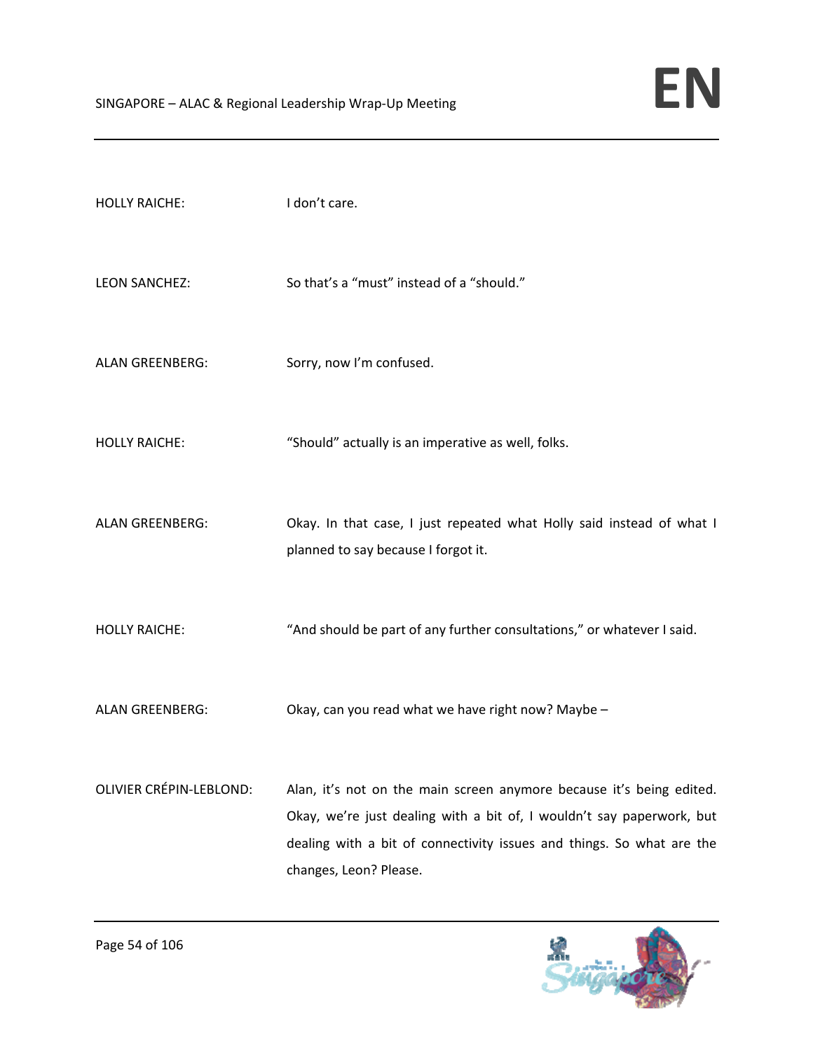HOLLY RAICHE: I don't care.

LEON SANCHEZ: So that's a "must" instead of a "should."

ALAN GREENBERG: Sorry, now I'm confused.

HOLLY RAICHE: "Should" actually is an imperative as well, folks.

ALAN GREENBERG: Okay. In that case, I just repeated what Holly said instead of what I planned to say because I forgot it.

HOLLY RAICHE: "And should be part of any further consultations," or whatever I said.

ALAN GREENBERG: Okay, can you read what we have right now? Maybe –

OLIVIER CRÉPIN-LEBLOND: Alan, it's not on the main screen anymore because it's being edited. Okay, we're just dealing with a bit of, I wouldn't say paperwork, but dealing with a bit of connectivity issues and things. So what are the changes, Leon? Please.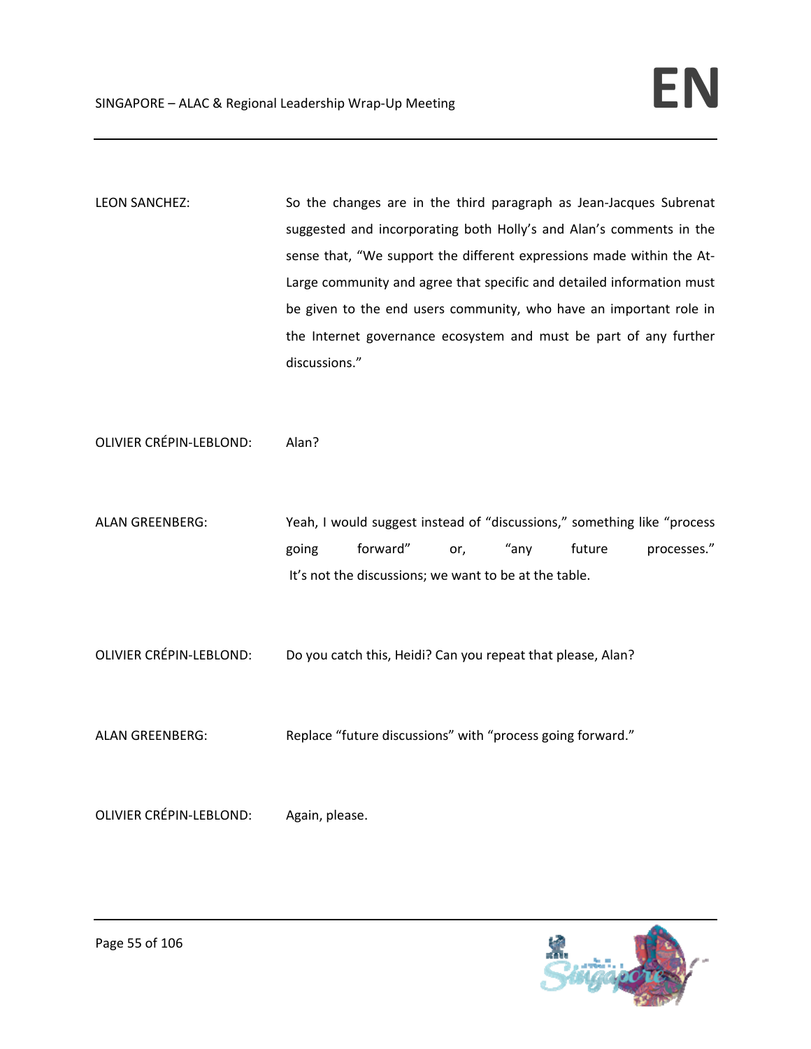LEON SANCHEZ: So the changes are in the third paragraph as Jean-Jacques Subrenat suggested and incorporating both Holly's and Alan's comments in the sense that, "We support the different expressions made within the At-Large community and agree that specific and detailed information must be given to the end users community, who have an important role in the Internet governance ecosystem and must be part of any further discussions."

OLIVIER CRÉPIN-LEBLOND: Alan?

ALAN GREENBERG: Yeah, I would suggest instead of "discussions," something like "process going forward" or, "any future processes." It's not the discussions; we want to be at the table.

OLIVIER CRÉPIN-LEBLOND: Do you catch this, Heidi? Can you repeat that please, Alan?

ALAN GREENBERG: Replace "future discussions" with "process going forward."

OLIVIER CRÉPIN-LEBLOND: Again, please.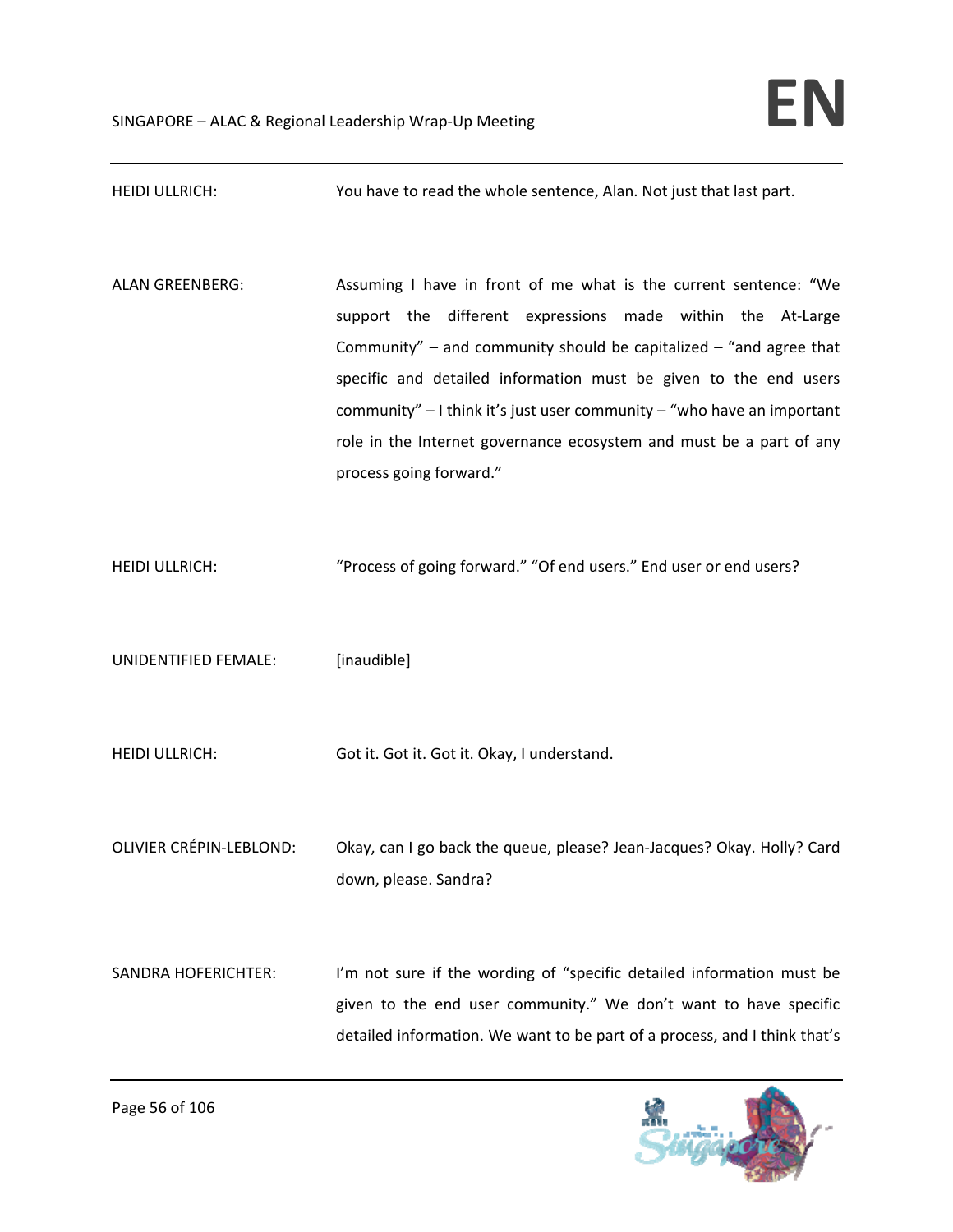HEIDI ULLRICH: You have to read the whole sentence, Alan. Not just that last part.

ALAN GREENBERG: Assuming I have in front of me what is the current sentence: "We support the different expressions made within the At-Large Community" – and community should be capitalized – "and agree that specific and detailed information must be given to the end users community" – I think it's just user community – "who have an important role in the Internet governance ecosystem and must be a part of any process going forward."

HEIDI ULLRICH: "Process of going forward." "Of end users." End user or end users?

UNIDENTIFIED FEMALE: [inaudible]

HEIDI ULLRICH: Got it. Got it. Got it. Okay, I understand.

OLIVIER CRÉPIN-LEBLOND: Okay, can I go back the queue, please? Jean-Jacques? Okay. Holly? Card down, please. Sandra?

SANDRA HOFERICHTER: I'm not sure if the wording of "specific detailed information must be given to the end user community." We don't want to have specific detailed information. We want to be part of a process, and I think that's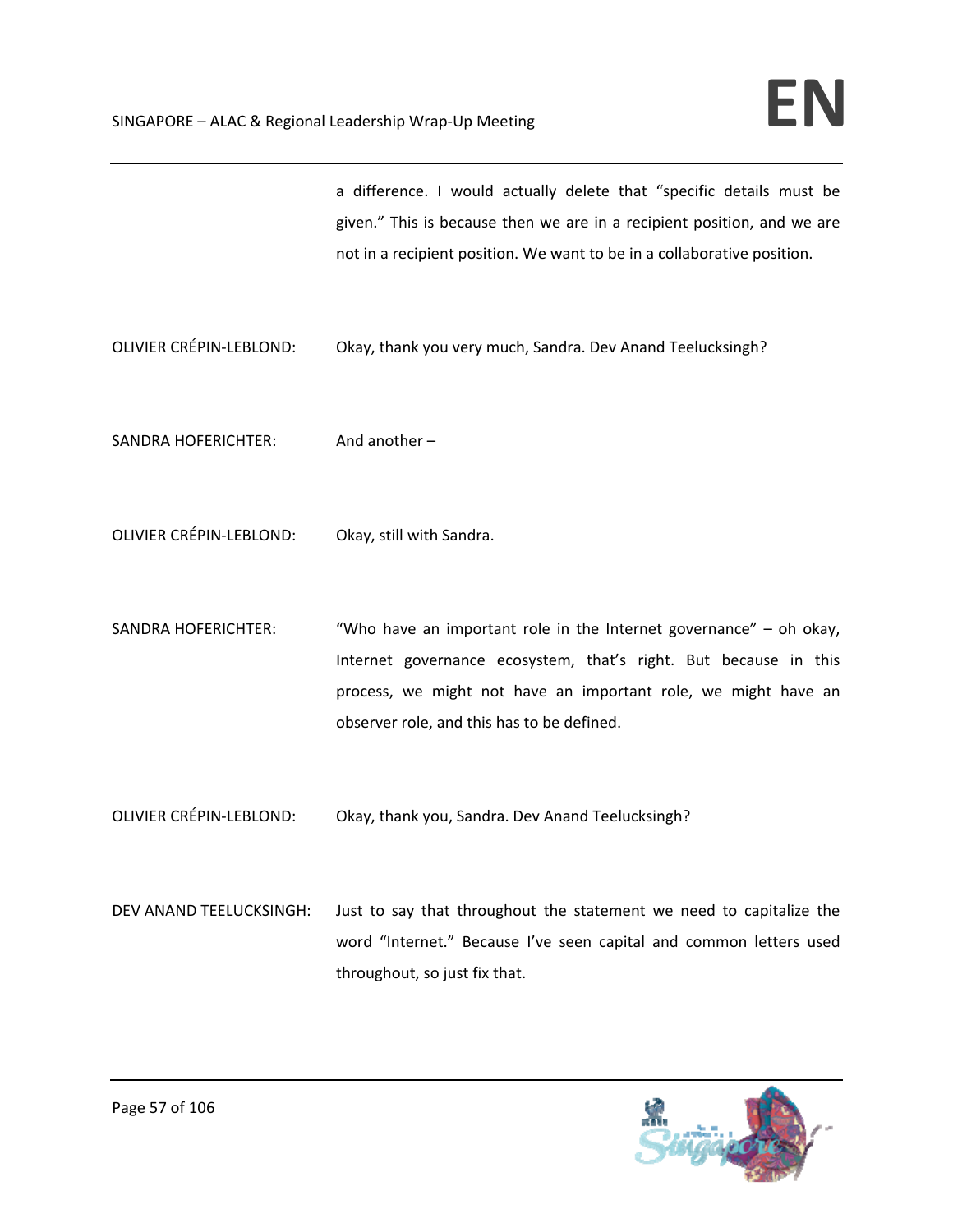a difference. I would actually delete that "specific details must be given." This is because then we are in a recipient position, and we are not in a recipient position. We want to be in a collaborative position.

OLIVIER CRÉPIN-LEBLOND: Okay, thank you very much, Sandra. Dev Anand Teelucksingh?

SANDRA HOFERICHTER: And another –

OLIVIER CRÉPIN-LEBLOND: Okay, still with Sandra.

SANDRA HOFERICHTER: "Who have an important role in the Internet governance" – oh okay, Internet governance ecosystem, that's right. But because in this process, we might not have an important role, we might have an observer role, and this has to be defined.

OLIVIER CRÉPIN-LEBLOND: Okay, thank you, Sandra. Dev Anand Teelucksingh?

DEV ANAND TEELUCKSINGH: Just to say that throughout the statement we need to capitalize the word "Internet." Because I've seen capital and common letters used throughout, so just fix that.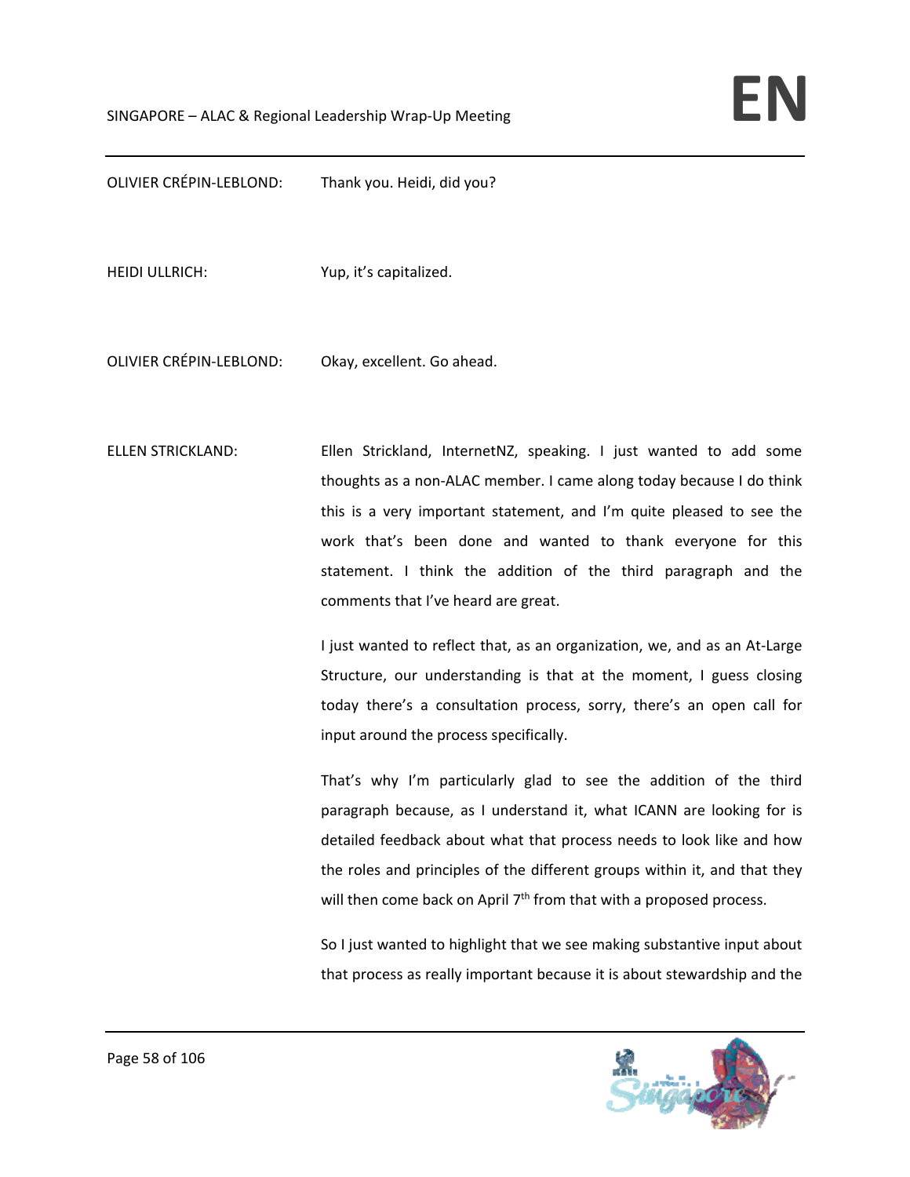OLIVIER CRÉPIN-LEBLOND: Thank you. Heidi, did you?

HEIDI ULLRICH: Yup, it's capitalized.

OLIVIER CRÉPIN-LEBLOND: Okay, excellent. Go ahead.

ELLEN STRICKLAND: Ellen Strickland, InternetNZ, speaking. I just wanted to add some thoughts as a non-ALAC member. I came along today because I do think this is a very important statement, and I'm quite pleased to see the work that's been done and wanted to thank everyone for this statement. I think the addition of the third paragraph and the comments that I've heard are great.

I just wanted to reflect that, as an organization, we, and as an At-Large Structure, our understanding is that at the moment, I guess closing today there's a consultation process, sorry, there's an open call for input around the process specifically.

That's why I'm particularly glad to see the addition of the third paragraph because, as I understand it, what ICANN are looking for is detailed feedback about what that process needs to look like and how the roles and principles of the different groups within it, and that they will then come back on April 7th from that with a proposed process.

So I just wanted to highlight that we see making substantive input about that process as really important because it is about stewardship and the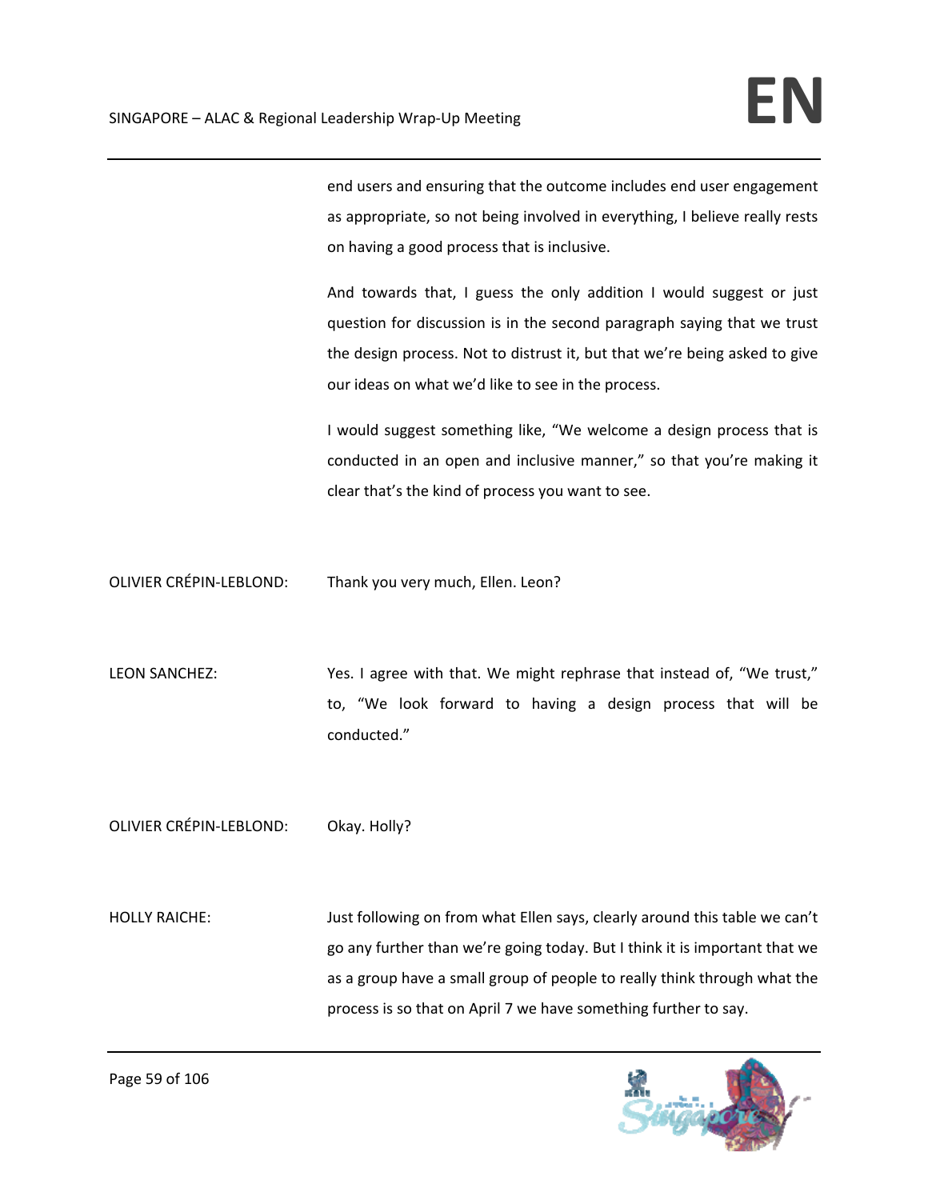end users and ensuring that the outcome includes end user engagement as appropriate, so not being involved in everything, I believe really rests on having a good process that is inclusive.

And towards that, I guess the only addition I would suggest or just question for discussion is in the second paragraph saying that we trust the design process. Not to distrust it, but that we're being asked to give our ideas on what we'd like to see in the process.

I would suggest something like, "We welcome a design process that is conducted in an open and inclusive manner," so that you're making it clear that's the kind of process you want to see.

OLIVIER CRÉPIN-LEBLOND: Thank you very much, Ellen. Leon?

LEON SANCHEZ: Yes. I agree with that. We might rephrase that instead of, "We trust," to, "We look forward to having a design process that will be conducted."

OLIVIER CRÉPIN-LEBLOND: Okay. Holly?

HOLLY RAICHE: Just following on from what Ellen says, clearly around this table we can't go any further than we're going today. But I think it is important that we as a group have a small group of people to really think through what the process is so that on April 7 we have something further to say.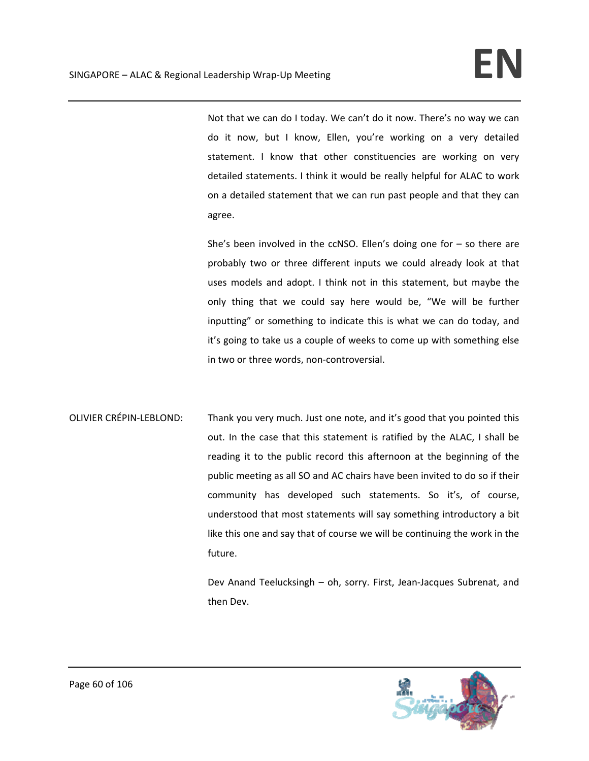Not that we can do I today. We can't do it now. There's no way we can do it now, but I know, Ellen, you're working on a very detailed statement. I know that other constituencies are working on very detailed statements. I think it would be really helpful for ALAC to work on a detailed statement that we can run past people and that they can agree.

She's been involved in the ccNSO. Ellen's doing one for – so there are probably two or three different inputs we could already look at that uses models and adopt. I think not in this statement, but maybe the only thing that we could say here would be, "We will be further inputting" or something to indicate this is what we can do today, and it's going to take us a couple of weeks to come up with something else in two or three words, non-controversial.

OLIVIER CRÉPIN-LEBLOND: Thank you very much. Just one note, and it's good that you pointed this out. In the case that this statement is ratified by the ALAC, I shall be reading it to the public record this afternoon at the beginning of the public meeting as all SO and AC chairs have been invited to do so if their community has developed such statements. So it's, of course, understood that most statements will say something introductory a bit like this one and say that of course we will be continuing the work in the future.

Dev Anand Teelucksingh – oh, sorry. First, Jean-Jacques Subrenat, and then Dev.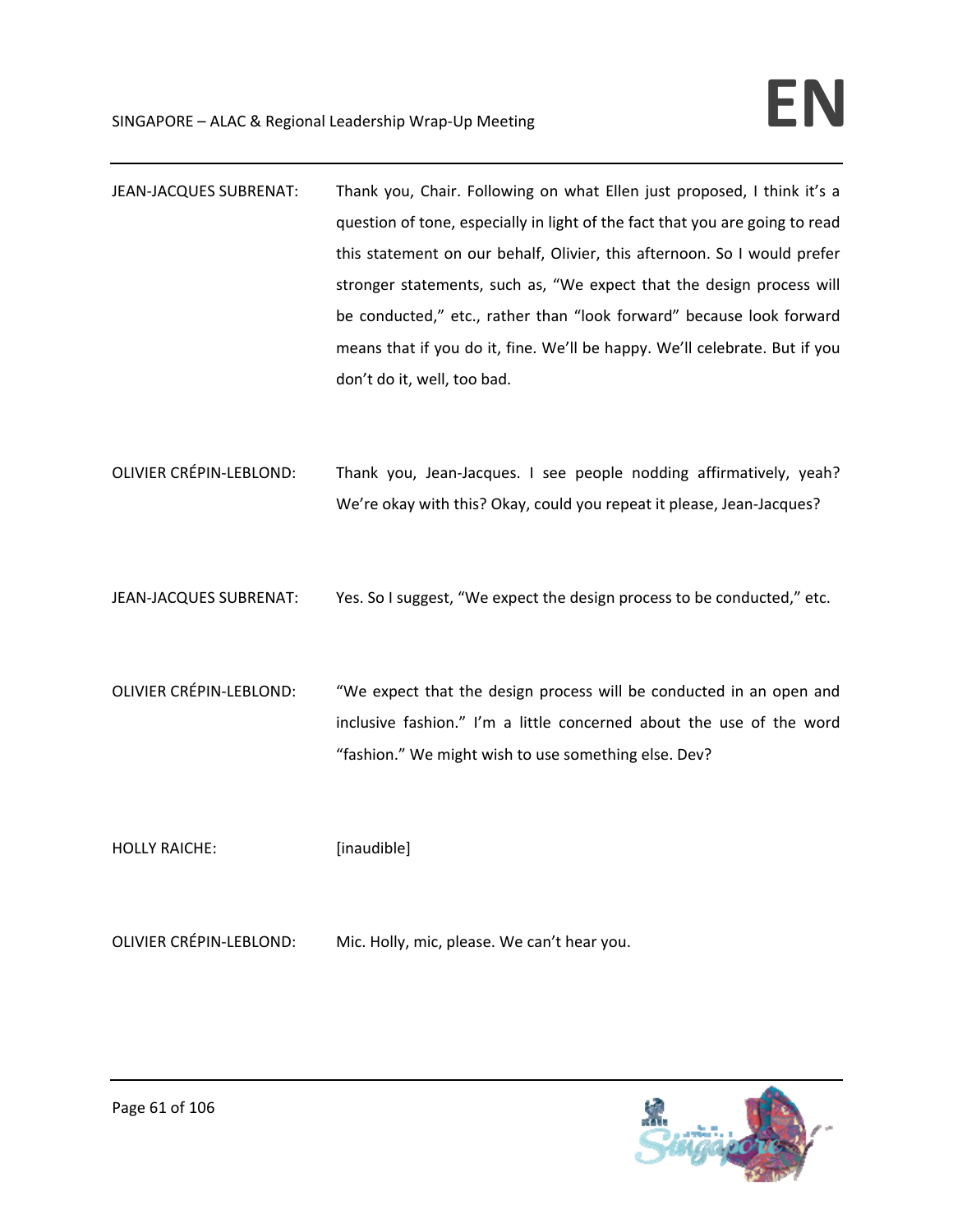JEAN-JACQUES SUBRENAT: Thank you, Chair. Following on what Ellen just proposed, I think it's a question of tone, especially in light of the fact that you are going to read this statement on our behalf, Olivier, this afternoon. So I would prefer stronger statements, such as, "We expect that the design process will be conducted," etc., rather than "look forward" because look forward means that if you do it, fine. We'll be happy. We'll celebrate. But if you don't do it, well, too bad.

OLIVIER CRÉPIN-LEBLOND: Thank you, Jean-Jacques. I see people nodding affirmatively, yeah? We're okay with this? Okay, could you repeat it please, Jean-Jacques?

JEAN-JACQUES SUBRENAT: Yes. So I suggest, "We expect the design process to be conducted," etc.

OLIVIER CRÉPIN-LEBLOND: "We expect that the design process will be conducted in an open and inclusive fashion." I'm a little concerned about the use of the word "fashion." We might wish to use something else. Dev?

HOLLY RAICHE: [inaudible]

OLIVIER CRÉPIN-LEBLOND: Mic. Holly, mic, please. We can't hear you.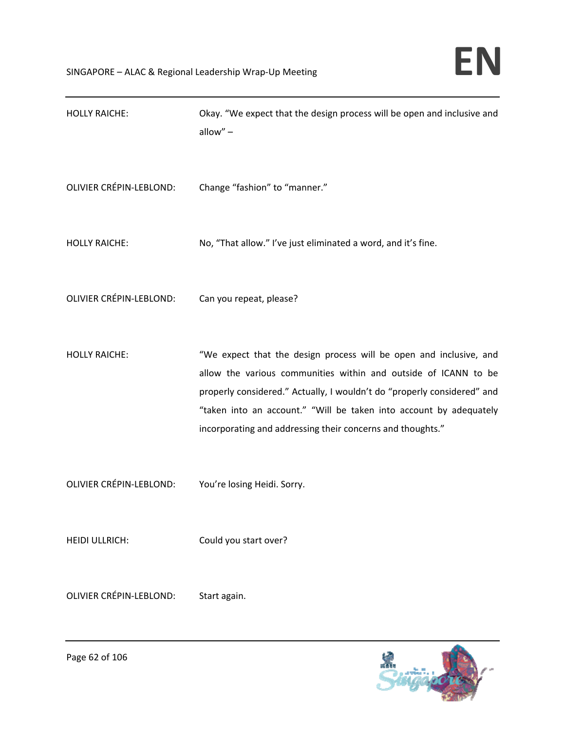HOLLY RAICHE: Okay. “We expect that the design process will be open and inclusive and allow” –

OLIVIER CRÉPIN-LEBLOND: Change “fashion” to “manner.”

HOLLY RAICHE: No, “That allow.” I’ve just eliminated a word, and it’s fine.

OLIVIER CRÉPIN-LEBLOND: Can you repeat, please?

HOLLY RAICHE: “We expect that the design process will be open and inclusive, and allow the various communities within and outside of ICANN to be properly considered.” Actually, I wouldn’t do “properly considered” and “taken into an account.” “Will be taken into account by adequately incorporating and addressing their concerns and thoughts.”

OLIVIER CRÉPIN-LEBLOND: You’re losing Heidi. Sorry.

HEIDI ULLRICH: Could you start over?

OLIVIER CRÉPIN-LEBLOND: Start again.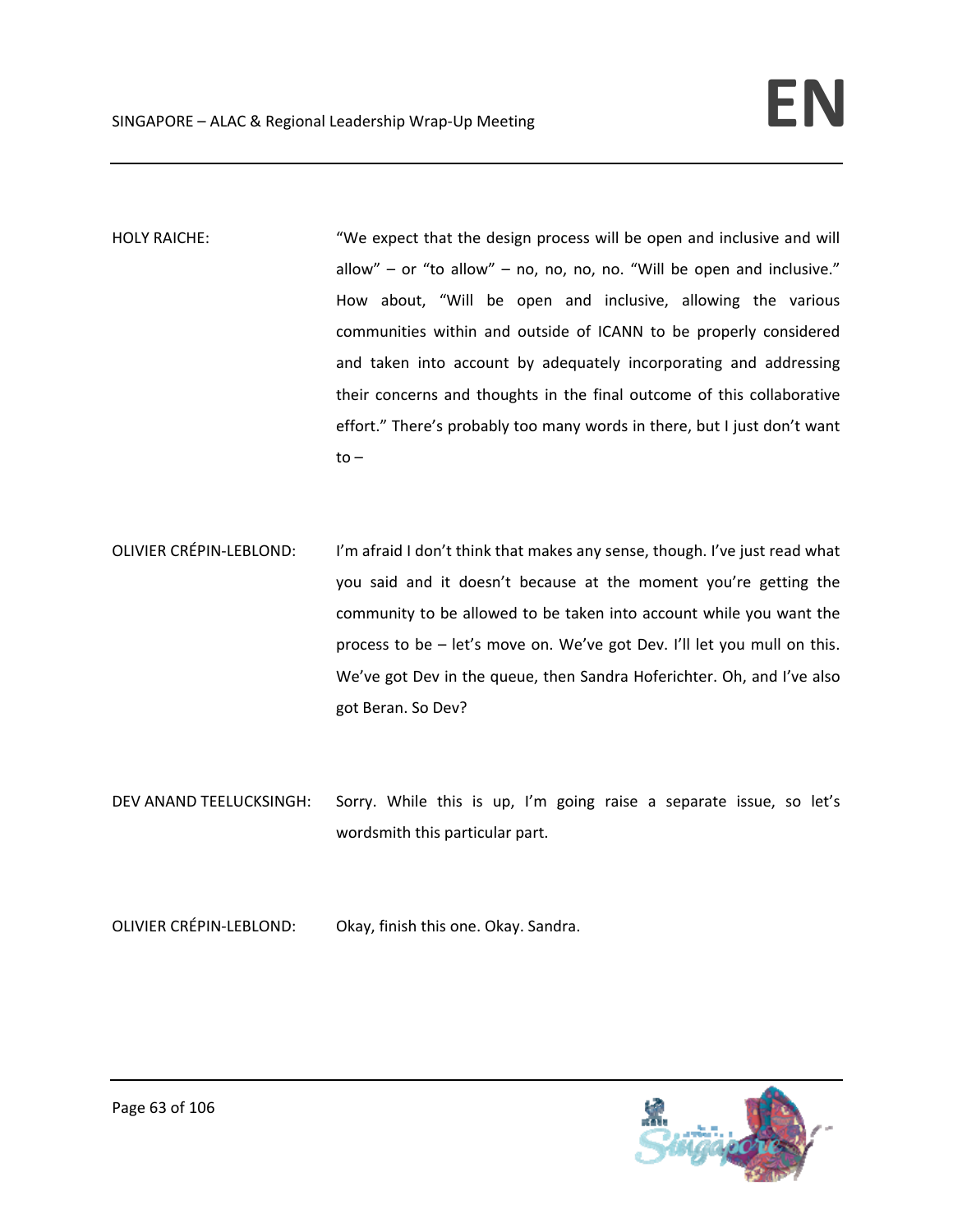HOLY RAICHE: "We expect that the design process will be open and inclusive and will allow" – or "to allow" – no, no, no, no. "Will be open and inclusive." How about, "Will be open and inclusive, allowing the various communities within and outside of ICANN to be properly considered and taken into account by adequately incorporating and addressing their concerns and thoughts in the final outcome of this collaborative effort." There's probably too many words in there, but I just don't want to –

OLIVIER CRÉPIN-LEBLOND: I'm afraid I don't think that makes any sense, though. I've just read what you said and it doesn't because at the moment you're getting the community to be allowed to be taken into account while you want the process to be – let's move on. We've got Dev. I'll let you mull on this. We've got Dev in the queue, then Sandra Hoferichter. Oh, and I've also got Beran. So Dev?

DEV ANAND TEELUCKSINGH: Sorry. While this is up, I'm going raise a separate issue, so let's wordsmith this particular part.

OLIVIER CRÉPIN-LEBLOND: Okay, finish this one. Okay. Sandra.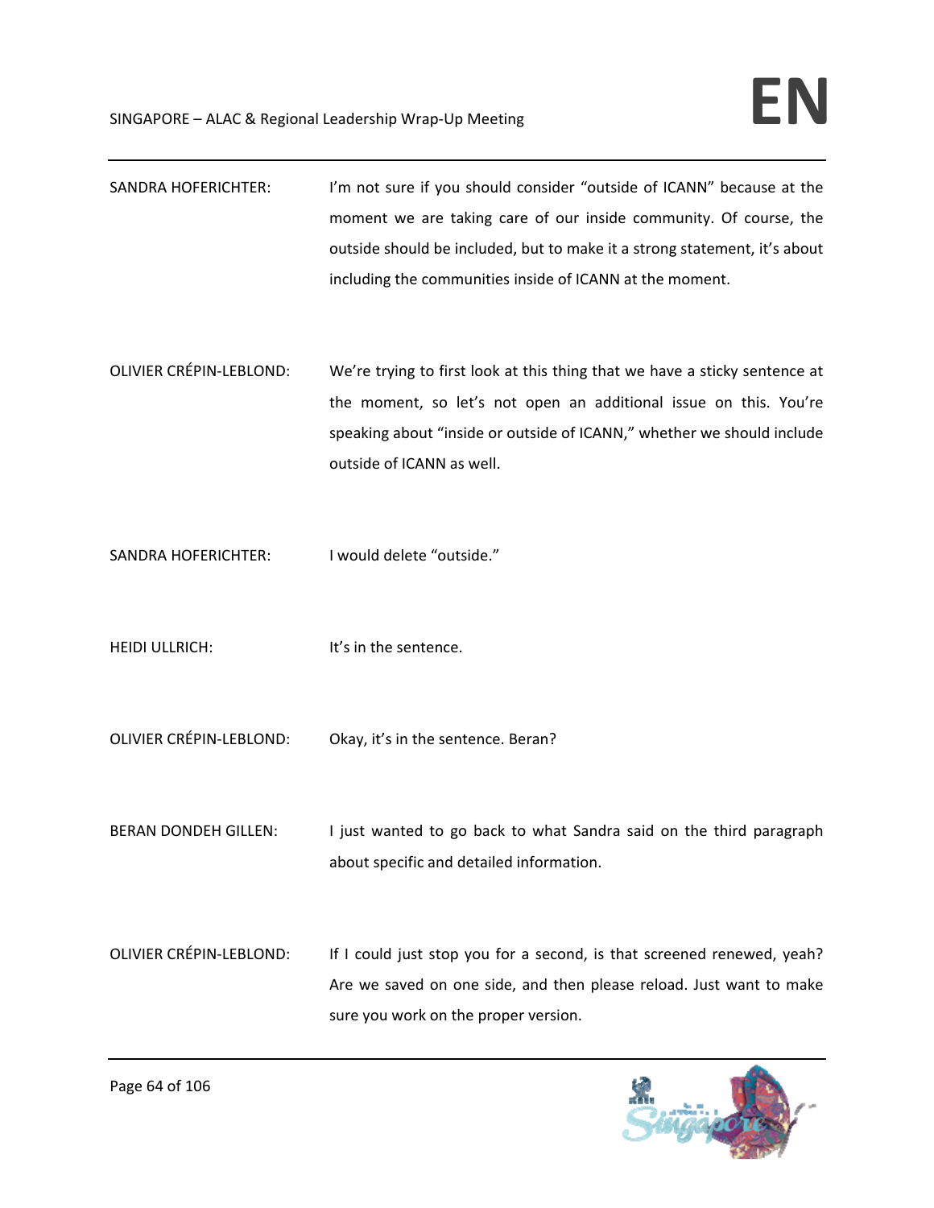SANDRA HOFERICHTER: I'm not sure if you should consider "outside of ICANN" because at the moment we are taking care of our inside community. Of course, the outside should be included, but to make it a strong statement, it's about including the communities inside of ICANN at the moment.

OLIVIER CRÉPIN-LEBLOND: We're trying to first look at this thing that we have a sticky sentence at the moment, so let's not open an additional issue on this. You're speaking about "inside or outside of ICANN," whether we should include outside of ICANN as well.

SANDRA HOFERICHTER: I would delete "outside."

HEIDI ULLRICH: It's in the sentence.

OLIVIER CRÉPIN-LEBLOND: Okay, it's in the sentence. Beran?

BERAN DONDEH GILLEN: I just wanted to go back to what Sandra said on the third paragraph about specific and detailed information.

OLIVIER CRÉPIN-LEBLOND: If I could just stop you for a second, is that screened renewed, yeah? Are we saved on one side, and then please reload. Just want to make sure you work on the proper version.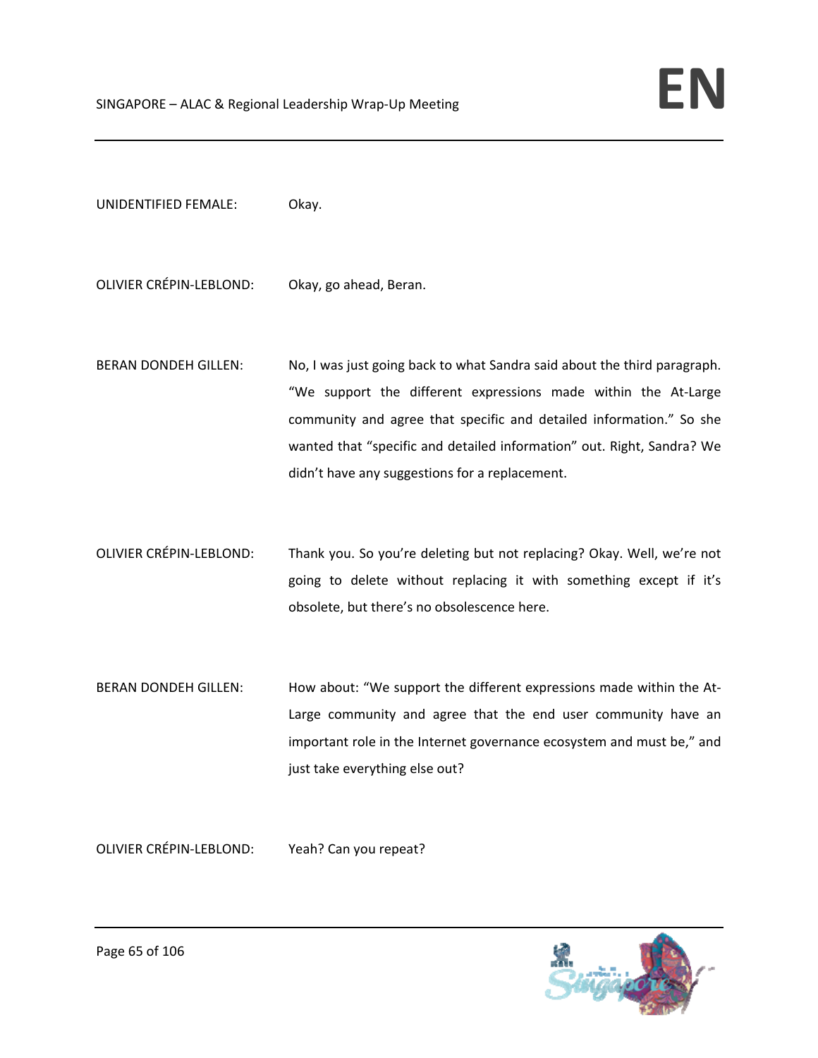UNIDENTIFIED FEMALE: Okay.

OLIVIER CRÉPIN-LEBLOND: Okay, go ahead, Beran.

BERAN DONDEH GILLEN: No, I was just going back to what Sandra said about the third paragraph. "We support the different expressions made within the At-Large community and agree that specific and detailed information." So she wanted that "specific and detailed information" out. Right, Sandra? We didn't have any suggestions for a replacement.

OLIVIER CRÉPIN-LEBLOND: Thank you. So you're deleting but not replacing? Okay. Well, we're not going to delete without replacing it with something except if it's obsolete, but there's no obsolescence here.

BERAN DONDEH GILLEN: How about: "We support the different expressions made within the At-Large community and agree that the end user community have an important role in the Internet governance ecosystem and must be," and just take everything else out?

OLIVIER CRÉPIN-LEBLOND: Yeah? Can you repeat?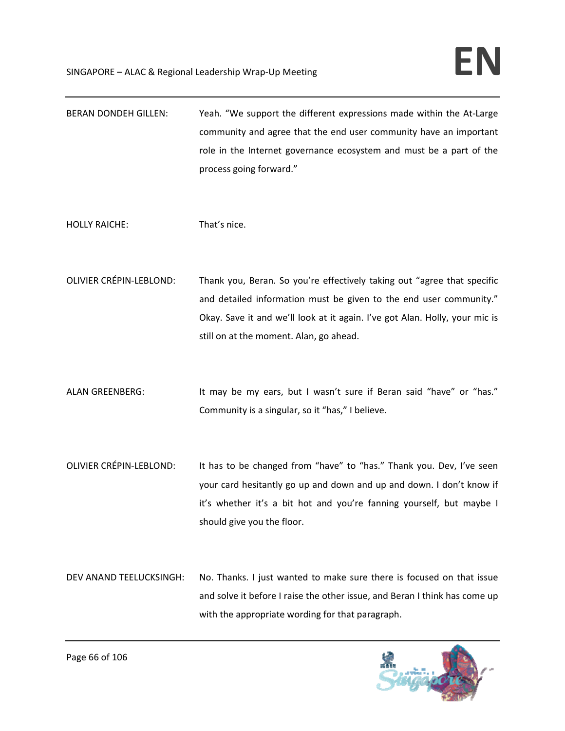BERAN DONDEH GILLEN: Yeah. "We support the different expressions made within the At-Large community and agree that the end user community have an important role in the Internet governance ecosystem and must be a part of the process going forward."

HOLLY RAICHE: That's nice.

OLIVIER CRÉPIN-LEBLOND: Thank you, Beran. So you're effectively taking out "agree that specific and detailed information must be given to the end user community." Okay. Save it and we'll look at it again. I've got Alan. Holly, your mic is still on at the moment. Alan, go ahead.

ALAN GREENBERG: It may be my ears, but I wasn't sure if Beran said "have" or "has." Community is a singular, so it "has," I believe.

OLIVIER CRÉPIN-LEBLOND: It has to be changed from "have" to "has." Thank you. Dev, I've seen your card hesitantly go up and down and up and down. I don't know if it's whether it's a bit hot and you're fanning yourself, but maybe I should give you the floor.

DEV ANAND TEELUCKSINGH: No. Thanks. I just wanted to make sure there is focused on that issue and solve it before I raise the other issue, and Beran I think has come up with the appropriate wording for that paragraph.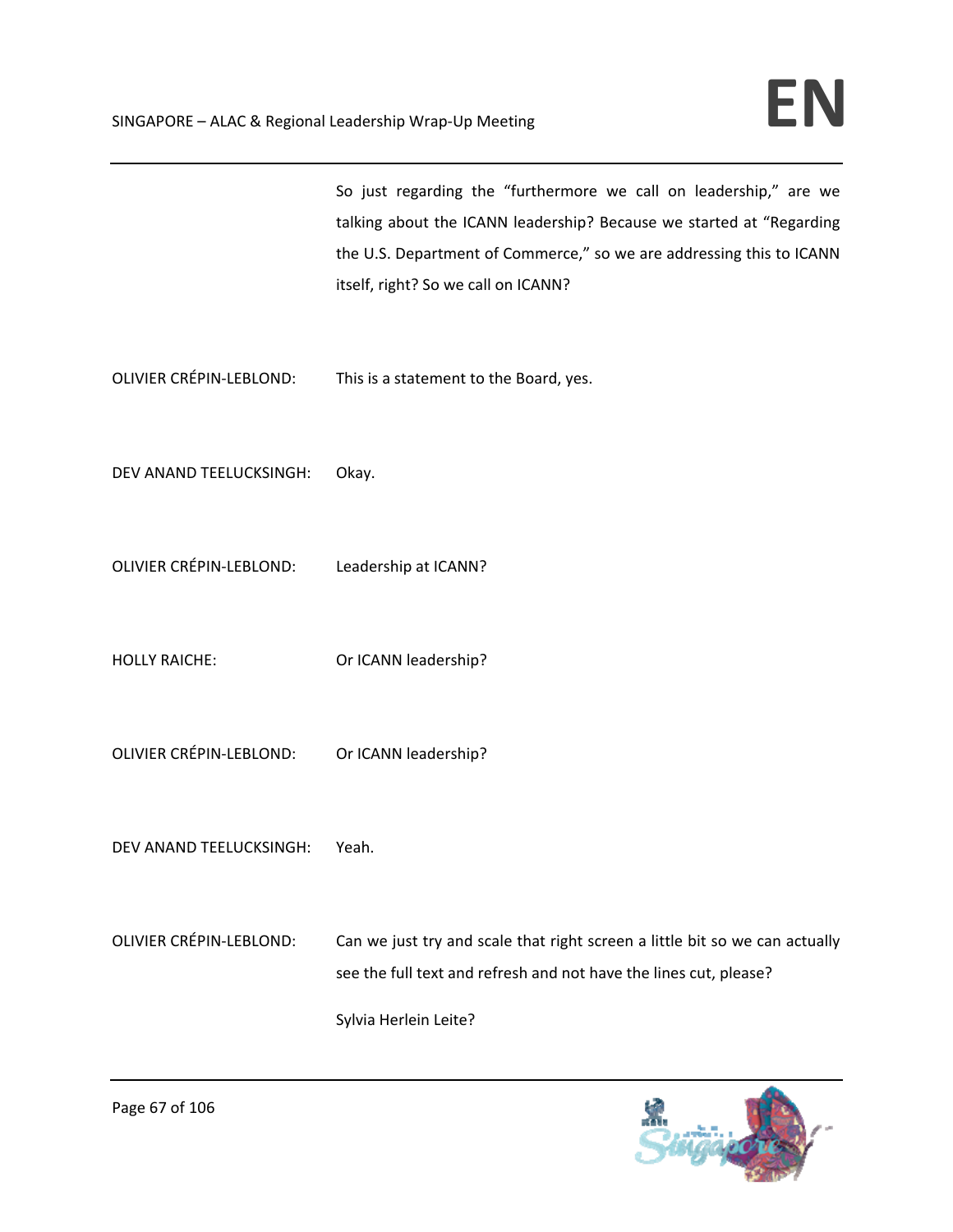So just regarding the "furthermore we call on leadership," are we talking about the ICANN leadership? Because we started at "Regarding the U.S. Department of Commerce," so we are addressing this to ICANN itself, right? So we call on ICANN?

OLIVIER CRÉPIN-LEBLOND: This is a statement to the Board, yes.

DEV ANAND TEELUCKSINGH: Okay.

OLIVIER CRÉPIN-LEBLOND: Leadership at ICANN?

HOLLY RAICHE: Or ICANN leadership?

OLIVIER CRÉPIN-LEBLOND: Or ICANN leadership?

DEV ANAND TEELUCKSINGH: Yeah.

OLIVIER CRÉPIN-LEBLOND: Can we just try and scale that right screen a little bit so we can actually see the full text and refresh and not have the lines cut, please?

Sylvia Herlein Leite?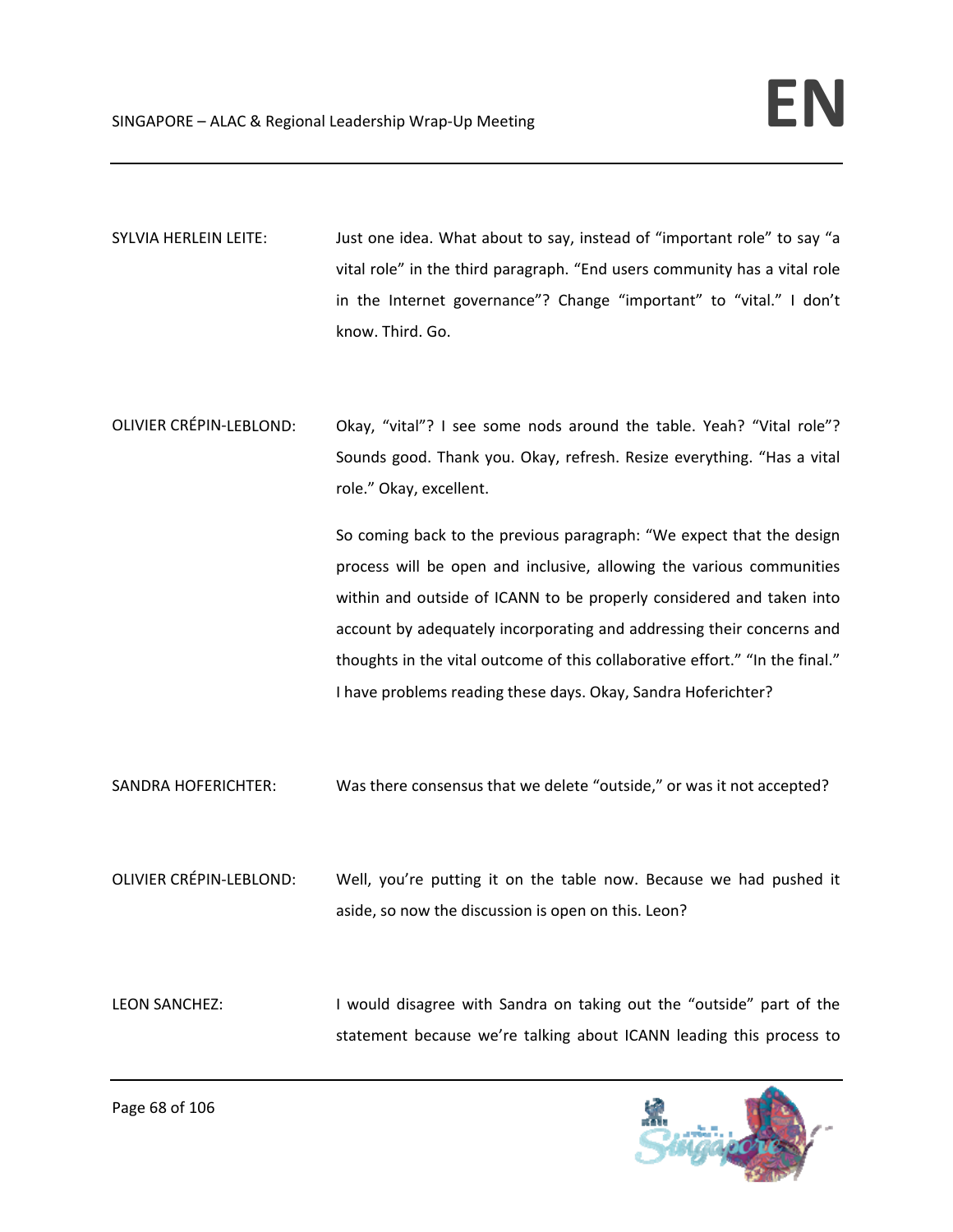SYLVIA HERLEIN LEITE: Just one idea. What about to say, instead of "important role" to say "a vital role" in the third paragraph. "End users community has a vital role in the Internet governance"? Change "important" to "vital." I don't know. Third. Go.

OLIVIER CRÉPIN-LEBLOND: Okay, "vital"? I see some nods around the table. Yeah? "Vital role"? Sounds good. Thank you. Okay, refresh. Resize everything. "Has a vital role." Okay, excellent.

So coming back to the previous paragraph: "We expect that the design process will be open and inclusive, allowing the various communities within and outside of ICANN to be properly considered and taken into account by adequately incorporating and addressing their concerns and thoughts in the vital outcome of this collaborative effort." "In the final." I have problems reading these days. Okay, Sandra Hoferichter?

SANDRA HOFERICHTER: Was there consensus that we delete "outside," or was it not accepted?

OLIVIER CRÉPIN-LEBLOND: Well, you're putting it on the table now. Because we had pushed it aside, so now the discussion is open on this. Leon?

LEON SANCHEZ: I would disagree with Sandra on taking out the "outside" part of the statement because we're talking about ICANN leading this process to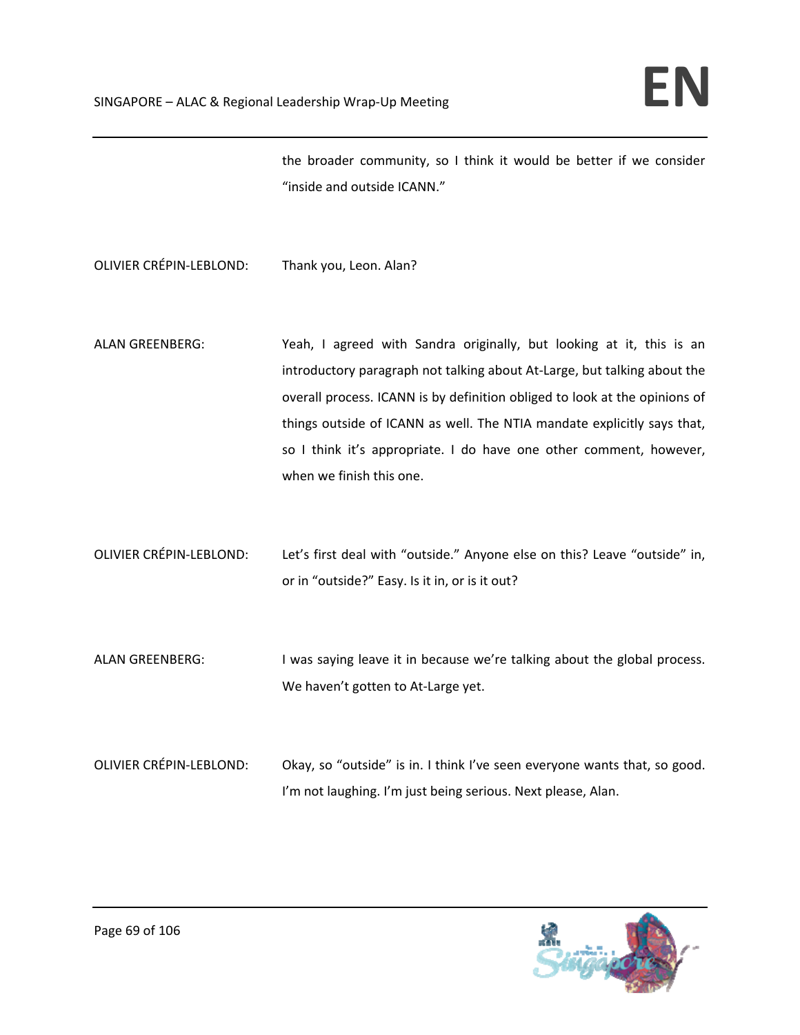the broader community, so I think it would be better if we consider "inside and outside ICANN."

OLIVIER CRÉPIN-LEBLOND: Thank you, Leon. Alan?

ALAN GREENBERG: Yeah, I agreed with Sandra originally, but looking at it, this is an introductory paragraph not talking about At-Large, but talking about the overall process. ICANN is by definition obliged to look at the opinions of things outside of ICANN as well. The NTIA mandate explicitly says that, so I think it's appropriate. I do have one other comment, however, when we finish this one.

OLIVIER CRÉPIN-LEBLOND: Let's first deal with "outside." Anyone else on this? Leave "outside" in, or in "outside?" Easy. Is it in, or is it out?

ALAN GREENBERG: I was saying leave it in because we're talking about the global process. We haven't gotten to At-Large yet.

OLIVIER CRÉPIN-LEBLOND: Okay, so "outside" is in. I think I've seen everyone wants that, so good. I'm not laughing. I'm just being serious. Next please, Alan.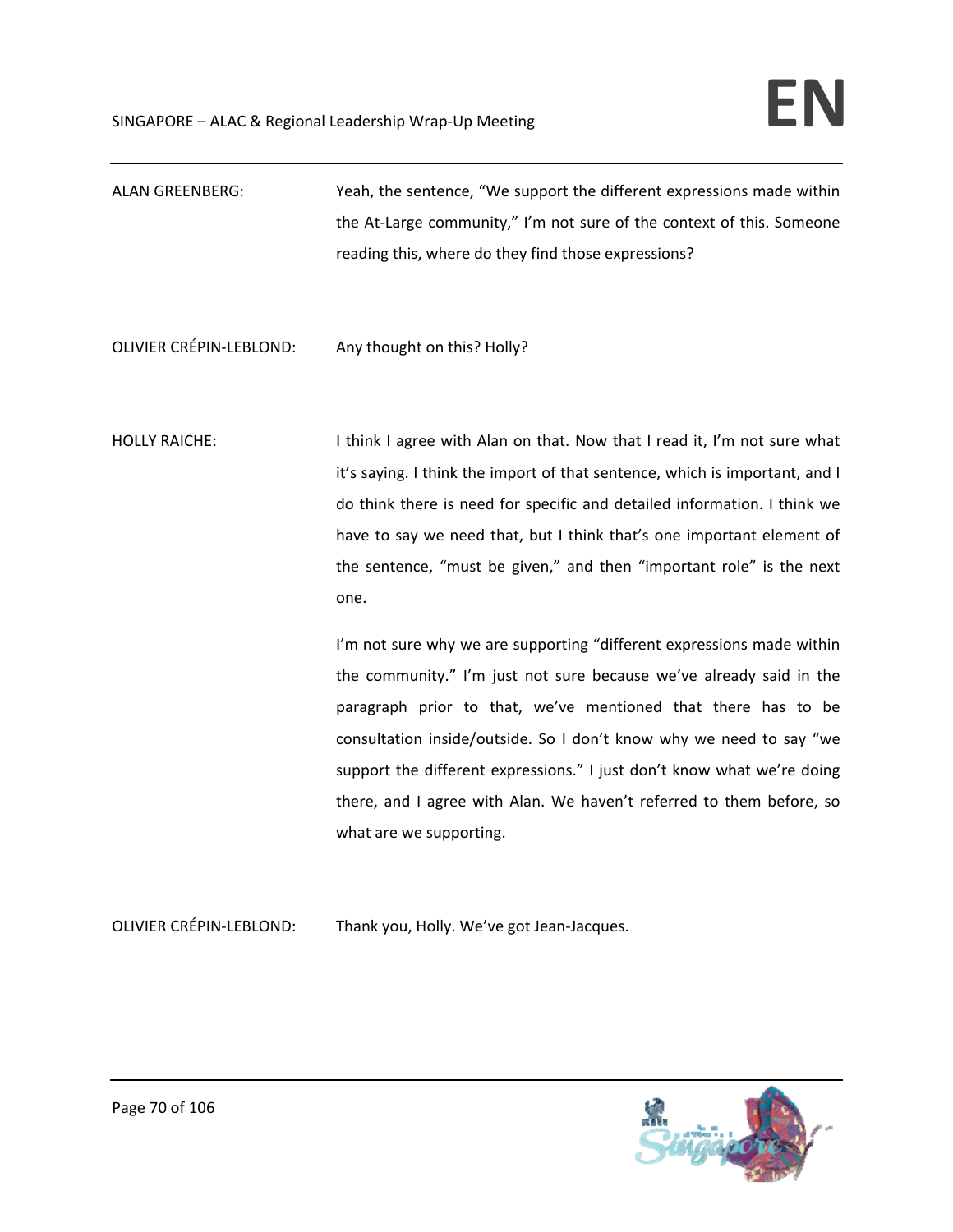ALAN GREENBERG: Yeah, the sentence, "We support the different expressions made within the At-Large community," I'm not sure of the context of this. Someone reading this, where do they find those expressions?

OLIVIER CRÉPIN-LEBLOND: Any thought on this? Holly?

HOLLY RAICHE: I think I agree with Alan on that. Now that I read it, I'm not sure what it's saying. I think the import of that sentence, which is important, and I do think there is need for specific and detailed information. I think we have to say we need that, but I think that's one important element of the sentence, "must be given," and then "important role" is the next one.

I'm not sure why we are supporting "different expressions made within the community." I'm just not sure because we've already said in the paragraph prior to that, we've mentioned that there has to be consultation inside/outside. So I don't know why we need to say "we support the different expressions." I just don't know what we're doing there, and I agree with Alan. We haven't referred to them before, so what are we supporting.

OLIVIER CRÉPIN-LEBLOND: Thank you, Holly. We've got Jean-Jacques.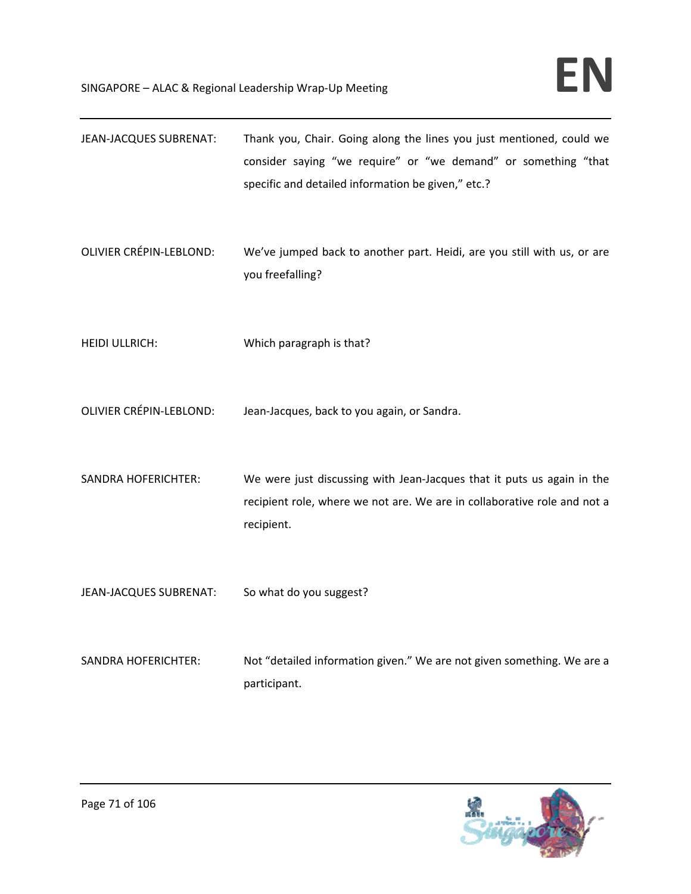JEAN-JACQUES SUBRENAT: Thank you, Chair. Going along the lines you just mentioned, could we consider saying "we require" or "we demand" or something "that specific and detailed information be given," etc.?

OLIVIER CRÉPIN-LEBLOND: We've jumped back to another part. Heidi, are you still with us, or are you freefalling?

HEIDI ULLRICH: Which paragraph is that?

OLIVIER CRÉPIN-LEBLOND: Jean-Jacques, back to you again, or Sandra.

SANDRA HOFERICHTER: We were just discussing with Jean-Jacques that it puts us again in the recipient role, where we not are. We are in collaborative role and not a recipient.

JEAN-JACQUES SUBRENAT: So what do you suggest?

SANDRA HOFERICHTER: Not "detailed information given." We are not given something. We are a participant.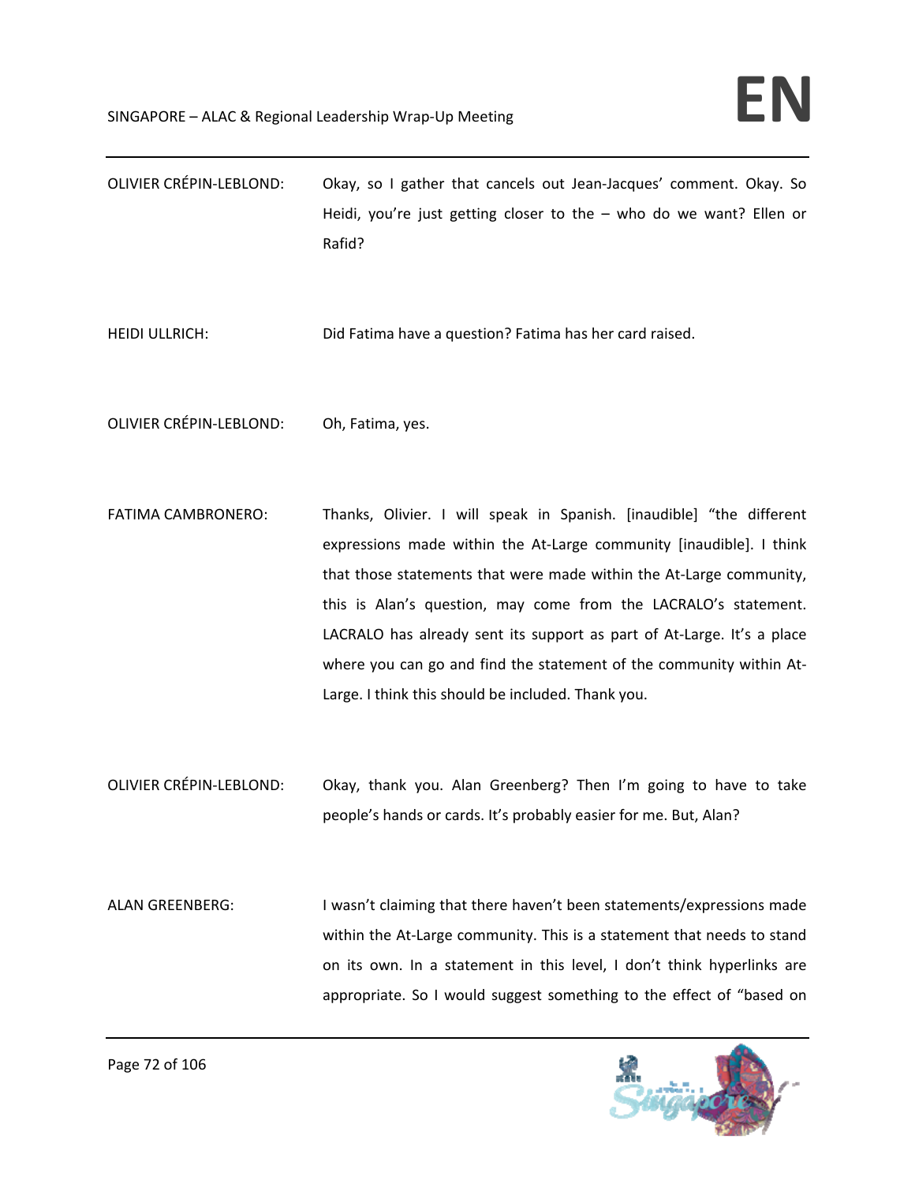OLIVIER CRÉPIN-LEBLOND: Okay, so I gather that cancels out Jean-Jacques' comment. Okay. So Heidi, you're just getting closer to the – who do we want? Ellen or Rafid?

HEIDI ULLRICH: Did Fatima have a question? Fatima has her card raised.

OLIVIER CRÉPIN-LEBLOND: Oh, Fatima, yes.

FATIMA CAMBRONERO: Thanks, Olivier. I will speak in Spanish. [inaudible] "the different expressions made within the At-Large community [inaudible]. I think that those statements that were made within the At-Large community, this is Alan's question, may come from the LACRALO's statement. LACRALO has already sent its support as part of At-Large. It's a place where you can go and find the statement of the community within At-Large. I think this should be included. Thank you.

OLIVIER CRÉPIN-LEBLOND: Okay, thank you. Alan Greenberg? Then I'm going to have to take people's hands or cards. It's probably easier for me. But, Alan?

ALAN GREENBERG: I wasn't claiming that there haven't been statements/expressions made within the At-Large community. This is a statement that needs to stand on its own. In a statement in this level, I don't think hyperlinks are appropriate. So I would suggest something to the effect of "based on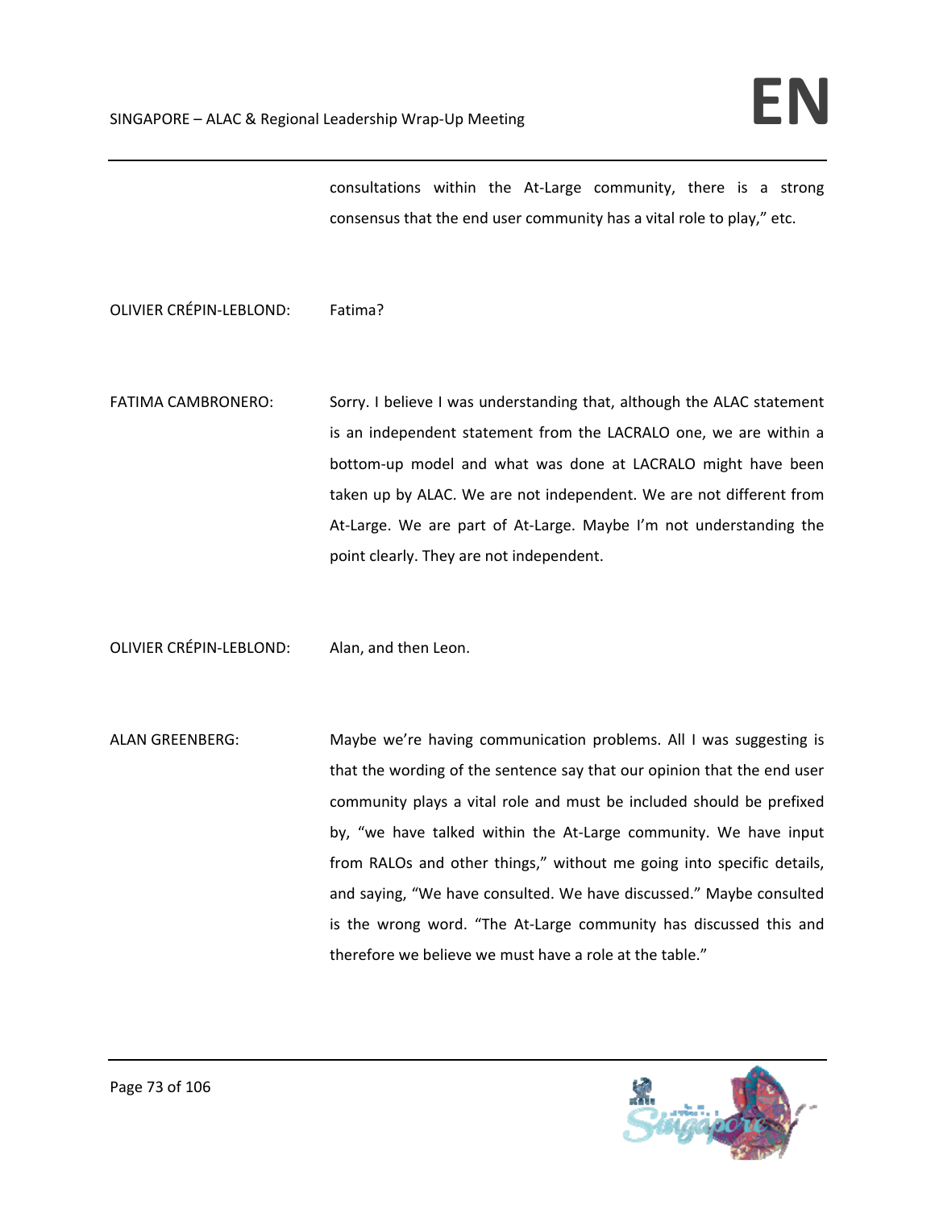consultations within the At-Large community, there is a strong consensus that the end user community has a vital role to play," etc.

OLIVIER CRÉPIN-LEBLOND: Fatima?

FATIMA CAMBRONERO: Sorry. I believe I was understanding that, although the ALAC statement is an independent statement from the LACRALO one, we are within a bottom-up model and what was done at LACRALO might have been taken up by ALAC. We are not independent. We are not different from At-Large. We are part of At-Large. Maybe I'm not understanding the point clearly. They are not independent.

OLIVIER CRÉPIN-LEBLOND: Alan, and then Leon.

ALAN GREENBERG: Maybe we're having communication problems. All I was suggesting is that the wording of the sentence say that our opinion that the end user community plays a vital role and must be included should be prefixed by, "we have talked within the At-Large community. We have input from RALOs and other things," without me going into specific details, and saying, "We have consulted. We have discussed." Maybe consulted is the wrong word. "The At-Large community has discussed this and therefore we believe we must have a role at the table."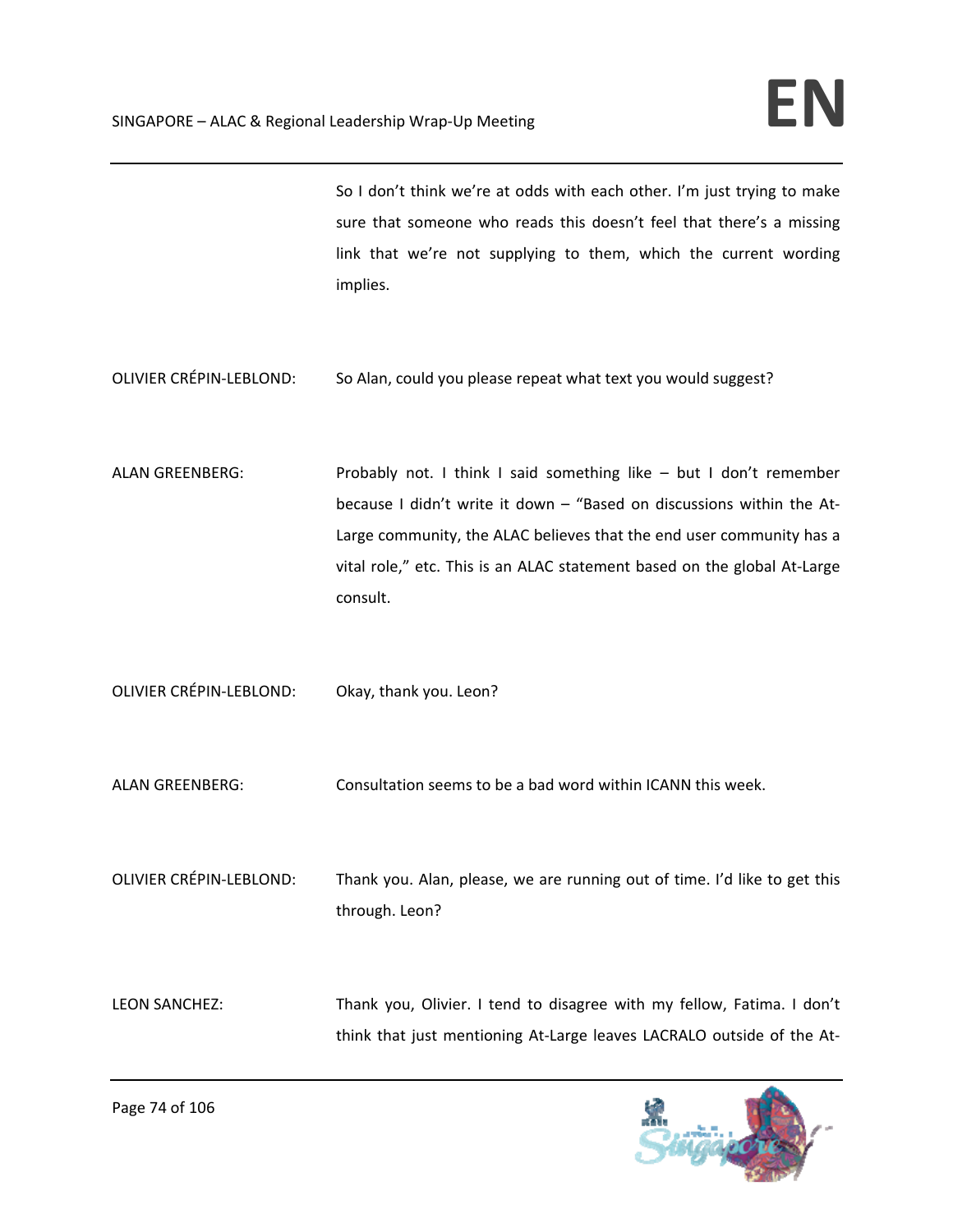So I don't think we're at odds with each other. I'm just trying to make sure that someone who reads this doesn't feel that there's a missing link that we're not supplying to them, which the current wording implies.

OLIVIER CRÉPIN-LEBLOND: So Alan, could you please repeat what text you would suggest?

ALAN GREENBERG: Probably not. I think I said something like – but I don't remember because I didn't write it down – "Based on discussions within the At-Large community, the ALAC believes that the end user community has a vital role," etc. This is an ALAC statement based on the global At-Large consult.

OLIVIER CRÉPIN-LEBLOND: Okay, thank you. Leon?

ALAN GREENBERG: Consultation seems to be a bad word within ICANN this week.

OLIVIER CRÉPIN-LEBLOND: Thank you. Alan, please, we are running out of time. I'd like to get this through. Leon?

LEON SANCHEZ: Thank you, Olivier. I tend to disagree with my fellow, Fatima. I don't think that just mentioning At-Large leaves LACRALO outside of the At-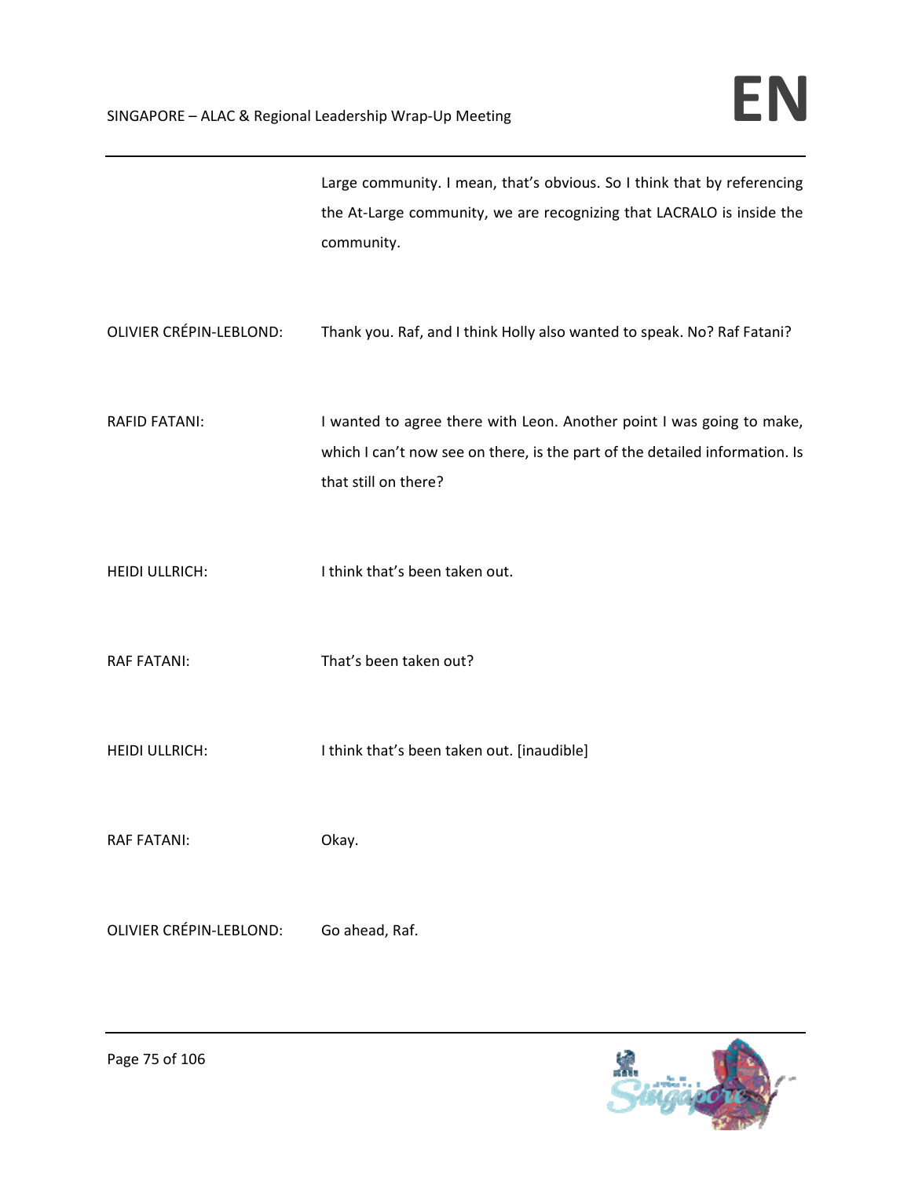Large community. I mean, that's obvious. So I think that by referencing the At-Large community, we are recognizing that LACRALO is inside the community.

OLIVIER CRÉPIN-LEBLOND: Thank you. Raf, and I think Holly also wanted to speak. No? Raf Fatani?

RAFID FATANI: I wanted to agree there with Leon. Another point I was going to make, which I can't now see on there, is the part of the detailed information. Is that still on there?

HEIDI ULLRICH: I think that's been taken out.

RAF FATANI: That's been taken out?

HEIDI ULLRICH: I think that's been taken out. [inaudible]

RAF FATANI: Okay.

OLIVIER CRÉPIN-LEBLOND: Go ahead, Raf.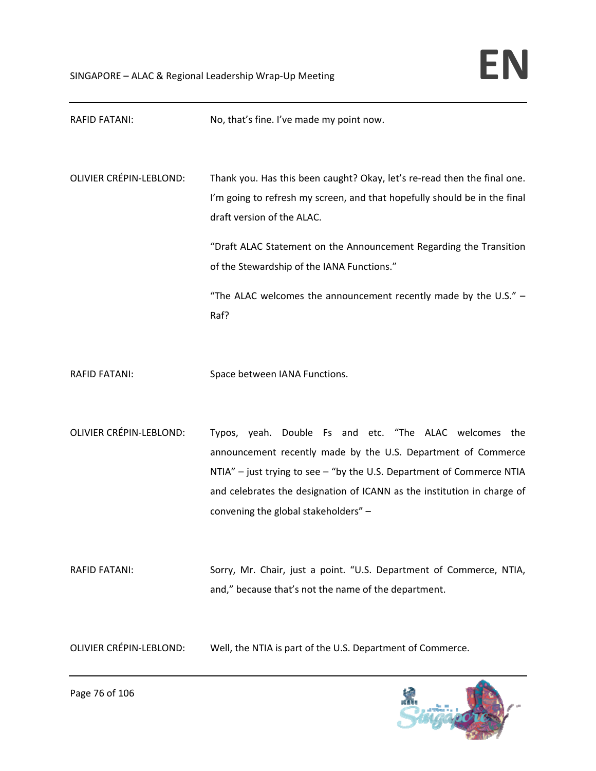RAFID FATANI: No, that's fine. I've made my point now.

OLIVIER CRÉPIN-LEBLOND: Thank you. Has this been caught? Okay, let's re-read then the final one. I'm going to refresh my screen, and that hopefully should be in the final draft version of the ALAC.

"Draft ALAC Statement on the Announcement Regarding the Transition of the Stewardship of the IANA Functions."

"The ALAC welcomes the announcement recently made by the U.S." – Raf?

RAFID FATANI: Space between IANA Functions.

OLIVIER CRÉPIN-LEBLOND: Typos, yeah. Double Fs and etc. "The ALAC welcomes the announcement recently made by the U.S. Department of Commerce NTIA" – just trying to see – "by the U.S. Department of Commerce NTIA and celebrates the designation of ICANN as the institution in charge of convening the global stakeholders" –

RAFID FATANI: Sorry, Mr. Chair, just a point. "U.S. Department of Commerce, NTIA, and," because that's not the name of the department.

OLIVIER CRÉPIN-LEBLOND: Well, the NTIA is part of the U.S. Department of Commerce.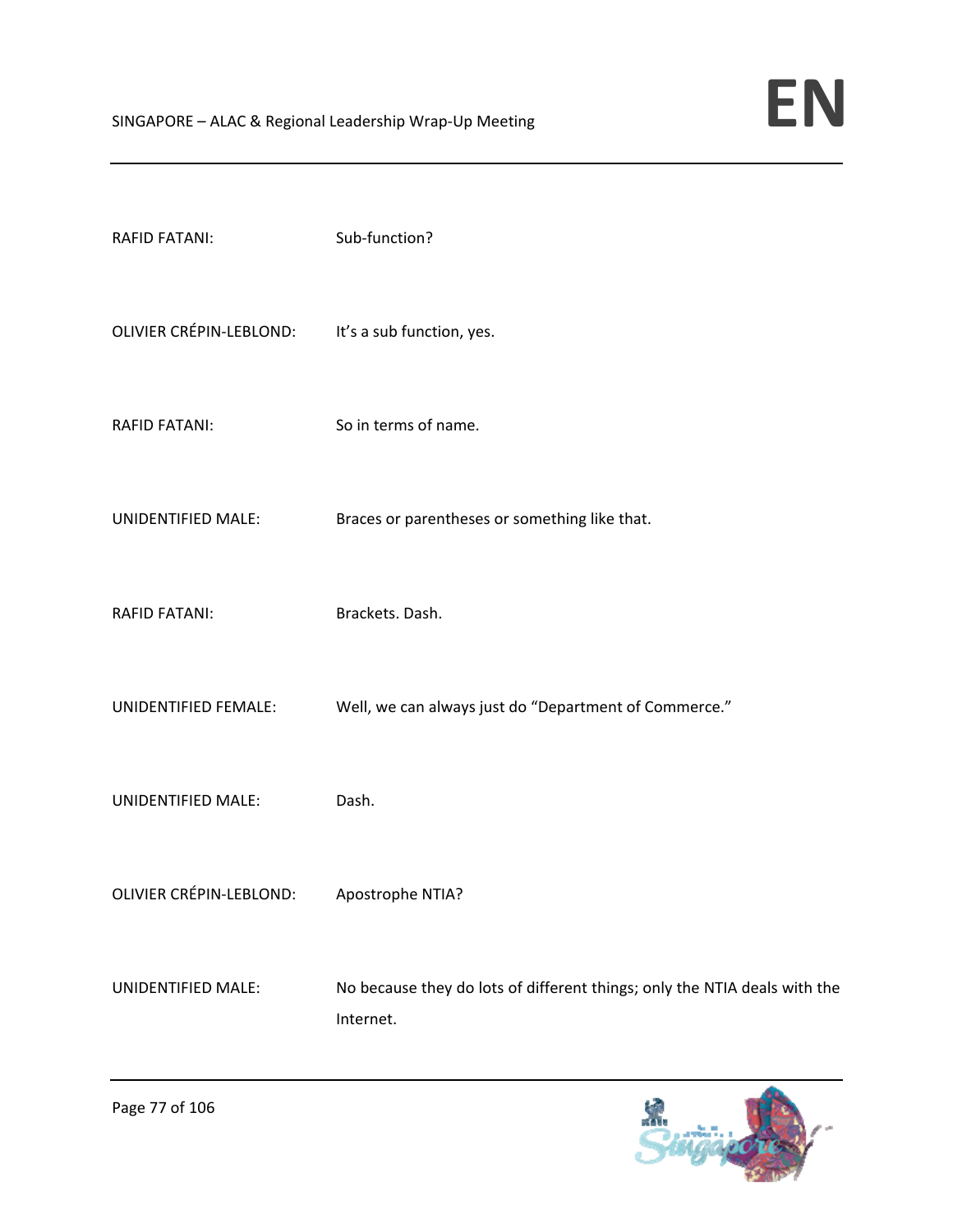RAFID FATANI: Sub-function?

OLIVIER CRÉPIN-LEBLOND: It's a sub function, yes.

RAFID FATANI: So in terms of name.

UNIDENTIFIED MALE: Braces or parentheses or something like that.

RAFID FATANI: Brackets. Dash.

UNIDENTIFIED FEMALE: Well, we can always just do "Department of Commerce."

UNIDENTIFIED MALE: Dash.

OLIVIER CRÉPIN-LEBLOND: Apostrophe NTIA?

UNIDENTIFIED MALE: No because they do lots of different things; only the NTIA deals with the Internet.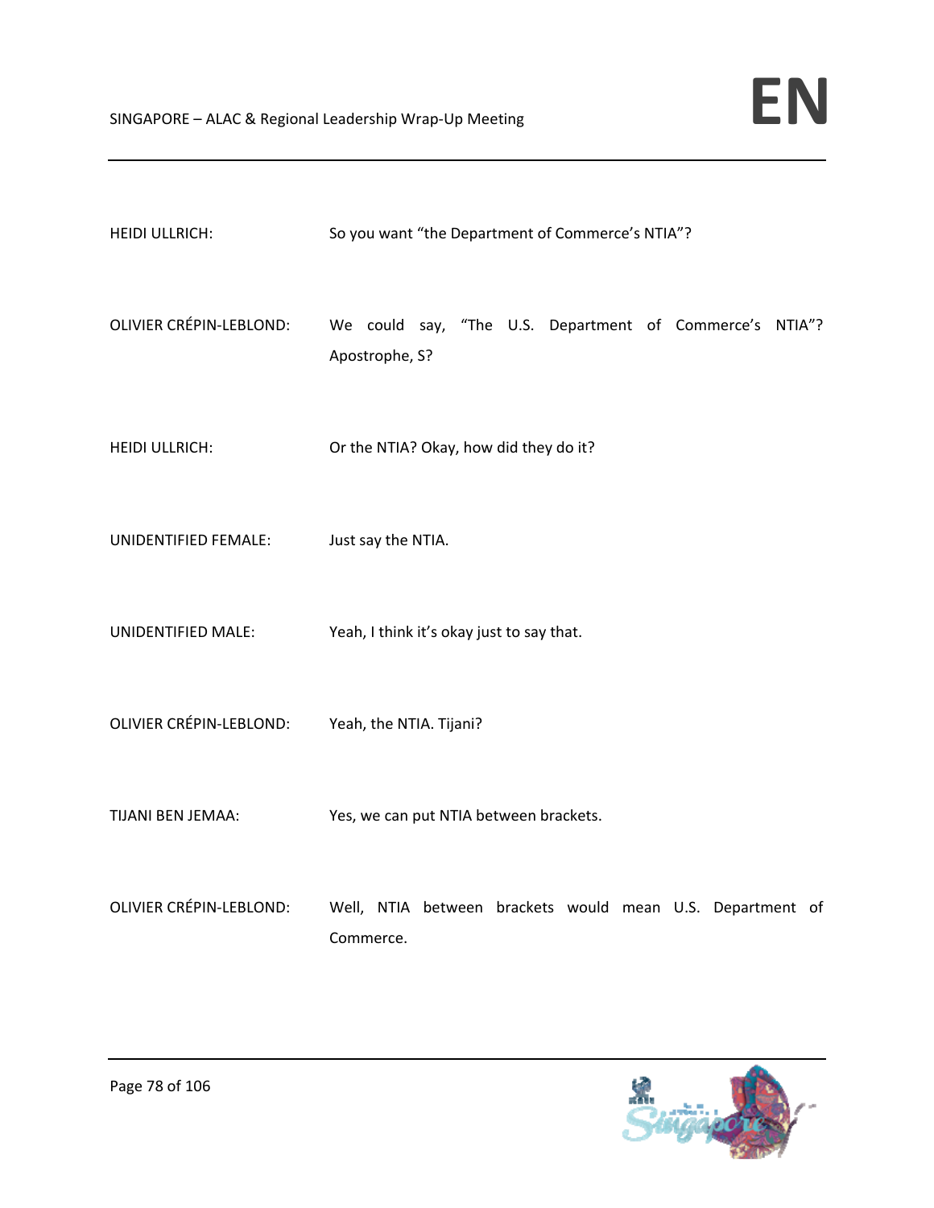HEIDI ULLRICH: So you want "the Department of Commerce's NTIA"?

OLIVIER CRÉPIN-LEBLOND: We could say, "The U.S. Department of Commerce's NTIA"? Apostrophe, S?

HEIDI ULLRICH: Or the NTIA? Okay, how did they do it?

UNIDENTIFIED FEMALE: Just say the NTIA.

UNIDENTIFIED MALE: Yeah, I think it's okay just to say that.

OLIVIER CRÉPIN-LEBLOND: Yeah, the NTIA. Tijani?

TIJANI BEN JEMAA: Yes, we can put NTIA between brackets.

OLIVIER CRÉPIN-LEBLOND: Well, NTIA between brackets would mean U.S. Department of Commerce.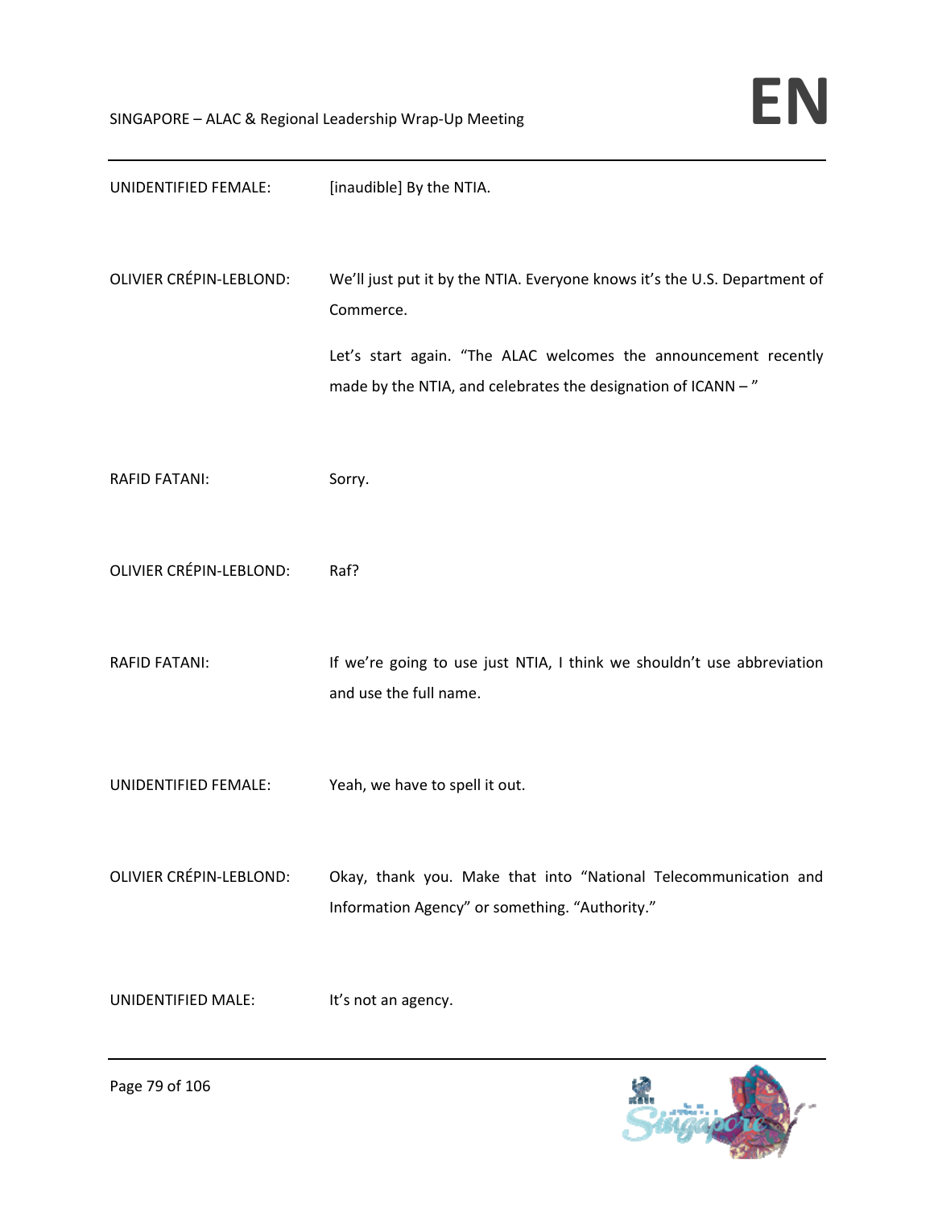UNIDENTIFIED FEMALE: [inaudible] By the NTIA.

OLIVIER CRÉPIN-LEBLOND: We'll just put it by the NTIA. Everyone knows it's the U.S. Department of Commerce.

Let's start again. "The ALAC welcomes the announcement recently made by the NTIA, and celebrates the designation of ICANN – "

RAFID FATANI: Sorry.

OLIVIER CRÉPIN-LEBLOND: Raf?

RAFID FATANI: If we're going to use just NTIA, I think we shouldn't use abbreviation and use the full name.

UNIDENTIFIED FEMALE: Yeah, we have to spell it out.

OLIVIER CRÉPIN-LEBLOND: Okay, thank you. Make that into "National Telecommunication and Information Agency" or something. "Authority."

UNIDENTIFIED MALE: It's not an agency.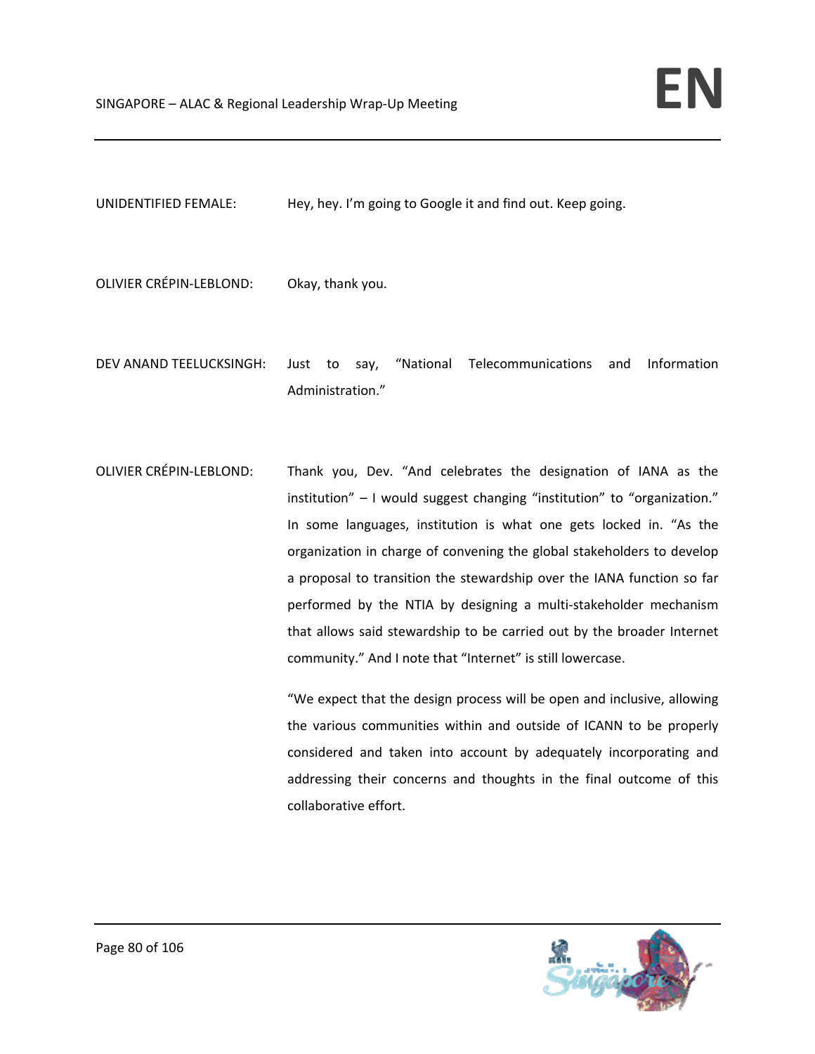UNIDENTIFIED FEMALE: Hey, hey. I'm going to Google it and find out. Keep going.

OLIVIER CRÉPIN-LEBLOND: Okay, thank you.

DEV ANAND TEELUCKSINGH: Just to say, "National Telecommunications and Information Administration."

OLIVIER CRÉPIN-LEBLOND: Thank you, Dev. "And celebrates the designation of IANA as the institution" – I would suggest changing "institution" to "organization." In some languages, institution is what one gets locked in. "As the organization in charge of convening the global stakeholders to develop a proposal to transition the stewardship over the IANA function so far performed by the NTIA by designing a multi-stakeholder mechanism that allows said stewardship to be carried out by the broader Internet community." And I note that "Internet" is still lowercase.

"We expect that the design process will be open and inclusive, allowing the various communities within and outside of ICANN to be properly considered and taken into account by adequately incorporating and addressing their concerns and thoughts in the final outcome of this collaborative effort.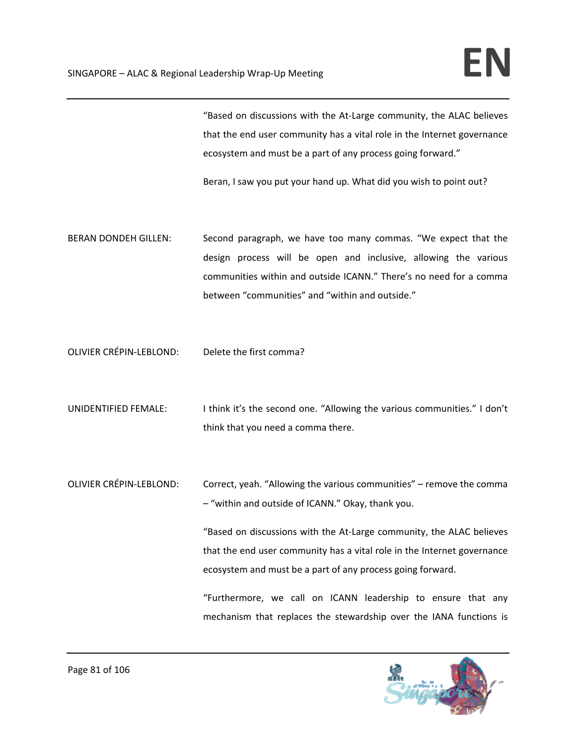"Based on discussions with the At-Large community, the ALAC believes that the end user community has a vital role in the Internet governance ecosystem and must be a part of any process going forward."

Beran, I saw you put your hand up. What did you wish to point out?

BERAN DONDEH GILLEN: Second paragraph, we have too many commas. "We expect that the design process will be open and inclusive, allowing the various communities within and outside ICANN." There's no need for a comma between "communities" and "within and outside."

OLIVIER CRÉPIN-LEBLOND: Delete the first comma?

UNIDENTIFIED FEMALE: I think it's the second one. "Allowing the various communities." I don't think that you need a comma there.

OLIVIER CRÉPIN-LEBLOND: Correct, yeah. "Allowing the various communities" – remove the comma – "within and outside of ICANN." Okay, thank you.

"Based on discussions with the At-Large community, the ALAC believes that the end user community has a vital role in the Internet governance ecosystem and must be a part of any process going forward.

"Furthermore, we call on ICANN leadership to ensure that any mechanism that replaces the stewardship over the IANA functions is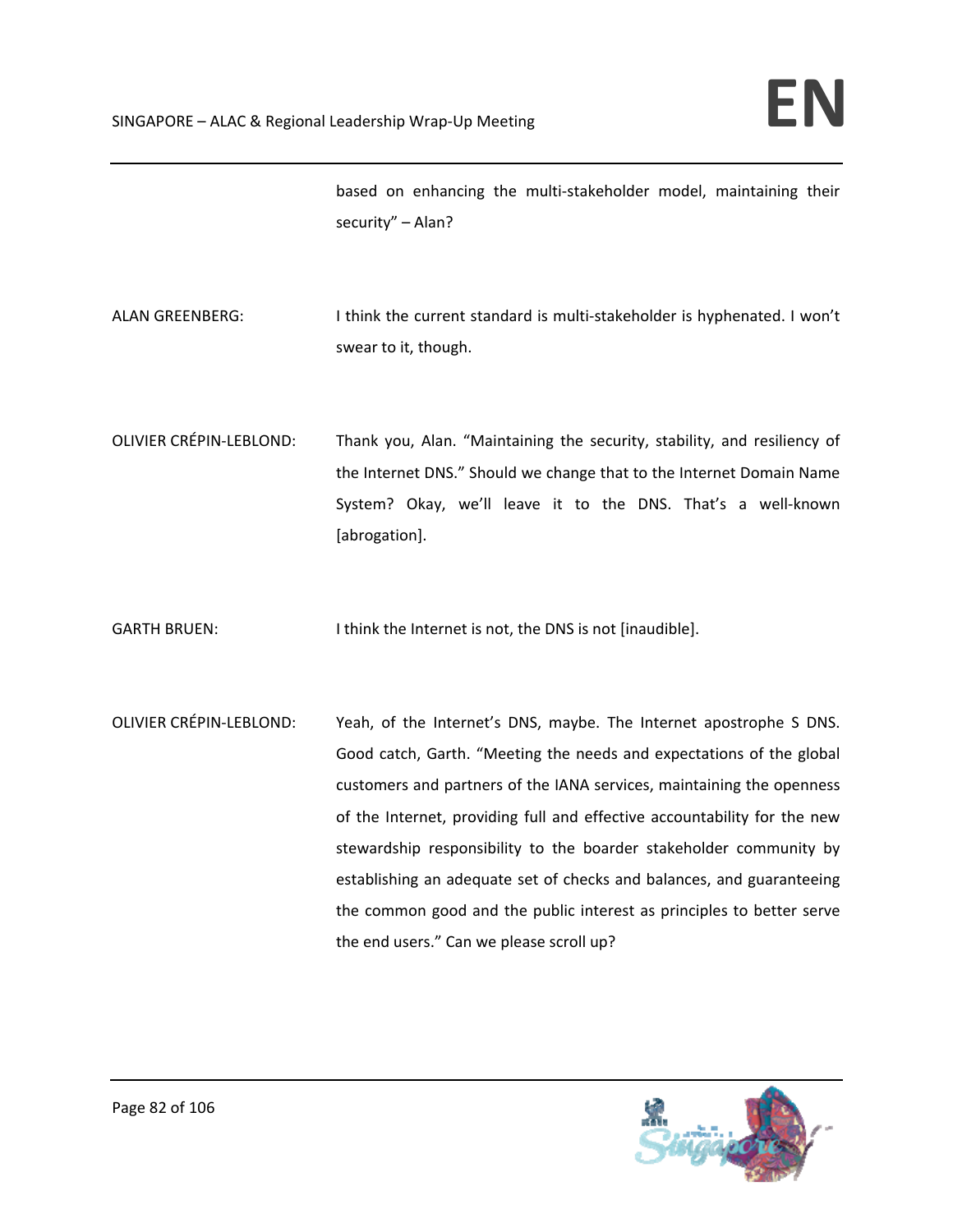based on enhancing the multi-stakeholder model, maintaining their security" – Alan?

ALAN GREENBERG: I think the current standard is multi-stakeholder is hyphenated. I won't swear to it, though.

OLIVIER CRÉPIN-LEBLOND: Thank you, Alan. "Maintaining the security, stability, and resiliency of the Internet DNS." Should we change that to the Internet Domain Name System? Okay, we'll leave it to the DNS. That's a well-known [abrogation].

GARTH BRUEN: I think the Internet is not, the DNS is not [inaudible].

OLIVIER CRÉPIN-LEBLOND: Yeah, of the Internet's DNS, maybe. The Internet apostrophe S DNS. Good catch, Garth. "Meeting the needs and expectations of the global customers and partners of the IANA services, maintaining the openness of the Internet, providing full and effective accountability for the new stewardship responsibility to the boarder stakeholder community by establishing an adequate set of checks and balances, and guaranteeing the common good and the public interest as principles to better serve the end users." Can we please scroll up?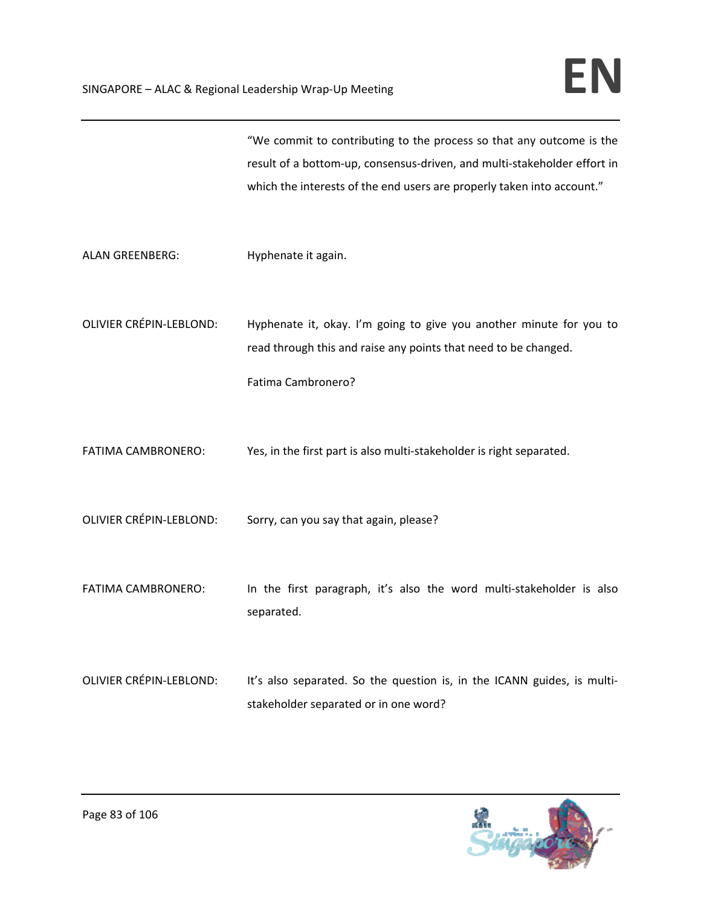"We commit to contributing to the process so that any outcome is the result of a bottom-up, consensus-driven, and multi-stakeholder effort in which the interests of the end users are properly taken into account."

ALAN GREENBERG: Hyphenate it again.

OLIVIER CRÉPIN-LEBLOND: Hyphenate it, okay. I'm going to give you another minute for you to read through this and raise any points that need to be changed.

Fatima Cambronero?

FATIMA CAMBRONERO: Yes, in the first part is also multi-stakeholder is right separated.

OLIVIER CRÉPIN-LEBLOND: Sorry, can you say that again, please?

FATIMA CAMBRONERO: In the first paragraph, it's also the word multi-stakeholder is also separated.

OLIVIER CRÉPIN-LEBLOND: It's also separated. So the question is, in the ICANN guides, is multi-stakeholder separated or in one word?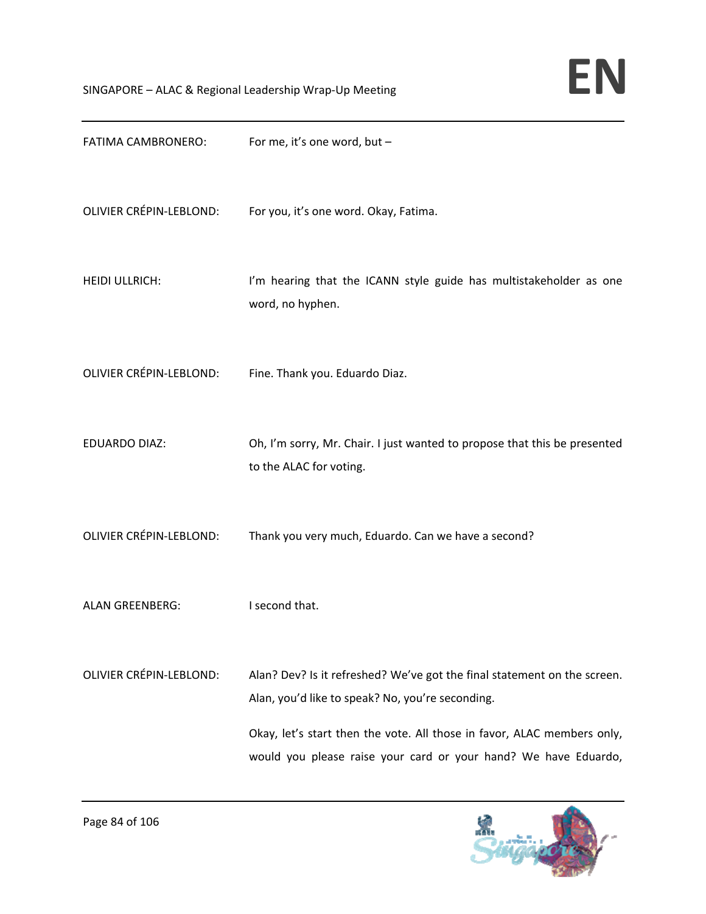FATIMA CAMBRONERO: For me, it's one word, but –

OLIVIER CRÉPIN-LEBLOND: For you, it's one word. Okay, Fatima.

HEIDI ULLRICH: I'm hearing that the ICANN style guide has multistakeholder as one word, no hyphen.

OLIVIER CRÉPIN-LEBLOND: Fine. Thank you. Eduardo Diaz.

EDUARDO DIAZ: Oh, I'm sorry, Mr. Chair. I just wanted to propose that this be presented to the ALAC for voting.

OLIVIER CRÉPIN-LEBLOND: Thank you very much, Eduardo. Can we have a second?

ALAN GREENBERG: I second that.

OLIVIER CRÉPIN-LEBLOND: Alan? Dev? Is it refreshed? We've got the final statement on the screen. Alan, you'd like to speak? No, you're seconding.

Okay, let's start then the vote. All those in favor, ALAC members only, would you please raise your card or your hand? We have Eduardo,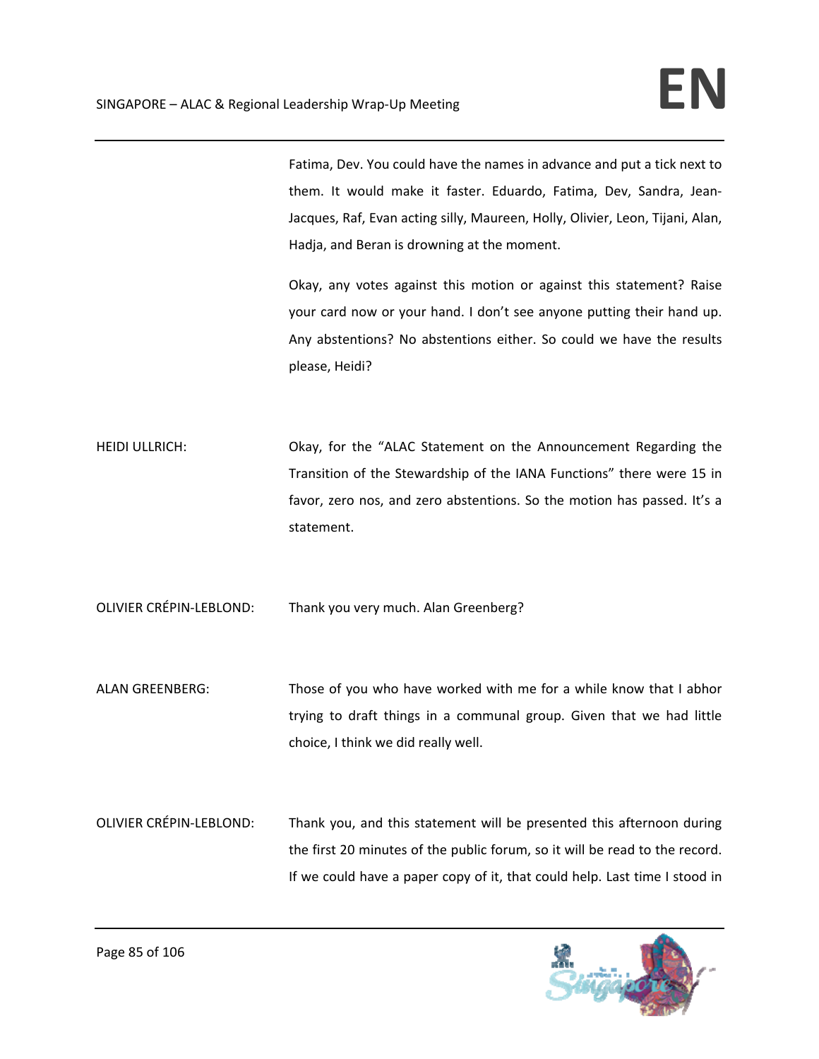Fatima, Dev. You could have the names in advance and put a tick next to them. It would make it faster. Eduardo, Fatima, Dev, Sandra, Jean-Jacques, Raf, Evan acting silly, Maureen, Holly, Olivier, Leon, Tijani, Alan, Hadja, and Beran is drowning at the moment.

Okay, any votes against this motion or against this statement? Raise your card now or your hand. I don't see anyone putting their hand up. Any abstentions? No abstentions either. So could we have the results please, Heidi?

HEIDI ULLRICH: Okay, for the "ALAC Statement on the Announcement Regarding the Transition of the Stewardship of the IANA Functions" there were 15 in favor, zero nos, and zero abstentions. So the motion has passed. It's a statement.

OLIVIER CRÉPIN-LEBLOND: Thank you very much. Alan Greenberg?

ALAN GREENBERG: Those of you who have worked with me for a while know that I abhor trying to draft things in a communal group. Given that we had little choice, I think we did really well.

OLIVIER CRÉPIN-LEBLOND: Thank you, and this statement will be presented this afternoon during the first 20 minutes of the public forum, so it will be read to the record. If we could have a paper copy of it, that could help. Last time I stood in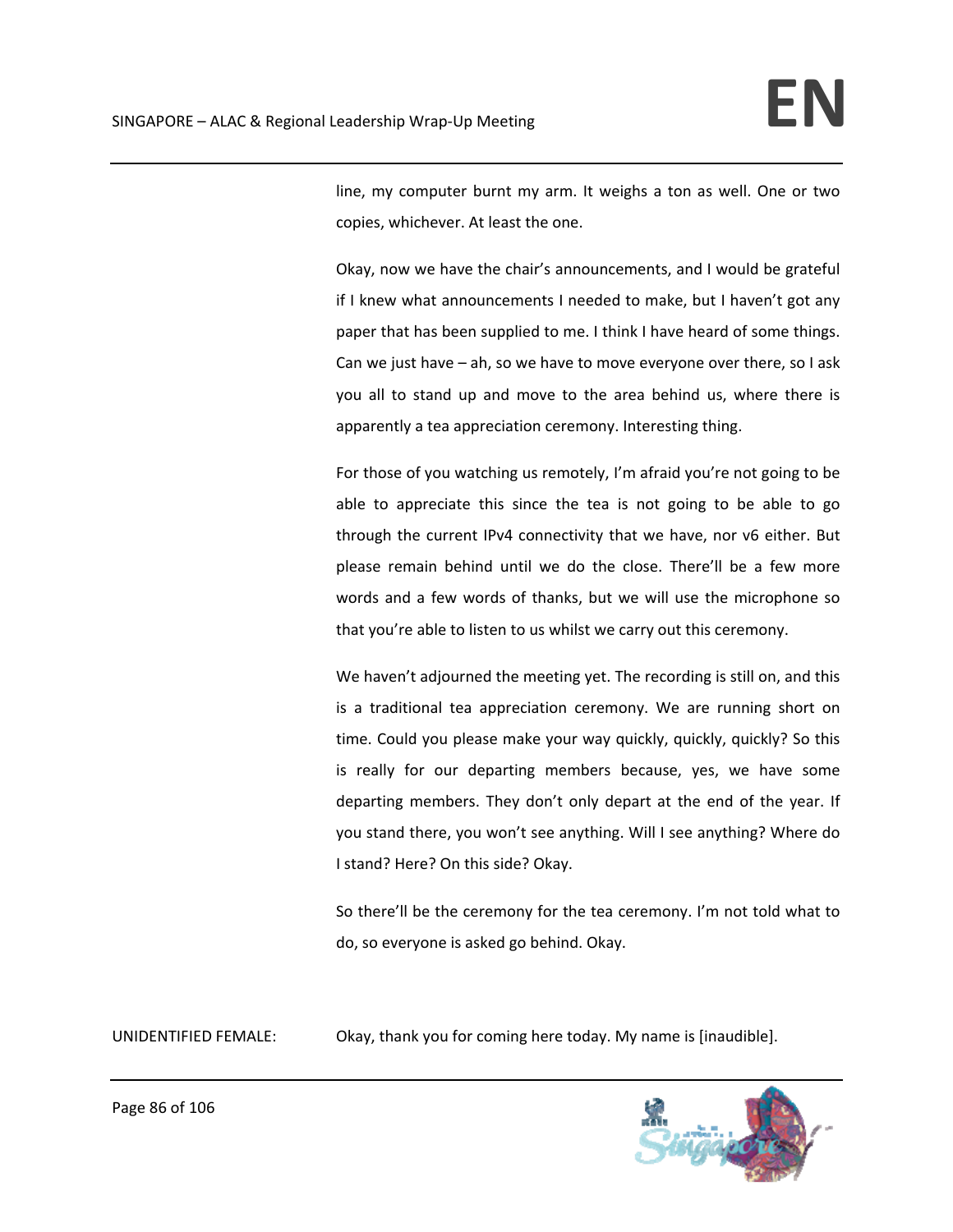line, my computer burnt my arm. It weighs a ton as well. One or two copies, whichever. At least the one.

Okay, now we have the chair's announcements, and I would be grateful if I knew what announcements I needed to make, but I haven't got any paper that has been supplied to me. I think I have heard of some things. Can we just have – ah, so we have to move everyone over there, so I ask you all to stand up and move to the area behind us, where there is apparently a tea appreciation ceremony. Interesting thing.

For those of you watching us remotely, I'm afraid you're not going to be able to appreciate this since the tea is not going to be able to go through the current IPv4 connectivity that we have, nor v6 either. But please remain behind until we do the close. There'll be a few more words and a few words of thanks, but we will use the microphone so that you're able to listen to us whilst we carry out this ceremony.

We haven't adjourned the meeting yet. The recording is still on, and this is a traditional tea appreciation ceremony. We are running short on time. Could you please make your way quickly, quickly, quickly? So this is really for our departing members because, yes, we have some departing members. They don't only depart at the end of the year. If you stand there, you won't see anything. Will I see anything? Where do I stand? Here? On this side? Okay.

So there'll be the ceremony for the tea ceremony. I'm not told what to do, so everyone is asked go behind. Okay.

UNIDENTIFIED FEMALE: Okay, thank you for coming here today. My name is [inaudible].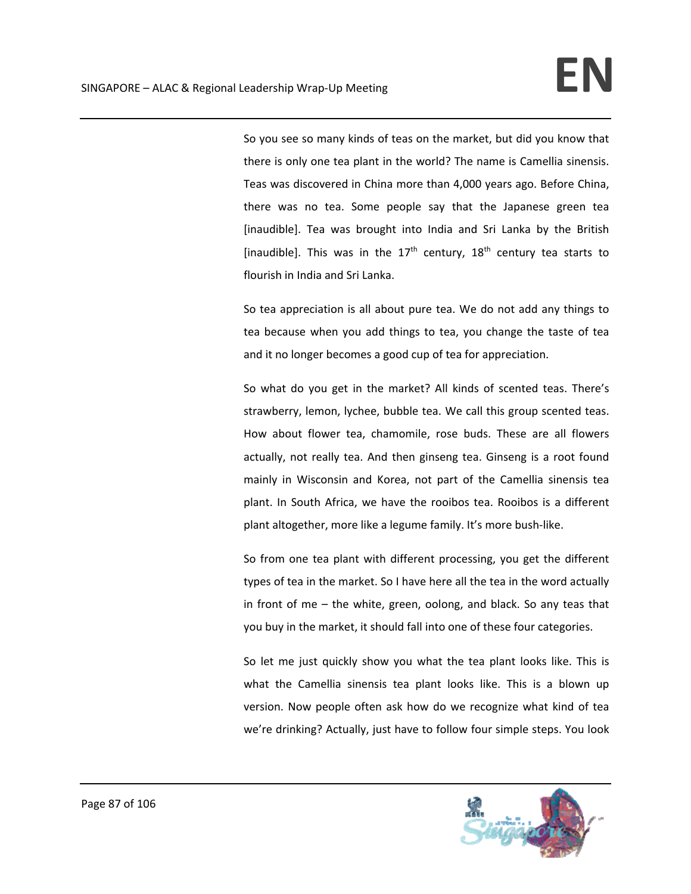So you see so many kinds of teas on the market, but did you know that there is only one tea plant in the world? The name is Camellia sinensis. Teas was discovered in China more than 4,000 years ago. Before China, there was no tea. Some people say that the Japanese green tea [inaudible]. Tea was brought into India and Sri Lanka by the British [inaudible]. This was in the 17th century, 18th century tea starts to flourish in India and Sri Lanka.

So tea appreciation is all about pure tea. We do not add any things to tea because when you add things to tea, you change the taste of tea and it no longer becomes a good cup of tea for appreciation.

So what do you get in the market? All kinds of scented teas. There's strawberry, lemon, lychee, bubble tea. We call this group scented teas. How about flower tea, chamomile, rose buds. These are all flowers actually, not really tea. And then ginseng tea. Ginseng is a root found mainly in Wisconsin and Korea, not part of the Camellia sinensis tea plant. In South Africa, we have the rooibos tea. Rooibos is a different plant altogether, more like a legume family. It's more bush-like.

So from one tea plant with different processing, you get the different types of tea in the market. So I have here all the tea in the word actually in front of me – the white, green, oolong, and black. So any teas that you buy in the market, it should fall into one of these four categories.

So let me just quickly show you what the tea plant looks like. This is what the Camellia sinensis tea plant looks like. This is a blown up version. Now people often ask how do we recognize what kind of tea we're drinking? Actually, just have to follow four simple steps. You look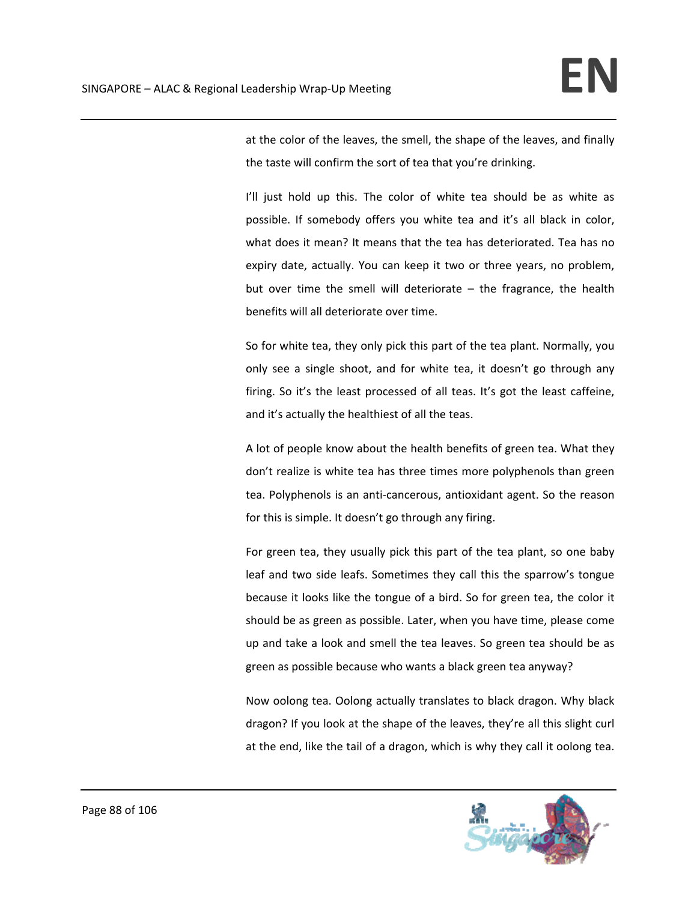at the color of the leaves, the smell, the shape of the leaves, and finally the taste will confirm the sort of tea that you're drinking.

I'll just hold up this. The color of white tea should be as white as possible. If somebody offers you white tea and it's all black in color, what does it mean? It means that the tea has deteriorated. Tea has no expiry date, actually. You can keep it two or three years, no problem, but over time the smell will deteriorate – the fragrance, the health benefits will all deteriorate over time.

So for white tea, they only pick this part of the tea plant. Normally, you only see a single shoot, and for white tea, it doesn't go through any firing. So it's the least processed of all teas. It's got the least caffeine, and it's actually the healthiest of all the teas.

A lot of people know about the health benefits of green tea. What they don't realize is white tea has three times more polyphenols than green tea. Polyphenols is an anti-cancerous, antioxidant agent. So the reason for this is simple. It doesn't go through any firing.

For green tea, they usually pick this part of the tea plant, so one baby leaf and two side leafs. Sometimes they call this the sparrow's tongue because it looks like the tongue of a bird. So for green tea, the color it should be as green as possible. Later, when you have time, please come up and take a look and smell the tea leaves. So green tea should be as green as possible because who wants a black green tea anyway?

Now oolong tea. Oolong actually translates to black dragon. Why black dragon? If you look at the shape of the leaves, they're all this slight curl at the end, like the tail of a dragon, which is why they call it oolong tea.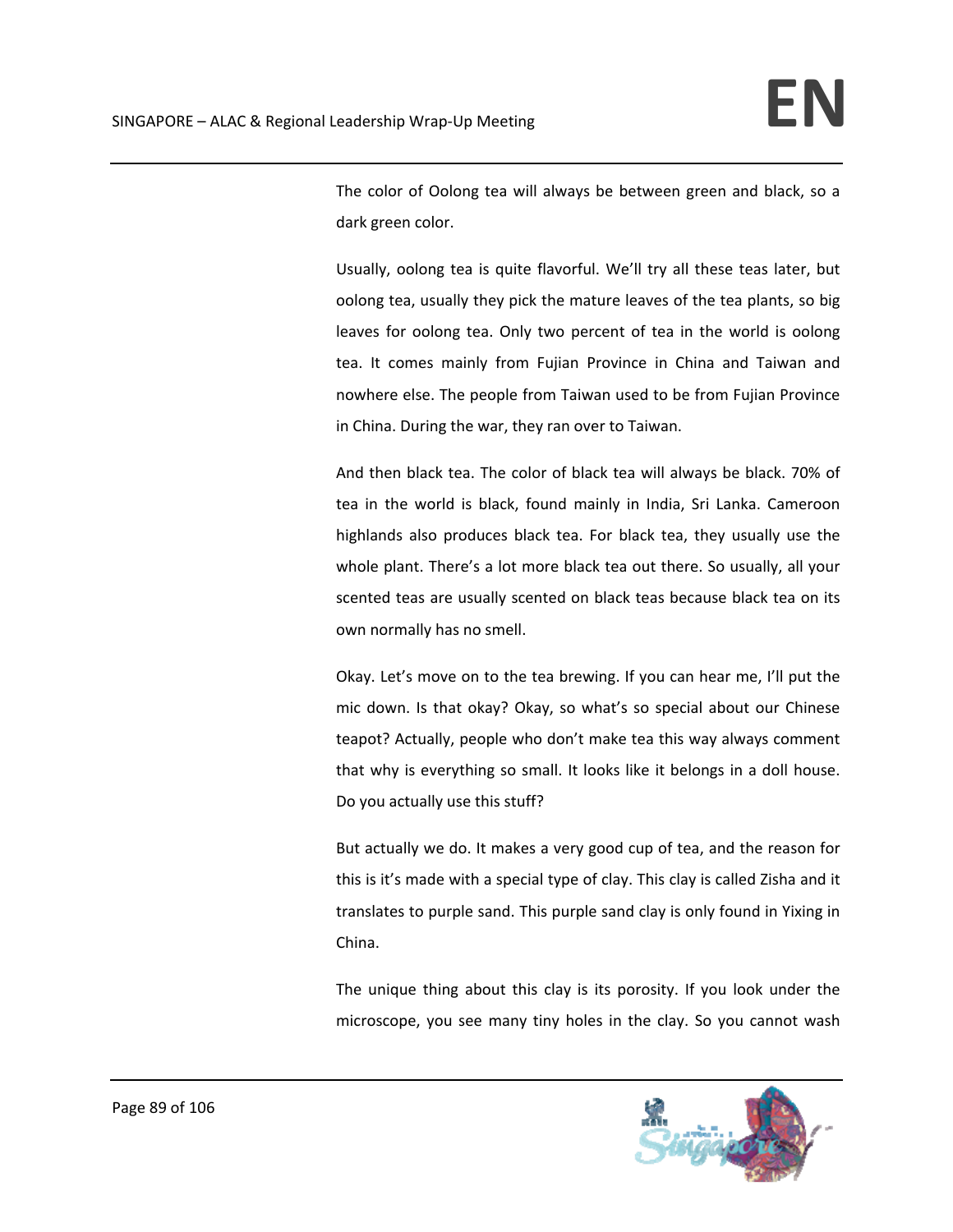The color of Oolong tea will always be between green and black, so a dark green color.

Usually, oolong tea is quite flavorful. We'll try all these teas later, but oolong tea, usually they pick the mature leaves of the tea plants, so big leaves for oolong tea. Only two percent of tea in the world is oolong tea. It comes mainly from Fujian Province in China and Taiwan and nowhere else. The people from Taiwan used to be from Fujian Province in China. During the war, they ran over to Taiwan.

And then black tea. The color of black tea will always be black. 70% of tea in the world is black, found mainly in India, Sri Lanka. Cameroon highlands also produces black tea. For black tea, they usually use the whole plant. There's a lot more black tea out there. So usually, all your scented teas are usually scented on black teas because black tea on its own normally has no smell.

Okay. Let's move on to the tea brewing. If you can hear me, I'll put the mic down. Is that okay? Okay, so what's so special about our Chinese teapot? Actually, people who don't make tea this way always comment that why is everything so small. It looks like it belongs in a doll house. Do you actually use this stuff?

But actually we do. It makes a very good cup of tea, and the reason for this is it's made with a special type of clay. This clay is called Zisha and it translates to purple sand. This purple sand clay is only found in Yixing in China.

The unique thing about this clay is its porosity. If you look under the microscope, you see many tiny holes in the clay. So you cannot wash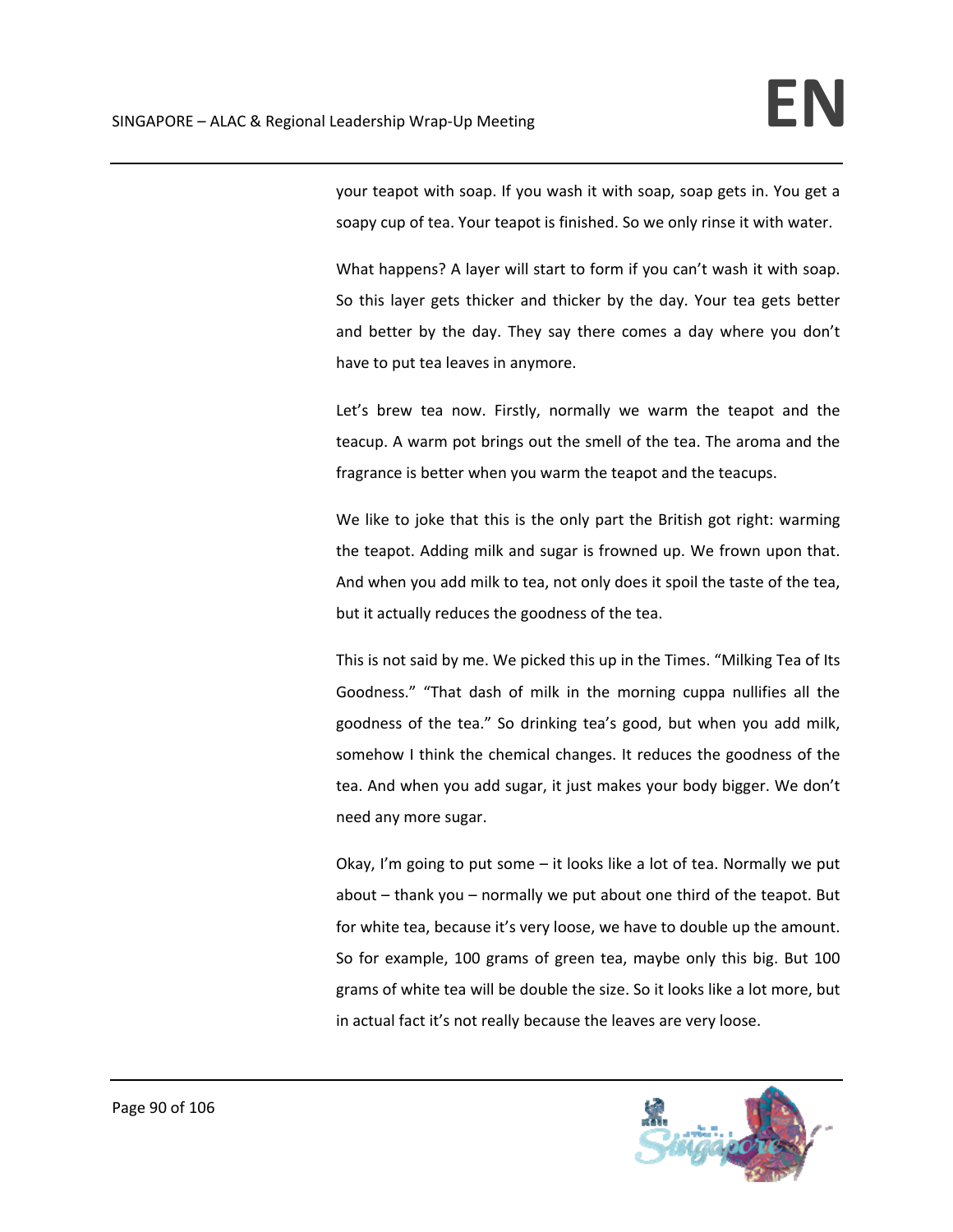your teapot with soap. If you wash it with soap, soap gets in. You get a soapy cup of tea. Your teapot is finished. So we only rinse it with water.

What happens? A layer will start to form if you can't wash it with soap. So this layer gets thicker and thicker by the day. Your tea gets better and better by the day. They say there comes a day where you don't have to put tea leaves in anymore.

Let's brew tea now. Firstly, normally we warm the teapot and the teacup. A warm pot brings out the smell of the tea. The aroma and the fragrance is better when you warm the teapot and the teacups.

We like to joke that this is the only part the British got right: warming the teapot. Adding milk and sugar is frowned up. We frown upon that. And when you add milk to tea, not only does it spoil the taste of the tea, but it actually reduces the goodness of the tea.

This is not said by me. We picked this up in the Times. "Milking Tea of Its Goodness." "That dash of milk in the morning cuppa nullifies all the goodness of the tea." So drinking tea's good, but when you add milk, somehow I think the chemical changes. It reduces the goodness of the tea. And when you add sugar, it just makes your body bigger. We don't need any more sugar.

Okay, I'm going to put some – it looks like a lot of tea. Normally we put about – thank you – normally we put about one third of the teapot. But for white tea, because it's very loose, we have to double up the amount. So for example, 100 grams of green tea, maybe only this big. But 100 grams of white tea will be double the size. So it looks like a lot more, but in actual fact it's not really because the leaves are very loose.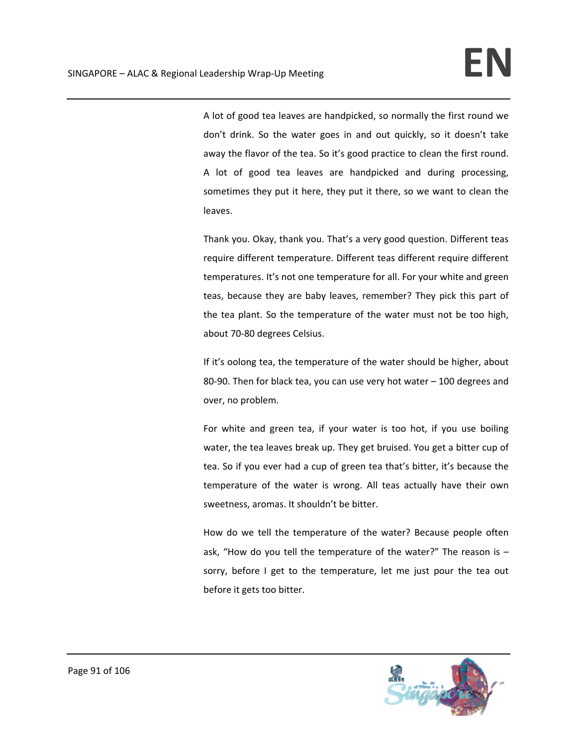A lot of good tea leaves are handpicked, so normally the first round we don't drink. So the water goes in and out quickly, so it doesn't take away the flavor of the tea. So it's good practice to clean the first round. A lot of good tea leaves are handpicked and during processing, sometimes they put it here, they put it there, so we want to clean the leaves.

Thank you. Okay, thank you. That's a very good question. Different teas require different temperature. Different teas different require different temperatures. It's not one temperature for all. For your white and green teas, because they are baby leaves, remember? They pick this part of the tea plant. So the temperature of the water must not be too high, about 70-80 degrees Celsius.

If it's oolong tea, the temperature of the water should be higher, about 80-90. Then for black tea, you can use very hot water – 100 degrees and over, no problem.

For white and green tea, if your water is too hot, if you use boiling water, the tea leaves break up. They get bruised. You get a bitter cup of tea. So if you ever had a cup of green tea that's bitter, it's because the temperature of the water is wrong. All teas actually have their own sweetness, aromas. It shouldn't be bitter.

How do we tell the temperature of the water? Because people often ask, "How do you tell the temperature of the water?" The reason is – sorry, before I get to the temperature, let me just pour the tea out before it gets too bitter.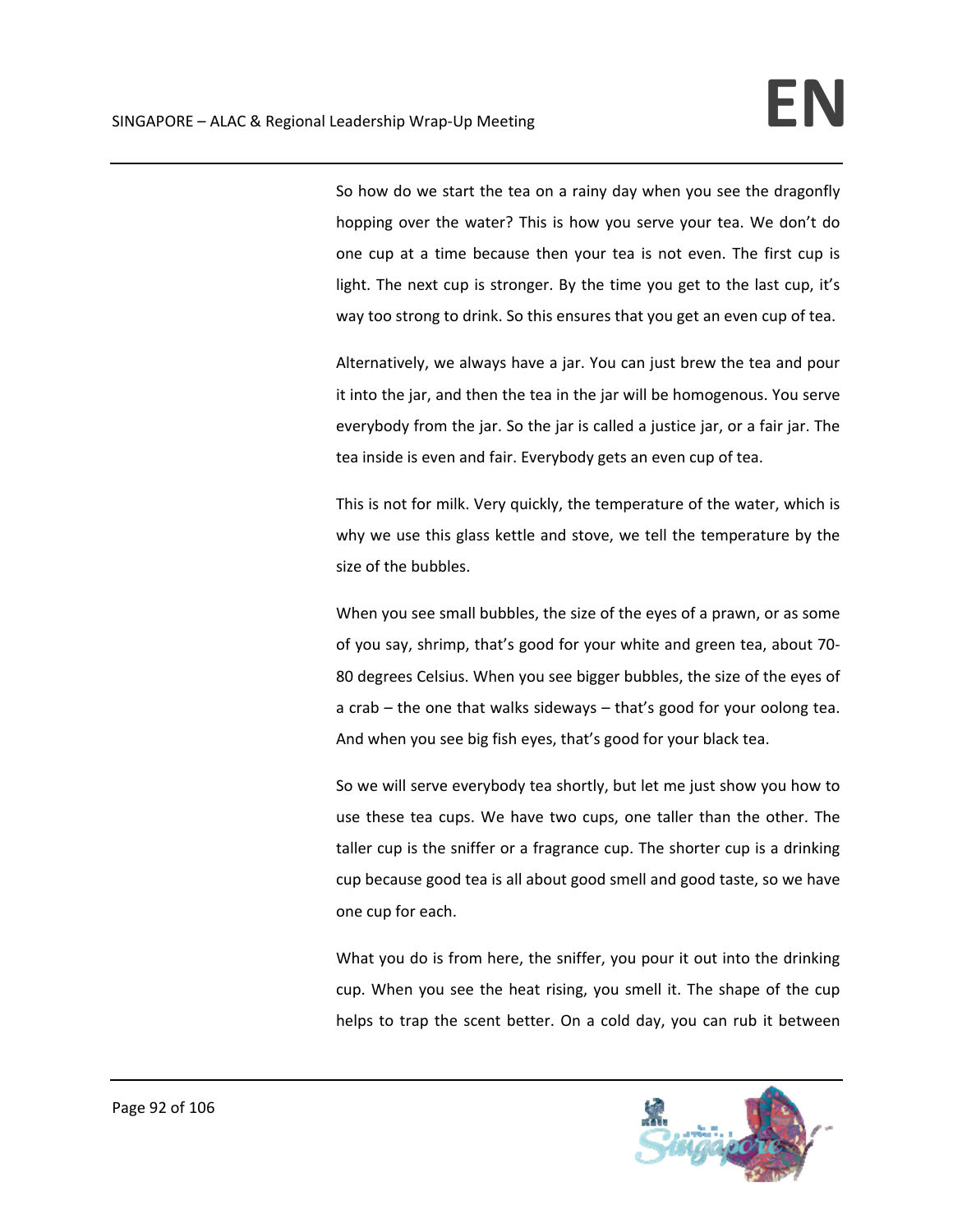So how do we start the tea on a rainy day when you see the dragonfly hopping over the water? This is how you serve your tea. We don't do one cup at a time because then your tea is not even. The first cup is light. The next cup is stronger. By the time you get to the last cup, it's way too strong to drink. So this ensures that you get an even cup of tea.

Alternatively, we always have a jar. You can just brew the tea and pour it into the jar, and then the tea in the jar will be homogenous. You serve everybody from the jar. So the jar is called a justice jar, or a fair jar. The tea inside is even and fair. Everybody gets an even cup of tea.

This is not for milk. Very quickly, the temperature of the water, which is why we use this glass kettle and stove, we tell the temperature by the size of the bubbles.

When you see small bubbles, the size of the eyes of a prawn, or as some of you say, shrimp, that's good for your white and green tea, about 70-80 degrees Celsius. When you see bigger bubbles, the size of the eyes of a crab – the one that walks sideways – that's good for your oolong tea. And when you see big fish eyes, that's good for your black tea.

So we will serve everybody tea shortly, but let me just show you how to use these tea cups. We have two cups, one taller than the other. The taller cup is the sniffer or a fragrance cup. The shorter cup is a drinking cup because good tea is all about good smell and good taste, so we have one cup for each.

What you do is from here, the sniffer, you pour it out into the drinking cup. When you see the heat rising, you smell it. The shape of the cup helps to trap the scent better. On a cold day, you can rub it between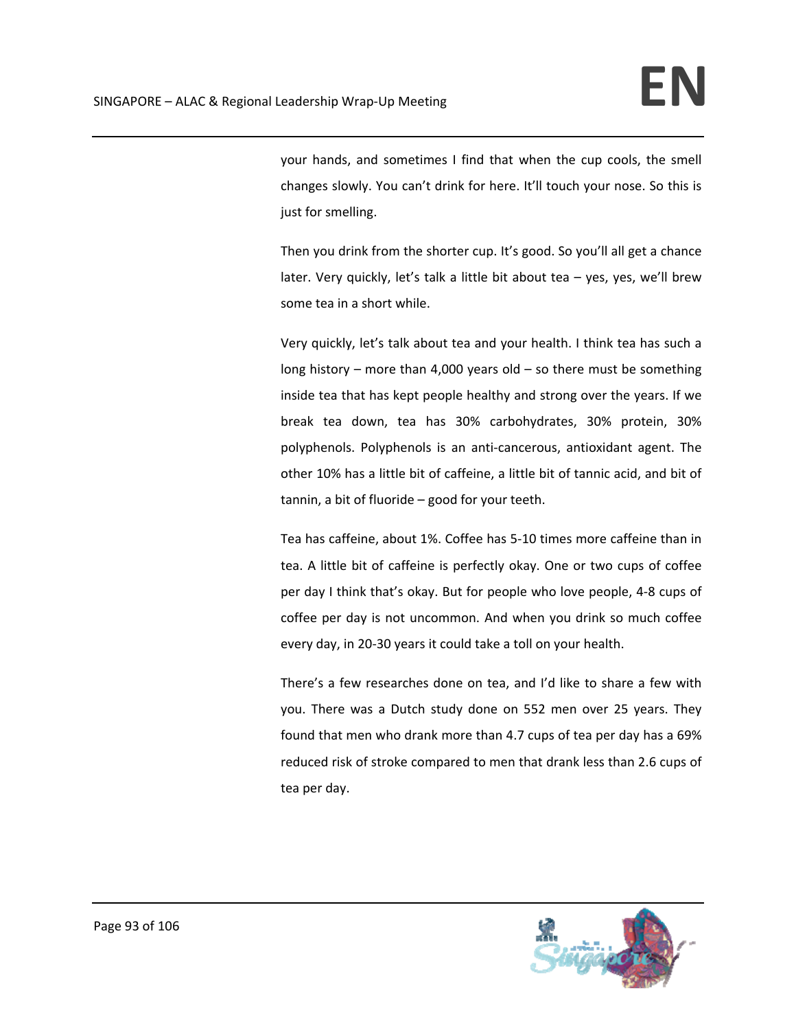your hands, and sometimes I find that when the cup cools, the smell changes slowly. You can't drink for here. It'll touch your nose. So this is just for smelling.

Then you drink from the shorter cup. It's good. So you'll all get a chance later. Very quickly, let's talk a little bit about tea – yes, yes, we'll brew some tea in a short while.

Very quickly, let's talk about tea and your health. I think tea has such a long history – more than 4,000 years old – so there must be something inside tea that has kept people healthy and strong over the years. If we break tea down, tea has 30% carbohydrates, 30% protein, 30% polyphenols. Polyphenols is an anti-cancerous, antioxidant agent. The other 10% has a little bit of caffeine, a little bit of tannic acid, and bit of tannin, a bit of fluoride – good for your teeth.

Tea has caffeine, about 1%. Coffee has 5-10 times more caffeine than in tea. A little bit of caffeine is perfectly okay. One or two cups of coffee per day I think that's okay. But for people who love people, 4-8 cups of coffee per day is not uncommon. And when you drink so much coffee every day, in 20-30 years it could take a toll on your health.

There's a few researches done on tea, and I'd like to share a few with you. There was a Dutch study done on 552 men over 25 years. They found that men who drank more than 4.7 cups of tea per day has a 69% reduced risk of stroke compared to men that drank less than 2.6 cups of tea per day.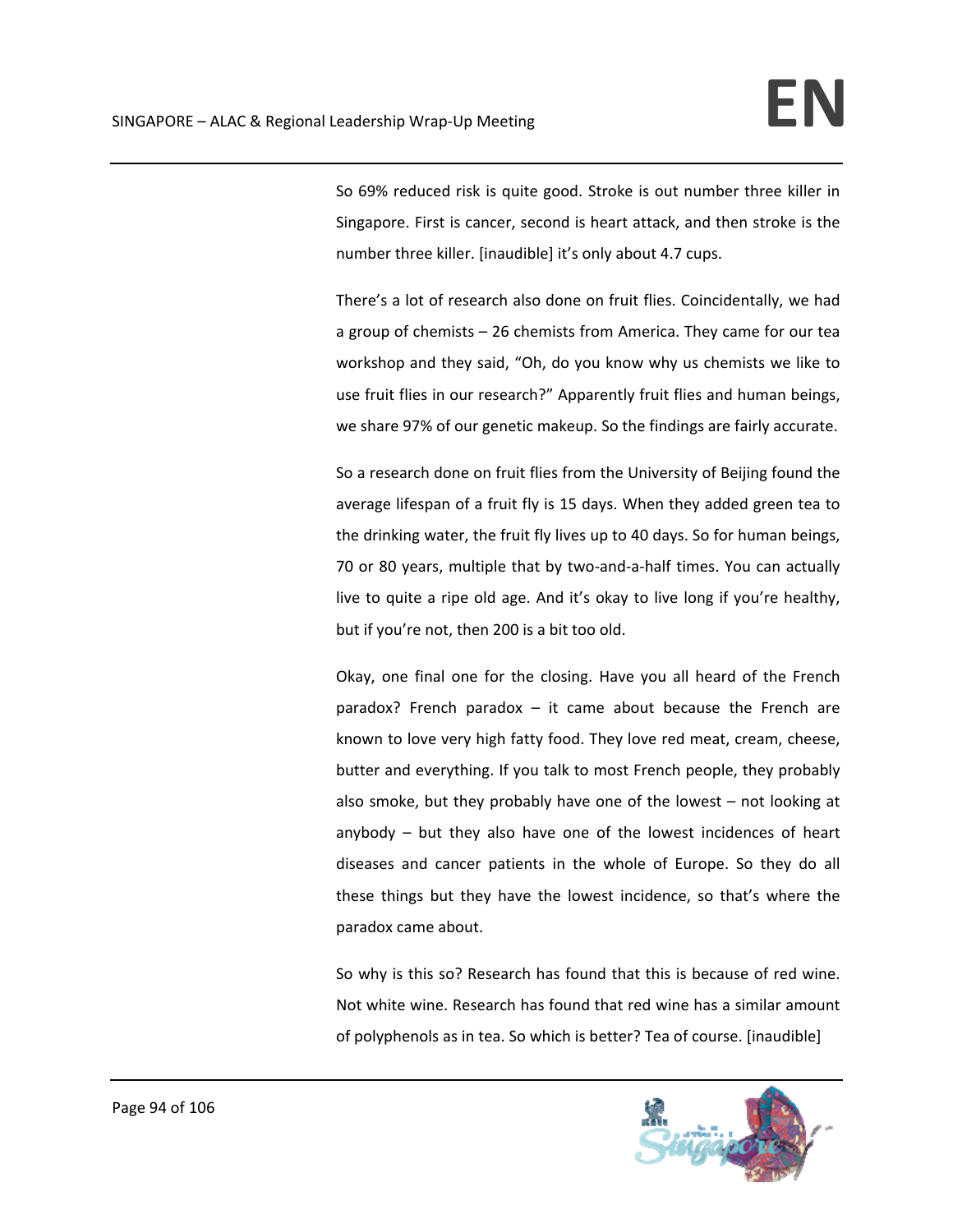So 69% reduced risk is quite good. Stroke is out number three killer in Singapore. First is cancer, second is heart attack, and then stroke is the number three killer. [inaudible] it's only about 4.7 cups.

There's a lot of research also done on fruit flies. Coincidentally, we had a group of chemists – 26 chemists from America. They came for our tea workshop and they said, "Oh, do you know why us chemists we like to use fruit flies in our research?" Apparently fruit flies and human beings, we share 97% of our genetic makeup. So the findings are fairly accurate.

So a research done on fruit flies from the University of Beijing found the average lifespan of a fruit fly is 15 days. When they added green tea to the drinking water, the fruit fly lives up to 40 days. So for human beings, 70 or 80 years, multiple that by two-and-a-half times. You can actually live to quite a ripe old age. And it's okay to live long if you're healthy, but if you're not, then 200 is a bit too old.

Okay, one final one for the closing. Have you all heard of the French paradox? French paradox – it came about because the French are known to love very high fatty food. They love red meat, cream, cheese, butter and everything. If you talk to most French people, they probably also smoke, but they probably have one of the lowest – not looking at anybody – but they also have one of the lowest incidences of heart diseases and cancer patients in the whole of Europe. So they do all these things but they have the lowest incidence, so that's where the paradox came about.

So why is this so? Research has found that this is because of red wine. Not white wine. Research has found that red wine has a similar amount of polyphenols as in tea. So which is better? Tea of course. [inaudible]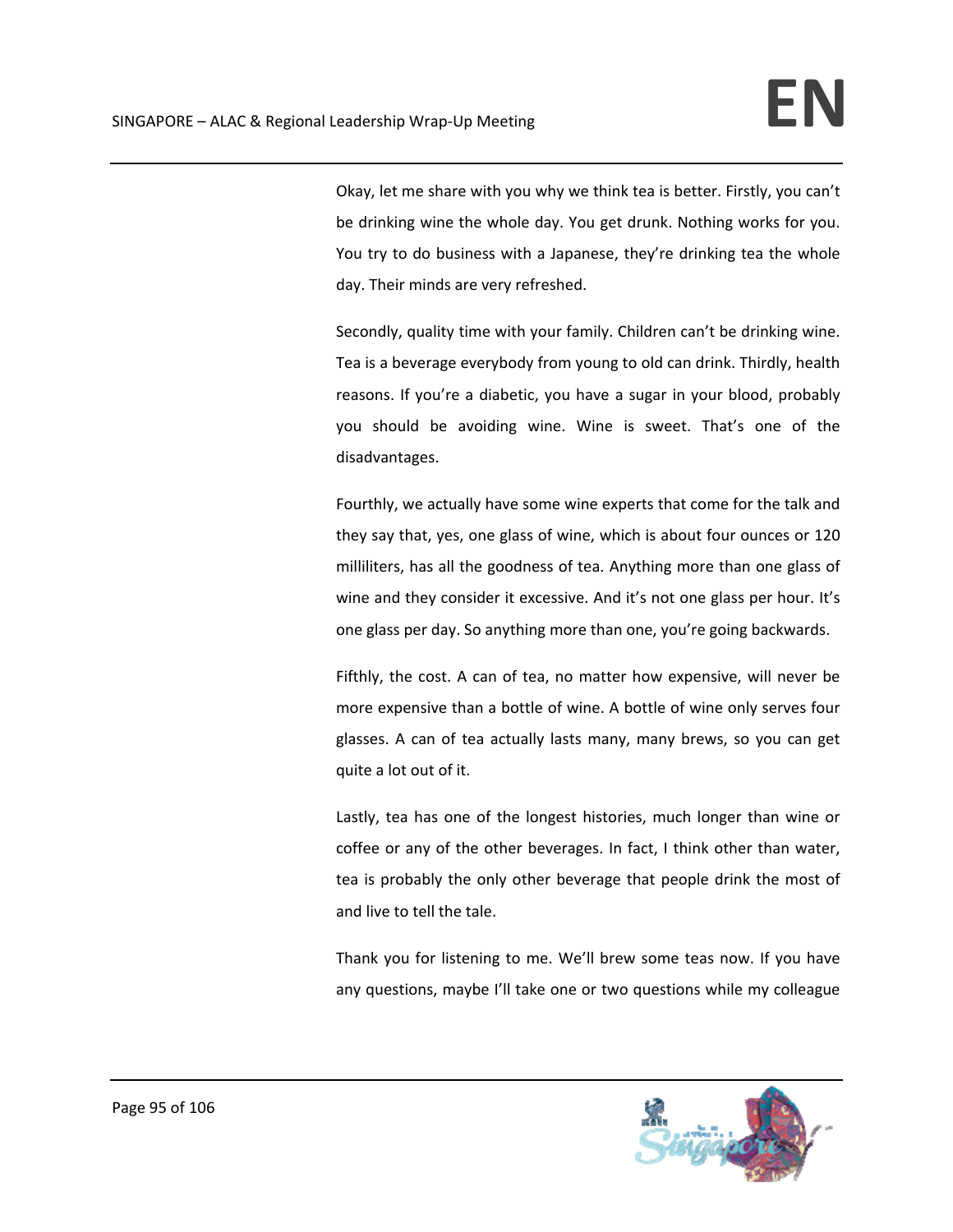Okay, let me share with you why we think tea is better. Firstly, you can't be drinking wine the whole day. You get drunk. Nothing works for you. You try to do business with a Japanese, they're drinking tea the whole day. Their minds are very refreshed.

Secondly, quality time with your family. Children can't be drinking wine. Tea is a beverage everybody from young to old can drink. Thirdly, health reasons. If you're a diabetic, you have a sugar in your blood, probably you should be avoiding wine. Wine is sweet. That's one of the disadvantages.

Fourthly, we actually have some wine experts that come for the talk and they say that, yes, one glass of wine, which is about four ounces or 120 milliliters, has all the goodness of tea. Anything more than one glass of wine and they consider it excessive. And it's not one glass per hour. It's one glass per day. So anything more than one, you're going backwards.

Fifthly, the cost. A can of tea, no matter how expensive, will never be more expensive than a bottle of wine. A bottle of wine only serves four glasses. A can of tea actually lasts many, many brews, so you can get quite a lot out of it.

Lastly, tea has one of the longest histories, much longer than wine or coffee or any of the other beverages. In fact, I think other than water, tea is probably the only other beverage that people drink the most of and live to tell the tale.

Thank you for listening to me. We'll brew some teas now. If you have any questions, maybe I'll take one or two questions while my colleague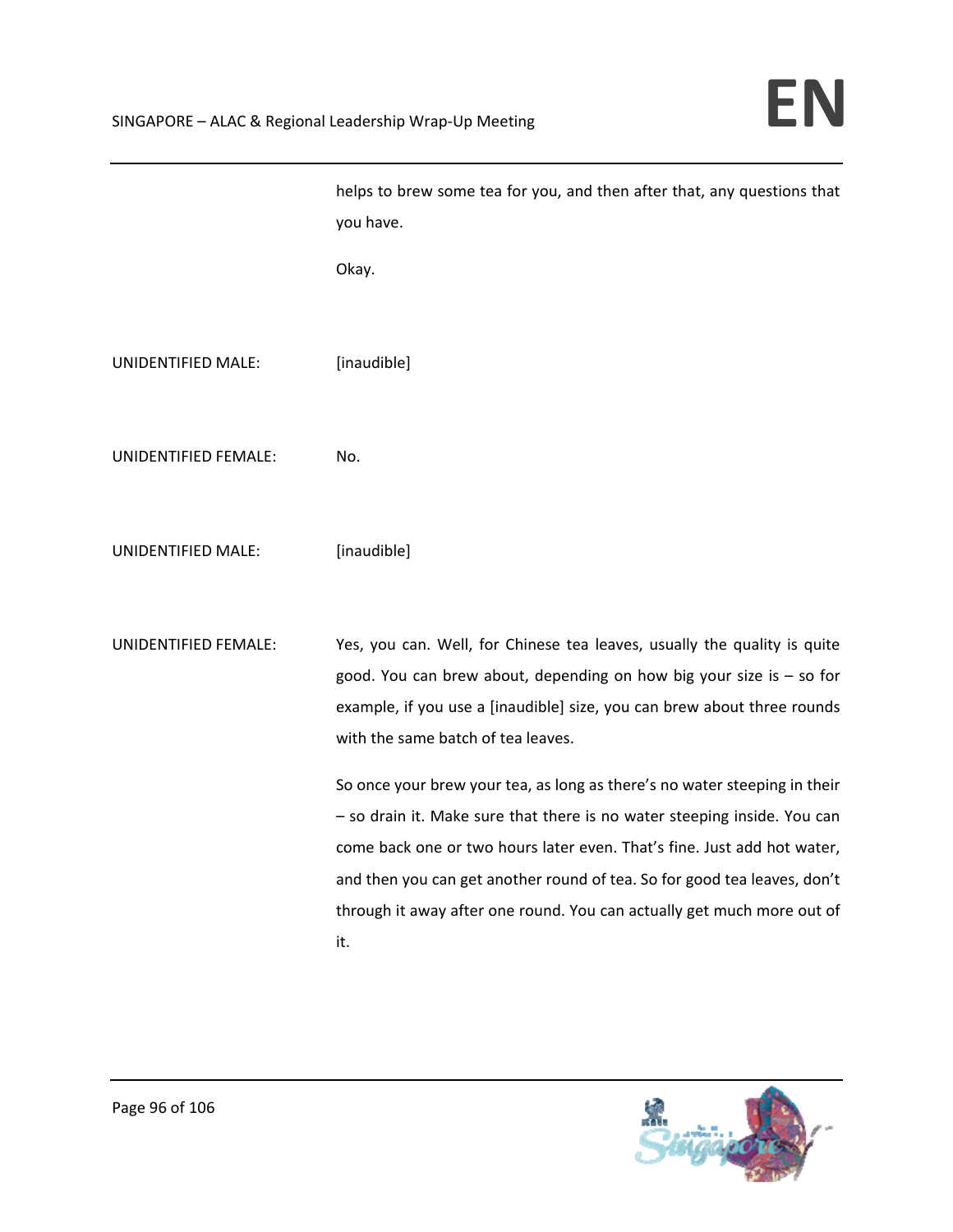helps to brew some tea for you, and then after that, any questions that you have.

Okay.

UNIDENTIFIED MALE: [inaudible]

UNIDENTIFIED FEMALE: No.

UNIDENTIFIED MALE: [inaudible]

UNIDENTIFIED FEMALE: Yes, you can. Well, for Chinese tea leaves, usually the quality is quite good. You can brew about, depending on how big your size is – so for example, if you use a [inaudible] size, you can brew about three rounds with the same batch of tea leaves.

So once your brew your tea, as long as there's no water steeping in their – so drain it. Make sure that there is no water steeping inside. You can come back one or two hours later even. That's fine. Just add hot water, and then you can get another round of tea. So for good tea leaves, don't through it away after one round. You can actually get much more out of it.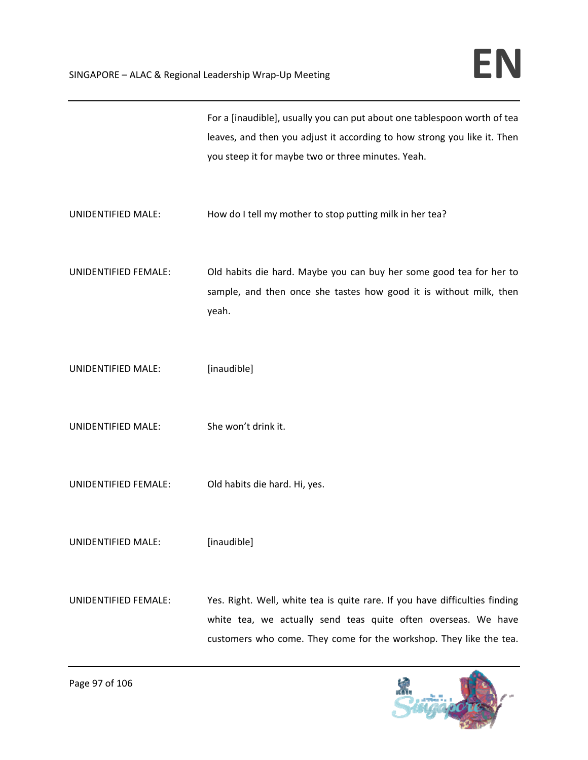For a [inaudible], usually you can put about one tablespoon worth of tea leaves, and then you adjust it according to how strong you like it. Then you steep it for maybe two or three minutes. Yeah.

UNIDENTIFIED MALE: How do I tell my mother to stop putting milk in her tea?

UNIDENTIFIED FEMALE: Old habits die hard. Maybe you can buy her some good tea for her to sample, and then once she tastes how good it is without milk, then yeah.

UNIDENTIFIED MALE: [inaudible]

UNIDENTIFIED MALE: She won't drink it.

UNIDENTIFIED FEMALE: Old habits die hard. Hi, yes.

UNIDENTIFIED MALE: [inaudible]

UNIDENTIFIED FEMALE: Yes. Right. Well, white tea is quite rare. If you have difficulties finding white tea, we actually send teas quite often overseas. We have customers who come. They come for the workshop. They like the tea.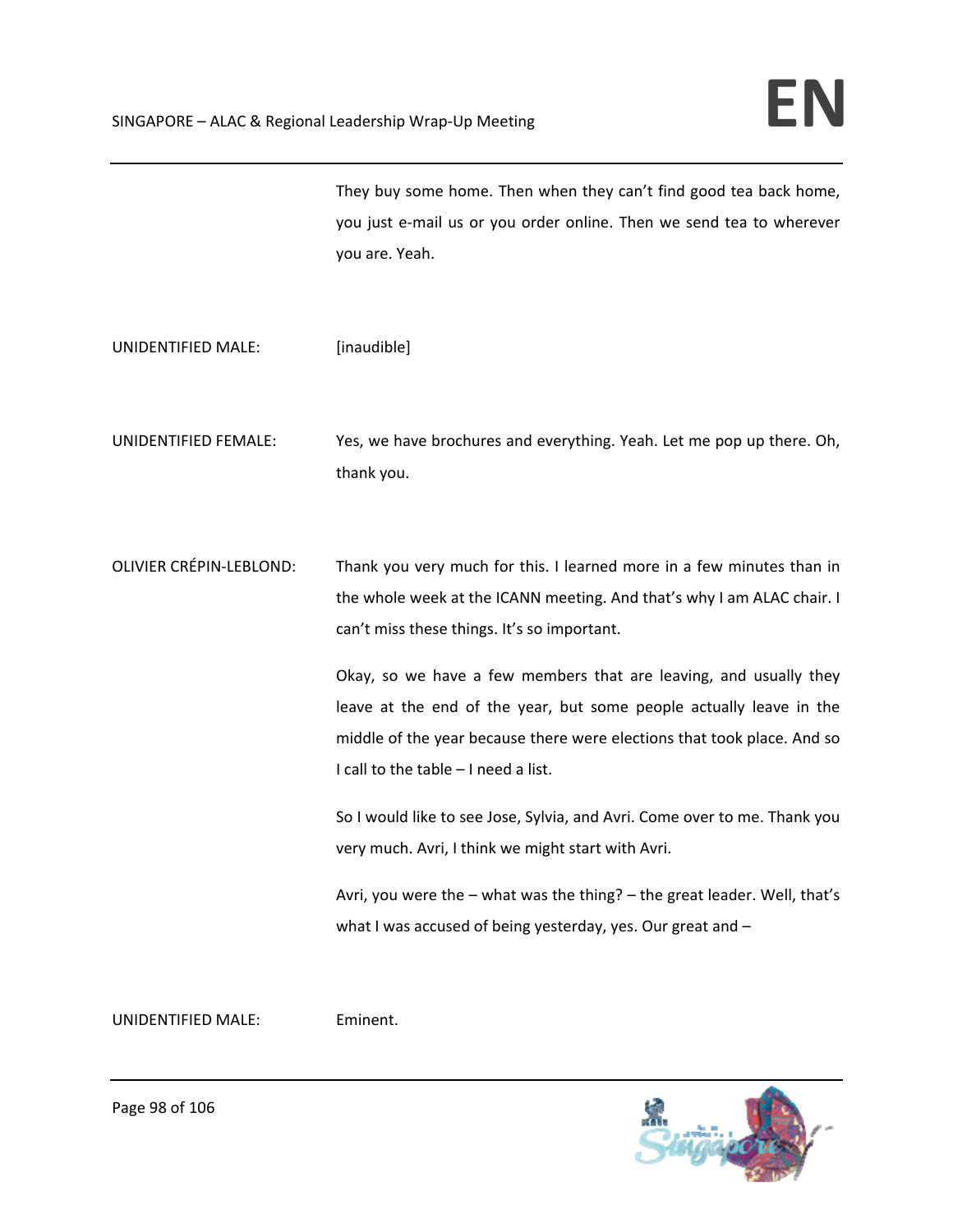They buy some home. Then when they can't find good tea back home, you just e-mail us or you order online. Then we send tea to wherever you are. Yeah.

UNIDENTIFIED MALE: [inaudible]

UNIDENTIFIED FEMALE: Yes, we have brochures and everything. Yeah. Let me pop up there. Oh, thank you.

OLIVIER CRÉPIN-LEBLOND: Thank you very much for this. I learned more in a few minutes than in the whole week at the ICANN meeting. And that's why I am ALAC chair. I can't miss these things. It's so important.

Okay, so we have a few members that are leaving, and usually they leave at the end of the year, but some people actually leave in the middle of the year because there were elections that took place. And so I call to the table – I need a list.

So I would like to see Jose, Sylvia, and Avri. Come over to me. Thank you very much. Avri, I think we might start with Avri.

Avri, you were the – what was the thing? – the great leader. Well, that's what I was accused of being yesterday, yes. Our great and –

UNIDENTIFIED MALE: Eminent.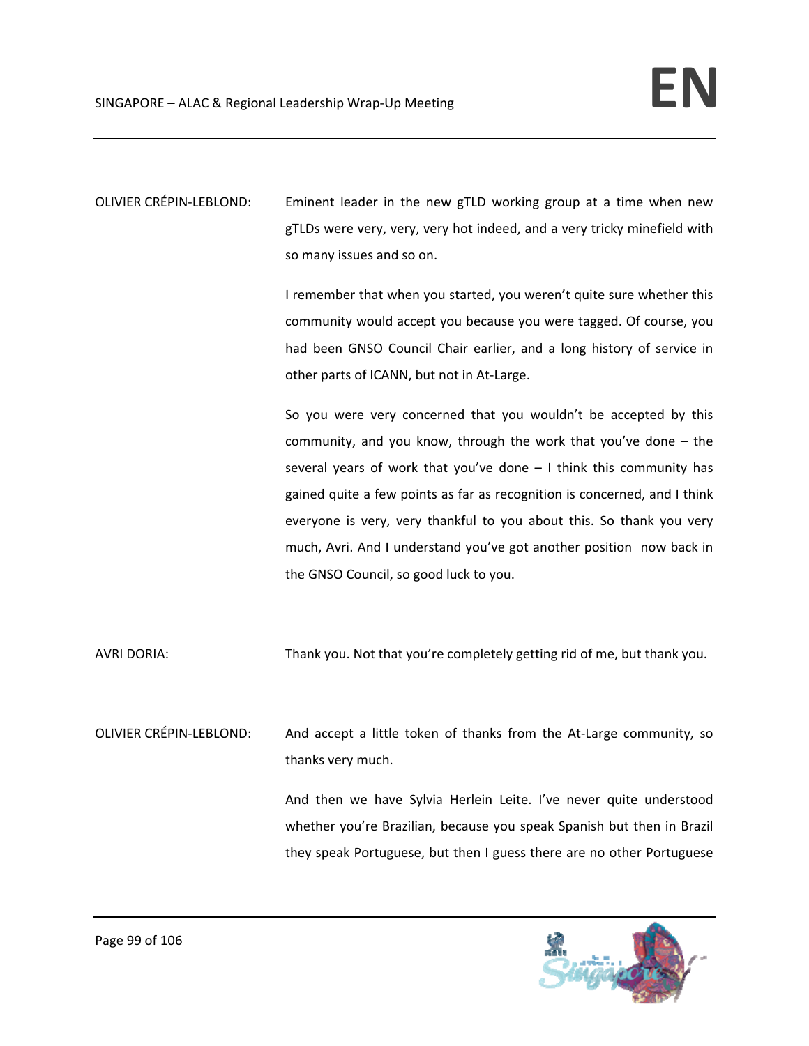OLIVIER CRÉPIN-LEBLOND: Eminent leader in the new gTLD working group at a time when new gTLDs were very, very, very hot indeed, and a very tricky minefield with so many issues and so on.

I remember that when you started, you weren't quite sure whether this community would accept you because you were tagged. Of course, you had been GNSO Council Chair earlier, and a long history of service in other parts of ICANN, but not in At-Large.

So you were very concerned that you wouldn't be accepted by this community, and you know, through the work that you've done – the several years of work that you've done – I think this community has gained quite a few points as far as recognition is concerned, and I think everyone is very, very thankful to you about this. So thank you very much, Avri. And I understand you've got another position now back in the GNSO Council, so good luck to you.

AVRI DORIA: Thank you. Not that you're completely getting rid of me, but thank you.

OLIVIER CRÉPIN-LEBLOND: And accept a little token of thanks from the At-Large community, so thanks very much.

And then we have Sylvia Herlein Leite. I've never quite understood whether you're Brazilian, because you speak Spanish but then in Brazil they speak Portuguese, but then I guess there are no other Portuguese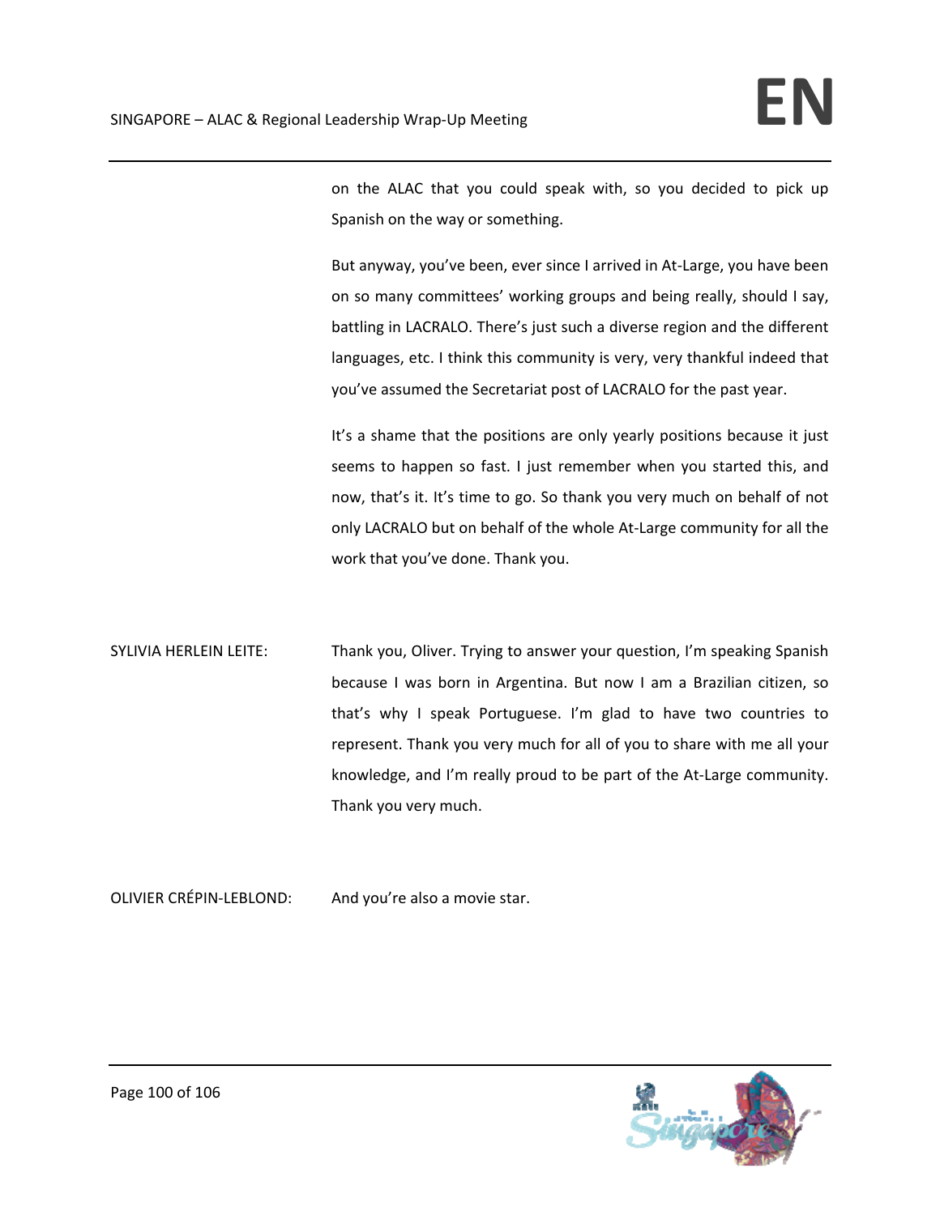on the ALAC that you could speak with, so you decided to pick up Spanish on the way or something.

But anyway, you've been, ever since I arrived in At-Large, you have been on so many committees' working groups and being really, should I say, battling in LACRALO. There's just such a diverse region and the different languages, etc. I think this community is very, very thankful indeed that you've assumed the Secretariat post of LACRALO for the past year.

It's a shame that the positions are only yearly positions because it just seems to happen so fast. I just remember when you started this, and now, that's it. It's time to go. So thank you very much on behalf of not only LACRALO but on behalf of the whole At-Large community for all the work that you've done. Thank you.

SYLIVIA HERLEIN LEITE: Thank you, Oliver. Trying to answer your question, I'm speaking Spanish because I was born in Argentina. But now I am a Brazilian citizen, so that's why I speak Portuguese. I'm glad to have two countries to represent. Thank you very much for all of you to share with me all your knowledge, and I'm really proud to be part of the At-Large community. Thank you very much.

OLIVIER CRÉPIN-LEBLOND: And you're also a movie star.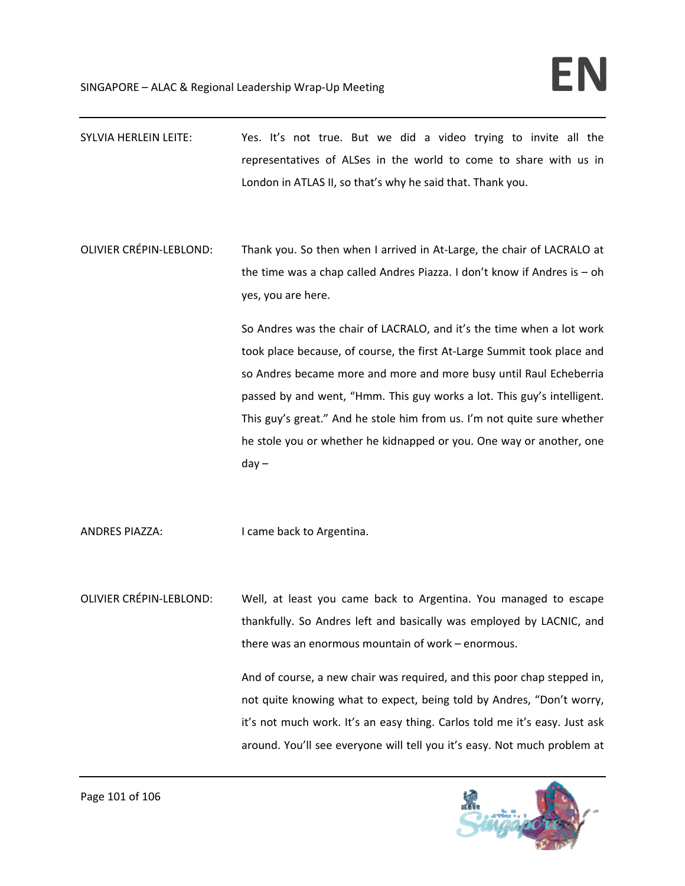SYLVIA HERLEIN LEITE: Yes. It's not true. But we did a video trying to invite all the representatives of ALSes in the world to come to share with us in London in ATLAS II, so that's why he said that. Thank you.

OLIVIER CRÉPIN-LEBLOND: Thank you. So then when I arrived in At-Large, the chair of LACRALO at the time was a chap called Andres Piazza. I don't know if Andres is – oh yes, you are here.

So Andres was the chair of LACRALO, and it's the time when a lot work took place because, of course, the first At-Large Summit took place and so Andres became more and more and more busy until Raul Echeberria passed by and went, "Hmm. This guy works a lot. This guy's intelligent. This guy's great." And he stole him from us. I'm not quite sure whether he stole you or whether he kidnapped or you. One way or another, one day –

ANDRES PIAZZA: I came back to Argentina.

OLIVIER CRÉPIN-LEBLOND: Well, at least you came back to Argentina. You managed to escape thankfully. So Andres left and basically was employed by LACNIC, and there was an enormous mountain of work – enormous.

And of course, a new chair was required, and this poor chap stepped in, not quite knowing what to expect, being told by Andres, "Don't worry, it's not much work. It's an easy thing. Carlos told me it's easy. Just ask around. You'll see everyone will tell you it's easy. Not much problem at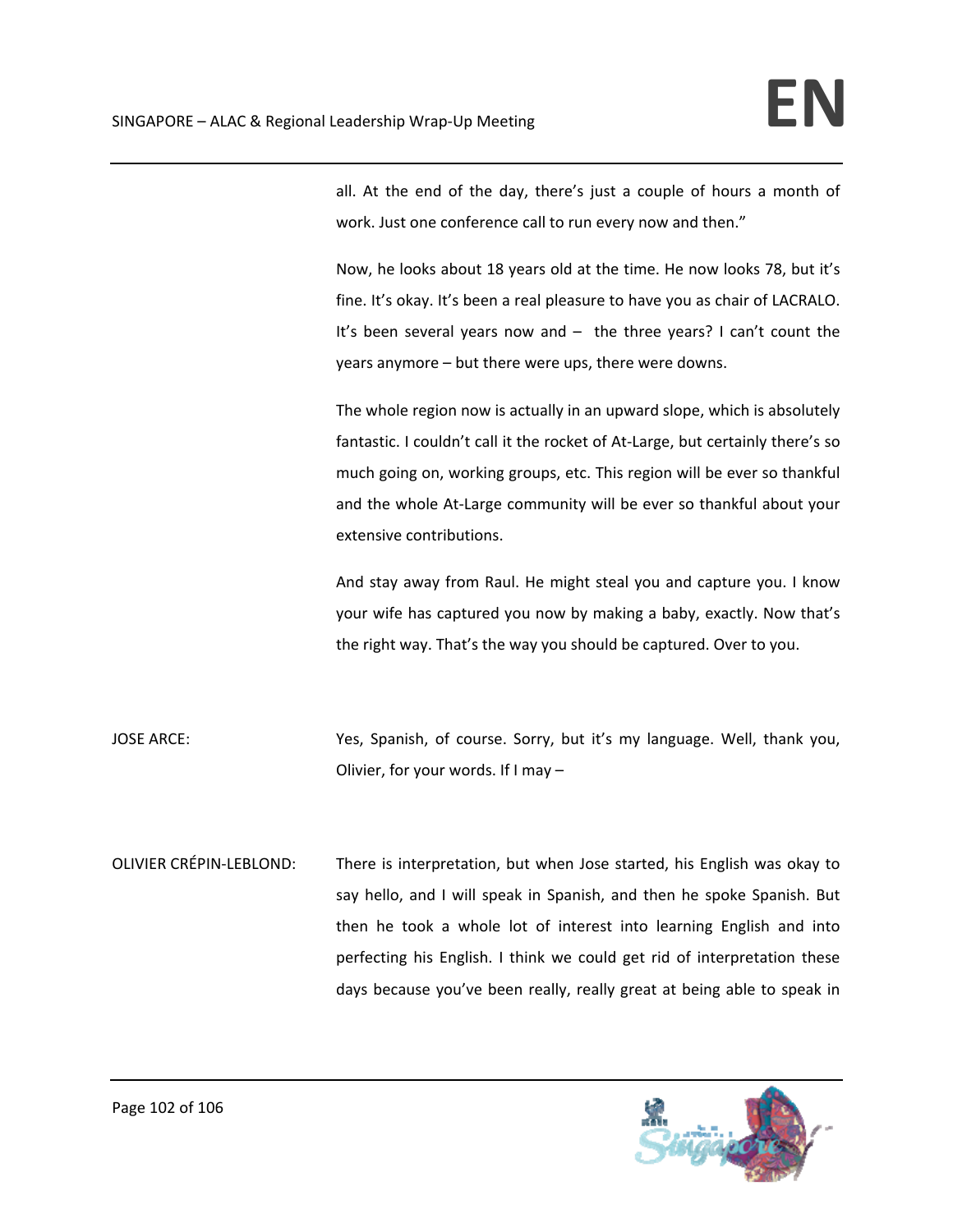all. At the end of the day, there's just a couple of hours a month of work. Just one conference call to run every now and then."

Now, he looks about 18 years old at the time. He now looks 78, but it's fine. It's okay. It's been a real pleasure to have you as chair of LACRALO. It's been several years now and – the three years? I can't count the years anymore – but there were ups, there were downs.

The whole region now is actually in an upward slope, which is absolutely fantastic. I couldn't call it the rocket of At-Large, but certainly there's so much going on, working groups, etc. This region will be ever so thankful and the whole At-Large community will be ever so thankful about your extensive contributions.

And stay away from Raul. He might steal you and capture you. I know your wife has captured you now by making a baby, exactly. Now that's the right way. That's the way you should be captured. Over to you.

JOSE ARCE: Yes, Spanish, of course. Sorry, but it's my language. Well, thank you, Olivier, for your words. If I may –

OLIVIER CRÉPIN-LEBLOND: There is interpretation, but when Jose started, his English was okay to say hello, and I will speak in Spanish, and then he spoke Spanish. But then he took a whole lot of interest into learning English and into perfecting his English. I think we could get rid of interpretation these days because you've been really, really great at being able to speak in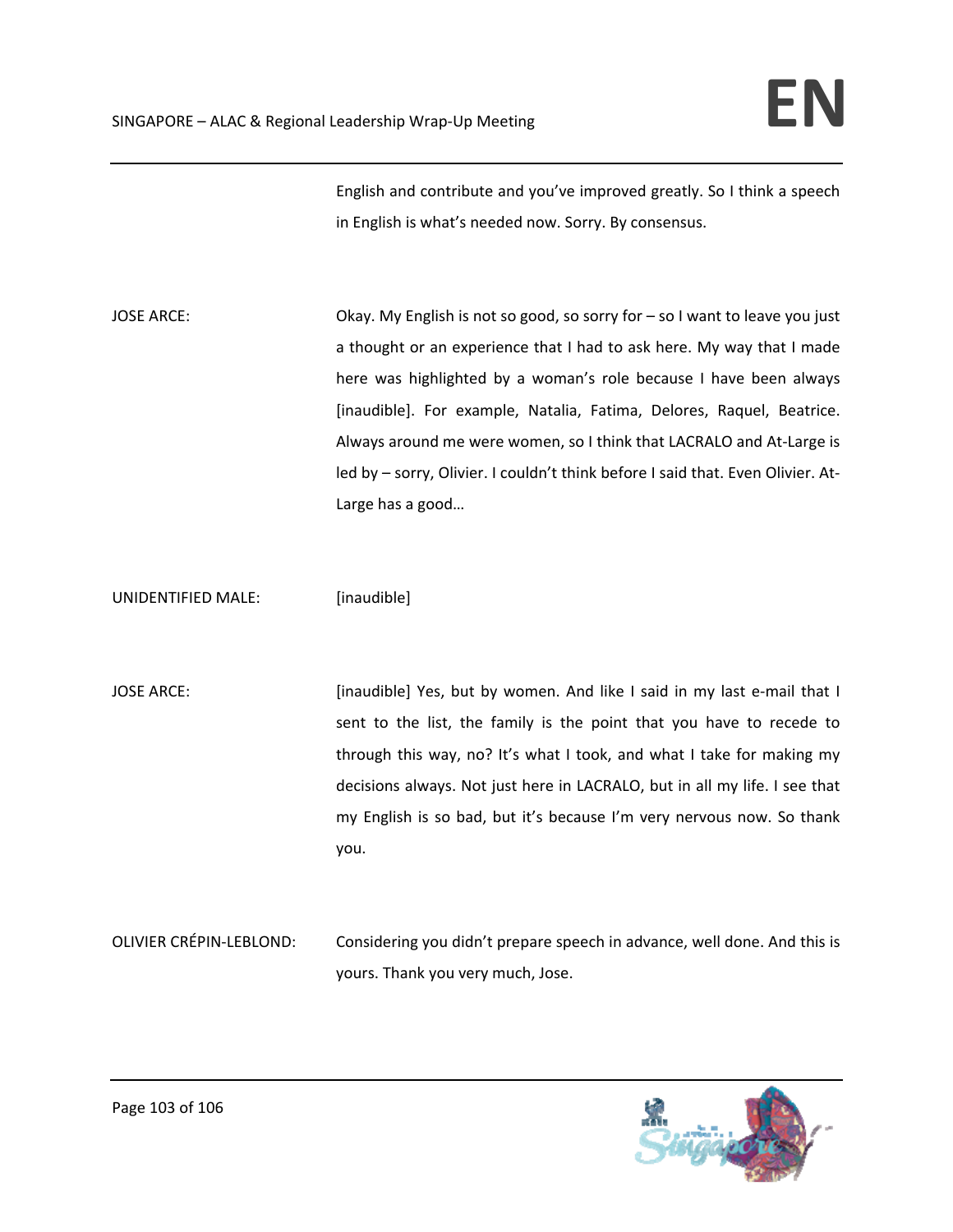English and contribute and you've improved greatly. So I think a speech in English is what's needed now. Sorry. By consensus.

JOSE ARCE: Okay. My English is not so good, so sorry for – so I want to leave you just a thought or an experience that I had to ask here. My way that I made here was highlighted by a woman's role because I have been always [inaudible]. For example, Natalia, Fatima, Delores, Raquel, Beatrice. Always around me were women, so I think that LACRALO and At-Large is led by – sorry, Olivier. I couldn't think before I said that. Even Olivier. At-Large has a good…

UNIDENTIFIED MALE: [inaudible]

JOSE ARCE: [inaudible] Yes, but by women. And like I said in my last e-mail that I sent to the list, the family is the point that you have to recede to through this way, no? It's what I took, and what I take for making my decisions always. Not just here in LACRALO, but in all my life. I see that my English is so bad, but it's because I'm very nervous now. So thank you.

OLIVIER CRÉPIN-LEBLOND: Considering you didn't prepare speech in advance, well done. And this is yours. Thank you very much, Jose.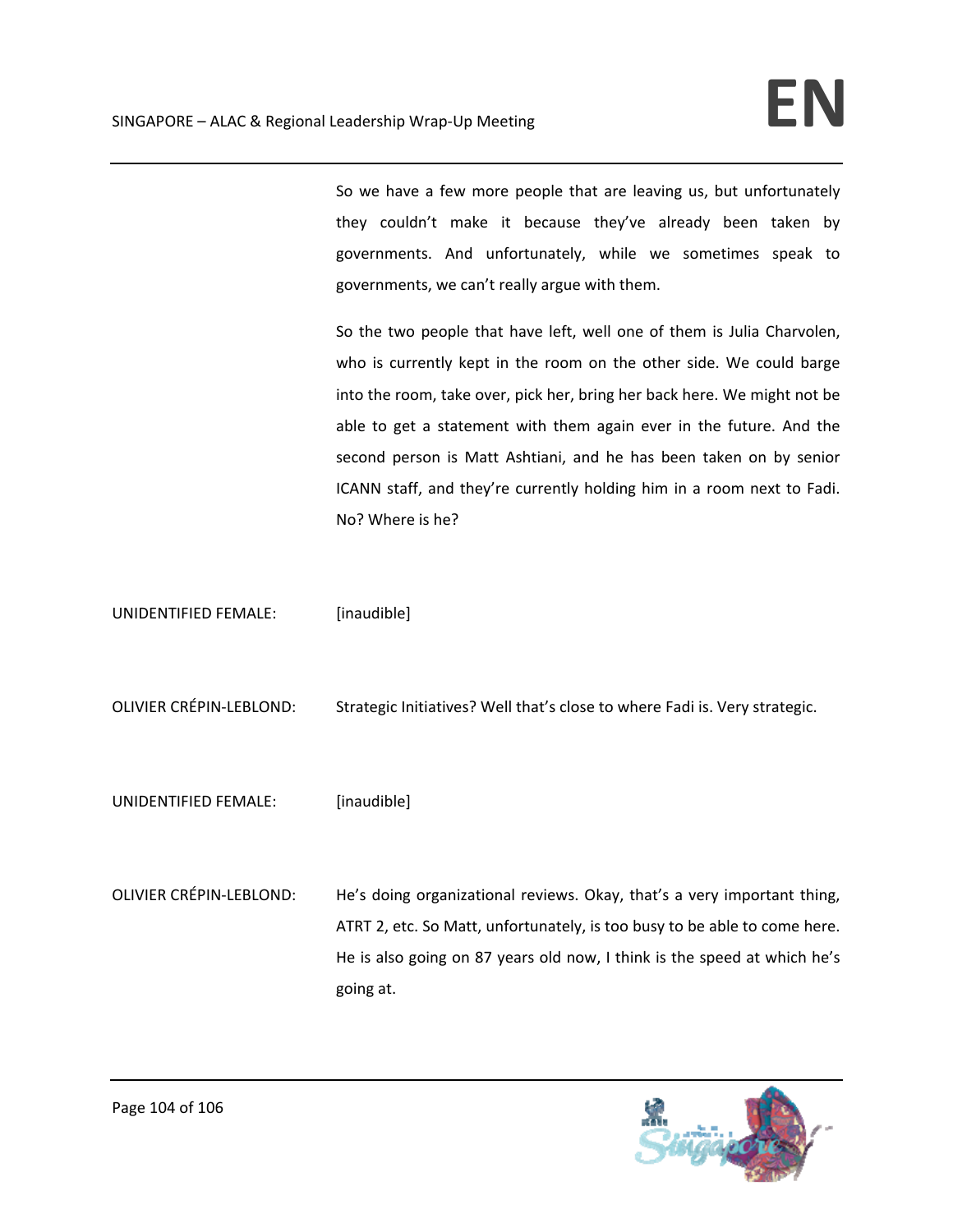So we have a few more people that are leaving us, but unfortunately they couldn't make it because they've already been taken by governments. And unfortunately, while we sometimes speak to governments, we can't really argue with them.

So the two people that have left, well one of them is Julia Charvolen, who is currently kept in the room on the other side. We could barge into the room, take over, pick her, bring her back here. We might not be able to get a statement with them again ever in the future. And the second person is Matt Ashtiani, and he has been taken on by senior ICANN staff, and they're currently holding him in a room next to Fadi. No? Where is he?

UNIDENTIFIED FEMALE: [inaudible]

OLIVIER CRÉPIN-LEBLOND: Strategic Initiatives? Well that's close to where Fadi is. Very strategic.

UNIDENTIFIED FEMALE: [inaudible]

OLIVIER CRÉPIN-LEBLOND: He's doing organizational reviews. Okay, that's a very important thing, ATRT 2, etc. So Matt, unfortunately, is too busy to be able to come here. He is also going on 87 years old now, I think is the speed at which he's going at.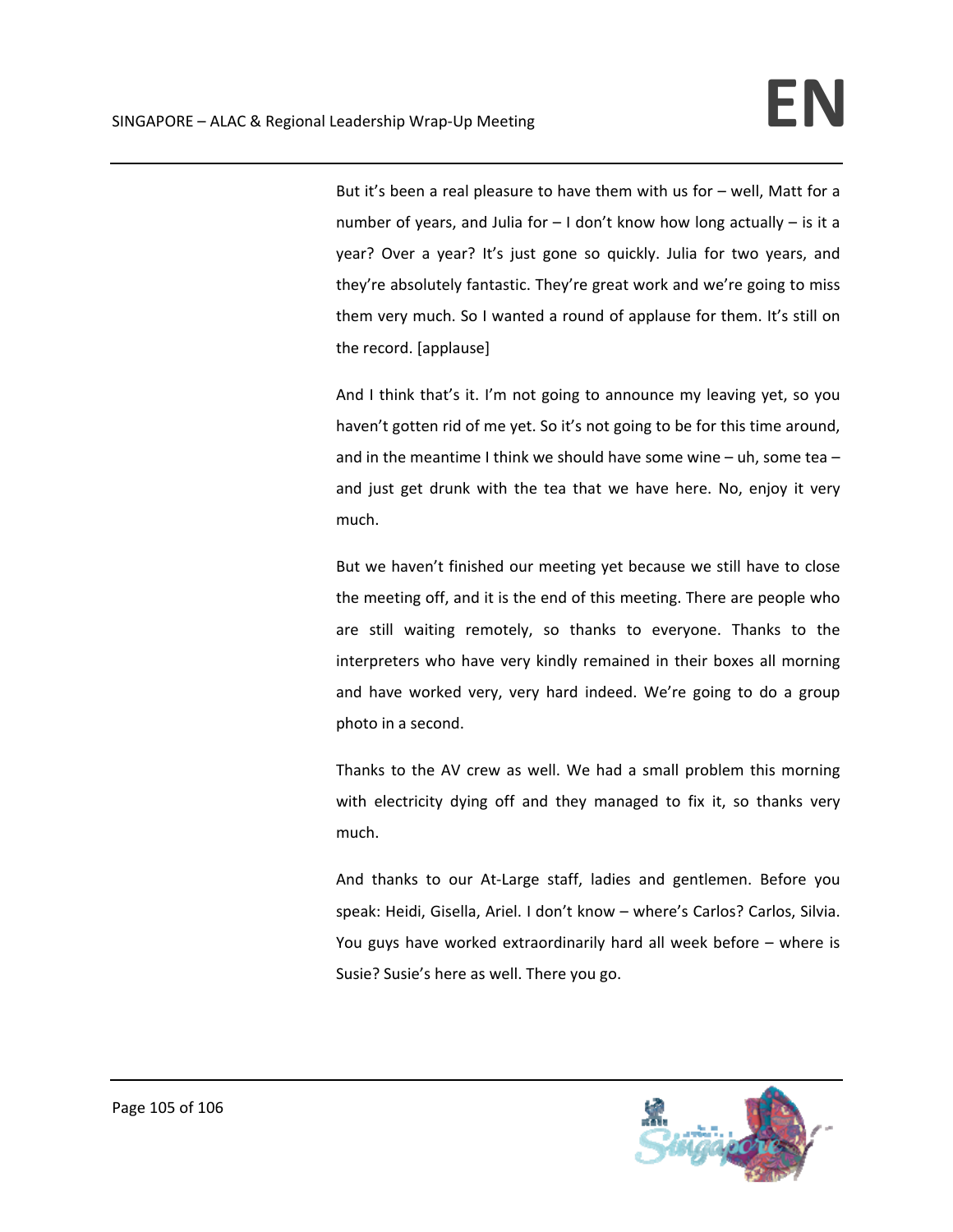But it's been a real pleasure to have them with us for – well, Matt for a number of years, and Julia for – I don't know how long actually – is it a year? Over a year? It's just gone so quickly. Julia for two years, and they're absolutely fantastic. They're great work and we're going to miss them very much. So I wanted a round of applause for them. It's still on the record. [applause]

And I think that's it. I'm not going to announce my leaving yet, so you haven't gotten rid of me yet. So it's not going to be for this time around, and in the meantime I think we should have some wine – uh, some tea – and just get drunk with the tea that we have here. No, enjoy it very much.

But we haven't finished our meeting yet because we still have to close the meeting off, and it is the end of this meeting. There are people who are still waiting remotely, so thanks to everyone. Thanks to the interpreters who have very kindly remained in their boxes all morning and have worked very, very hard indeed. We're going to do a group photo in a second.

Thanks to the AV crew as well. We had a small problem this morning with electricity dying off and they managed to fix it, so thanks very much.

And thanks to our At-Large staff, ladies and gentlemen. Before you speak: Heidi, Gisella, Ariel. I don't know – where's Carlos? Carlos, Silvia. You guys have worked extraordinarily hard all week before – where is Susie? Susie's here as well. There you go.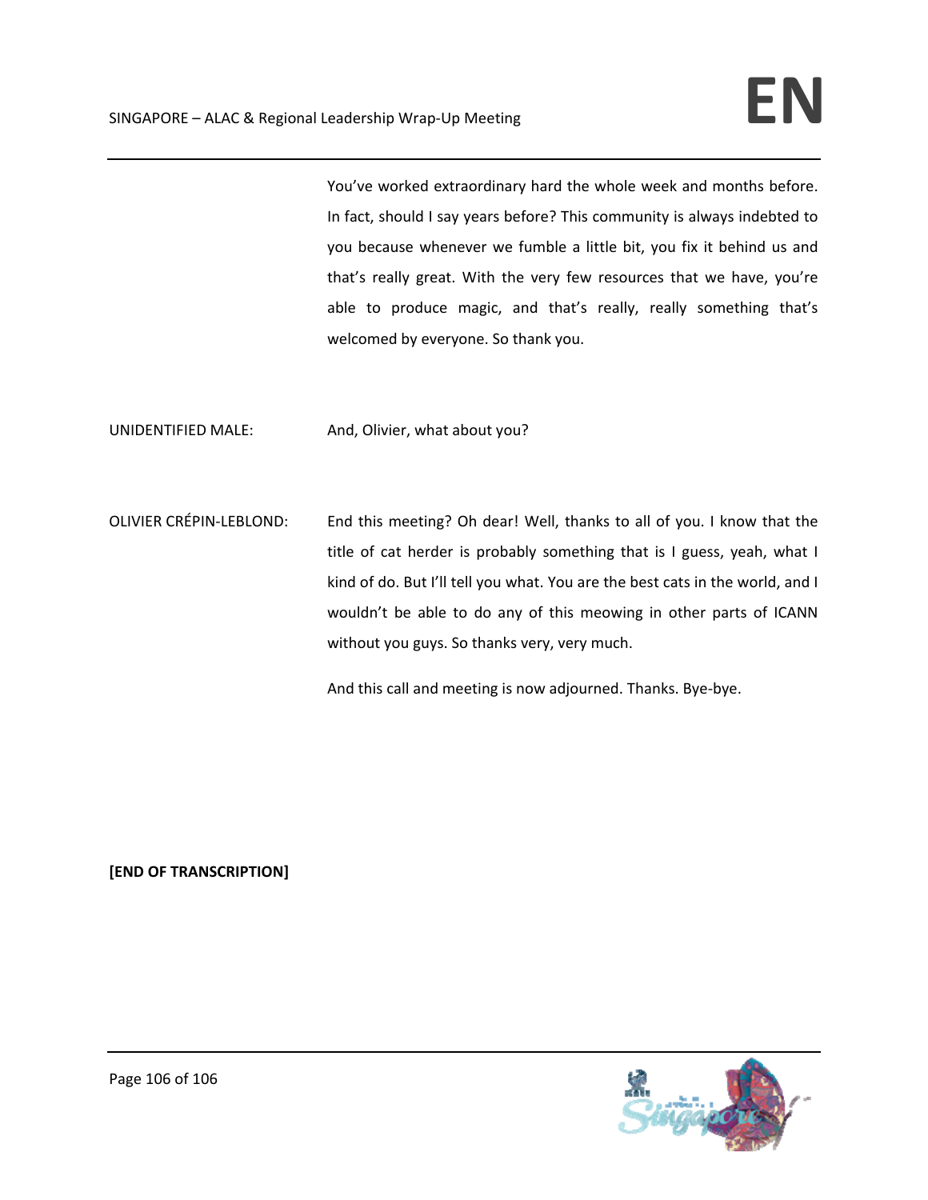You've worked extraordinary hard the whole week and months before. In fact, should I say years before? This community is always indebted to you because whenever we fumble a little bit, you fix it behind us and that's really great. With the very few resources that we have, you're able to produce magic, and that's really, really something that's welcomed by everyone. So thank you.

UNIDENTIFIED MALE: And, Olivier, what about you?

OLIVIER CRÉPIN-LEBLOND: End this meeting? Oh dear! Well, thanks to all of you. I know that the title of cat herder is probably something that is I guess, yeah, what I kind of do. But I'll tell you what. You are the best cats in the world, and I wouldn't be able to do any of this meowing in other parts of ICANN without you guys. So thanks very, very much.

And this call and meeting is now adjourned. Thanks. Bye-bye.

**[END OF TRANSCRIPTION]**